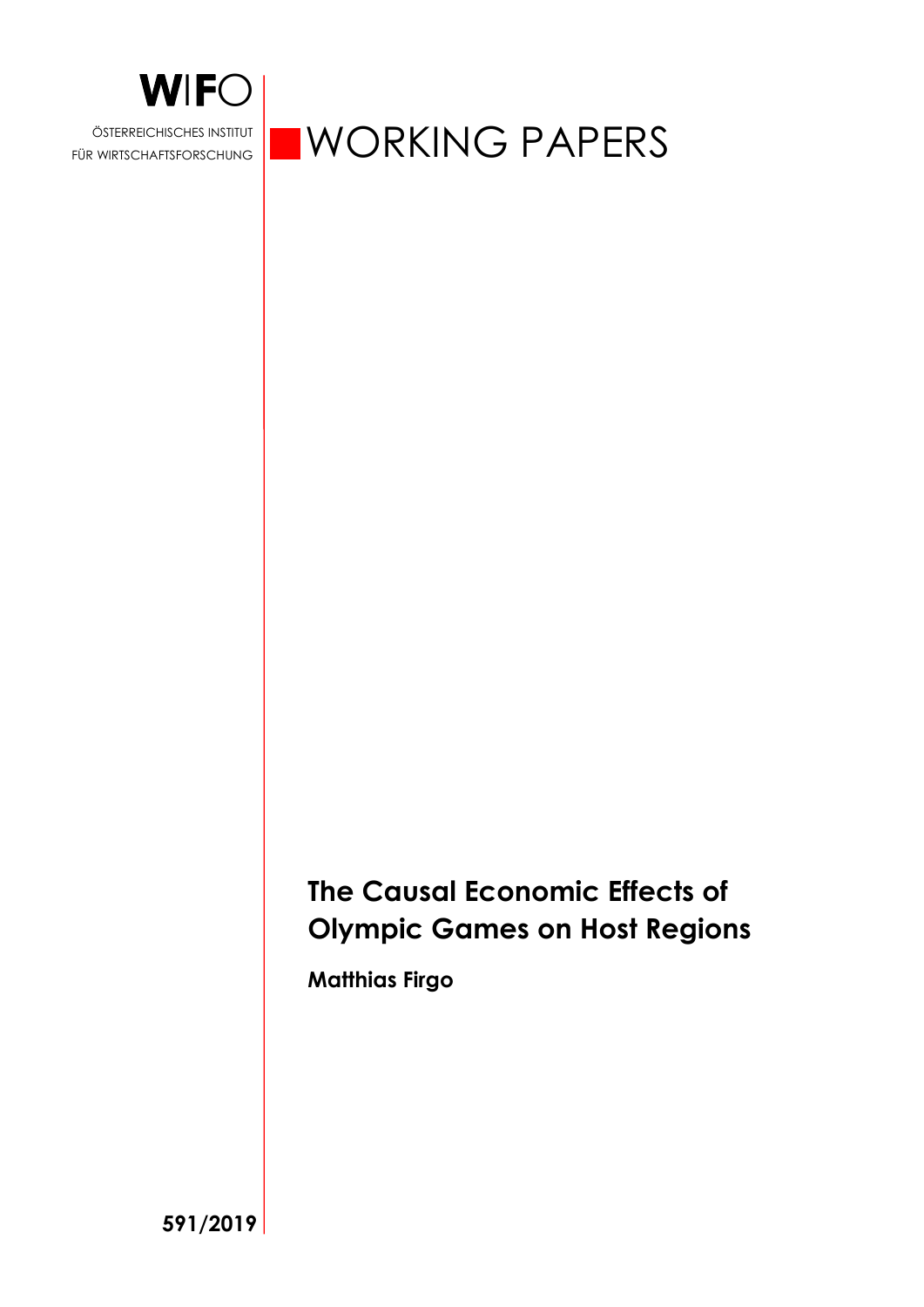WIFO

ÖSTERREICHISCHES INSTITUT FÜR WIRTSCHAFTSFORSCHUNG

WORKING PAPERS

# The Causal Economic Effects of Olympic Games on Host Regions

**Matthias Firgo**

591/2019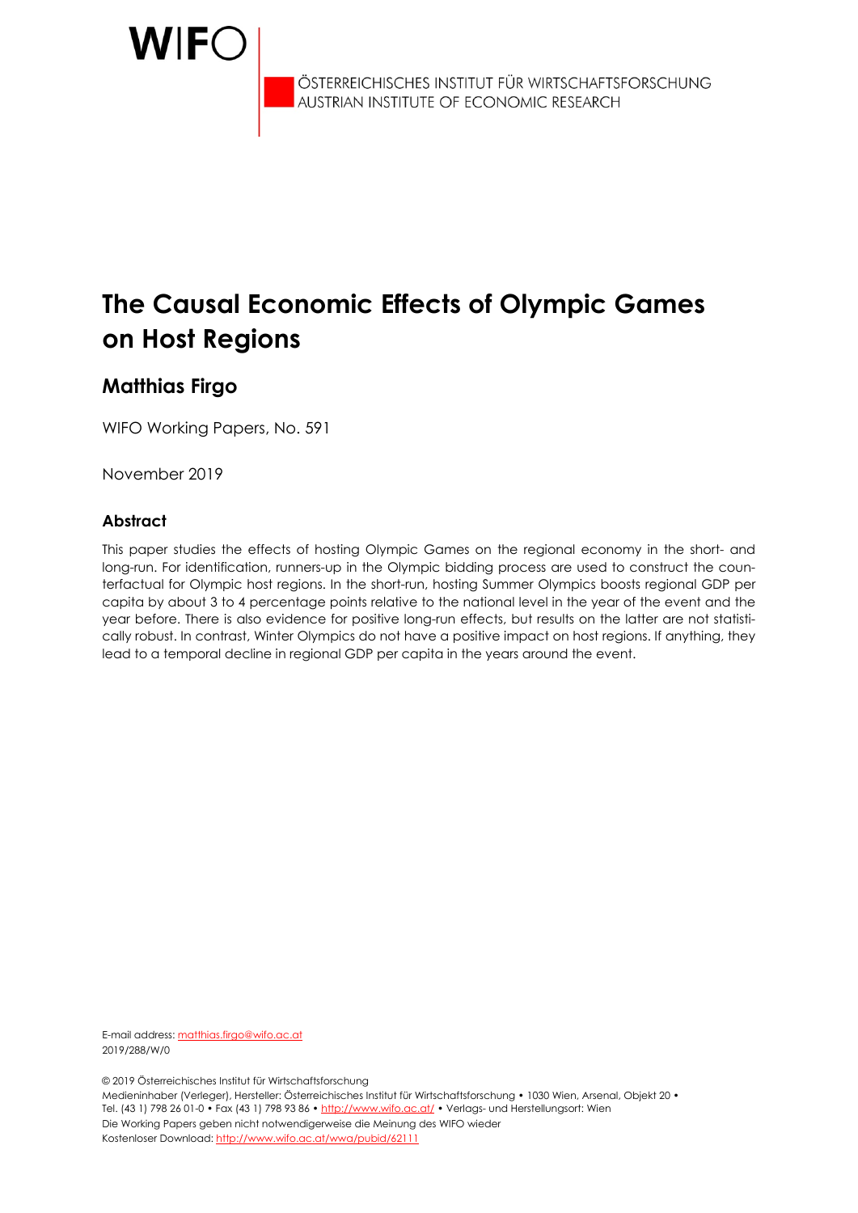# The Causal Economic Effects of Olympic Games on Host Regions

## Matthias Firgo

WIFO Working Papers, No. 591

November 2019

### Abstract

This paper studies the effects of hosting Olympic Games on the regional economy in the short- and long-run. For identification, runners-up in the Olympic bidding process are used to construct the counterfactual for Olympic host regions. In the short-run, hosting Summer Olympics boosts regional GDP per capita by about 3 to 4 percentage points relative to the national level in the year of the event and the year before. There is also evidence for positive long-run effects, but results on the latter are not statistically robust. In contrast, Winter Olympics do not have a positive impact on host regions. If anything, they lead to a temporal decline in regional GDP per capita in the years around the event.

E-mail address: matthias.firgo@wifo.ac.at
2019/288/W/0

© 2019 Österreichisches Institut für Wirtschaftsforschung
Medieninhaber (Verleger), Hersteller: Österreichisches Institut für Wirtschaftsforschung • 1030 Wien, Arsenal, Objekt 20 • Tel. (43 1) 798 26 01-0 • Fax (43 1) 798 93 86 • http://www.wifo.ac.at/ • Verlags- und Herstellungsort: Wien
Die Working Papers geben nicht notwendigerweise die Meinung des WIFO wieder
Kostenloser Download: http://www.wifo.ac.at/wwa/pubid/62111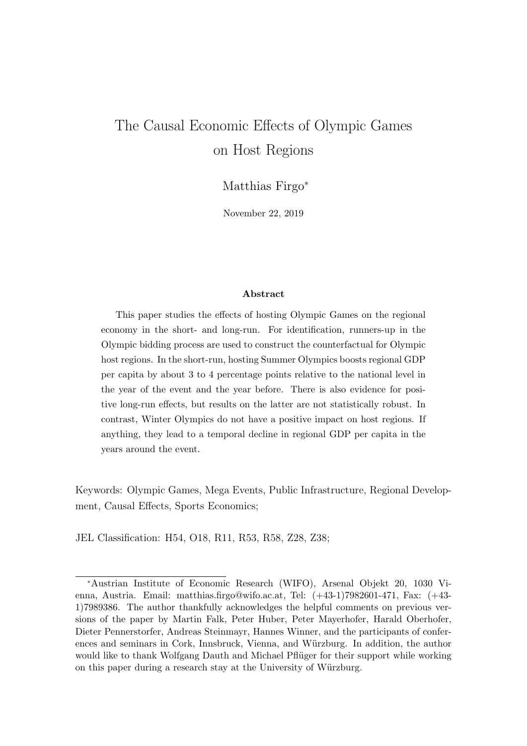# The Causal Economic Effects of Olympic Games on Host Regions

Matthias Firgo*

November 22, 2019

**Abstract**

This paper studies the effects of hosting Olympic Games on the regional economy in the short- and long-run. For identification, runners-up in the Olympic bidding process are used to construct the counterfactual for Olympic host regions. In the short-run, hosting Summer Olympics boosts regional GDP per capita by about 3 to 4 percentage points relative to the national level in the year of the event and the year before. There is also evidence for positive long-run effects, but results on the latter are not statistically robust. In contrast, Winter Olympics do not have a positive impact on host regions. If anything, they lead to a temporal decline in regional GDP per capita in the years around the event.

Keywords: Olympic Games, Mega Events, Public Infrastructure, Regional Development, Causal Effects, Sports Economics;

JEL Classification: H54, O18, R11, R53, R58, Z28, Z38;

---

*Austrian Institute of Economic Research (WIFO), Arsenal Objekt 20, 1030 Vienna, Austria. Email: matthias.firgo@wifo.ac.at, Tel: (+43-1)7982601-471, Fax: (+43-1)7989386. The author thankfully acknowledges the helpful comments on previous versions of the paper by Martin Falk, Peter Huber, Peter Mayerhofer, Harald Oberhofer, Dieter Pennerstorfer, Andreas Steinmayr, Hannes Winner, and the participants of conferences and seminars in Cork, Innsbruck, Vienna, and Würzburg. In addition, the author would like to thank Wolfgang Dauth and Michael Pflüger for their support while working on this paper during a research stay at the University of Würzburg.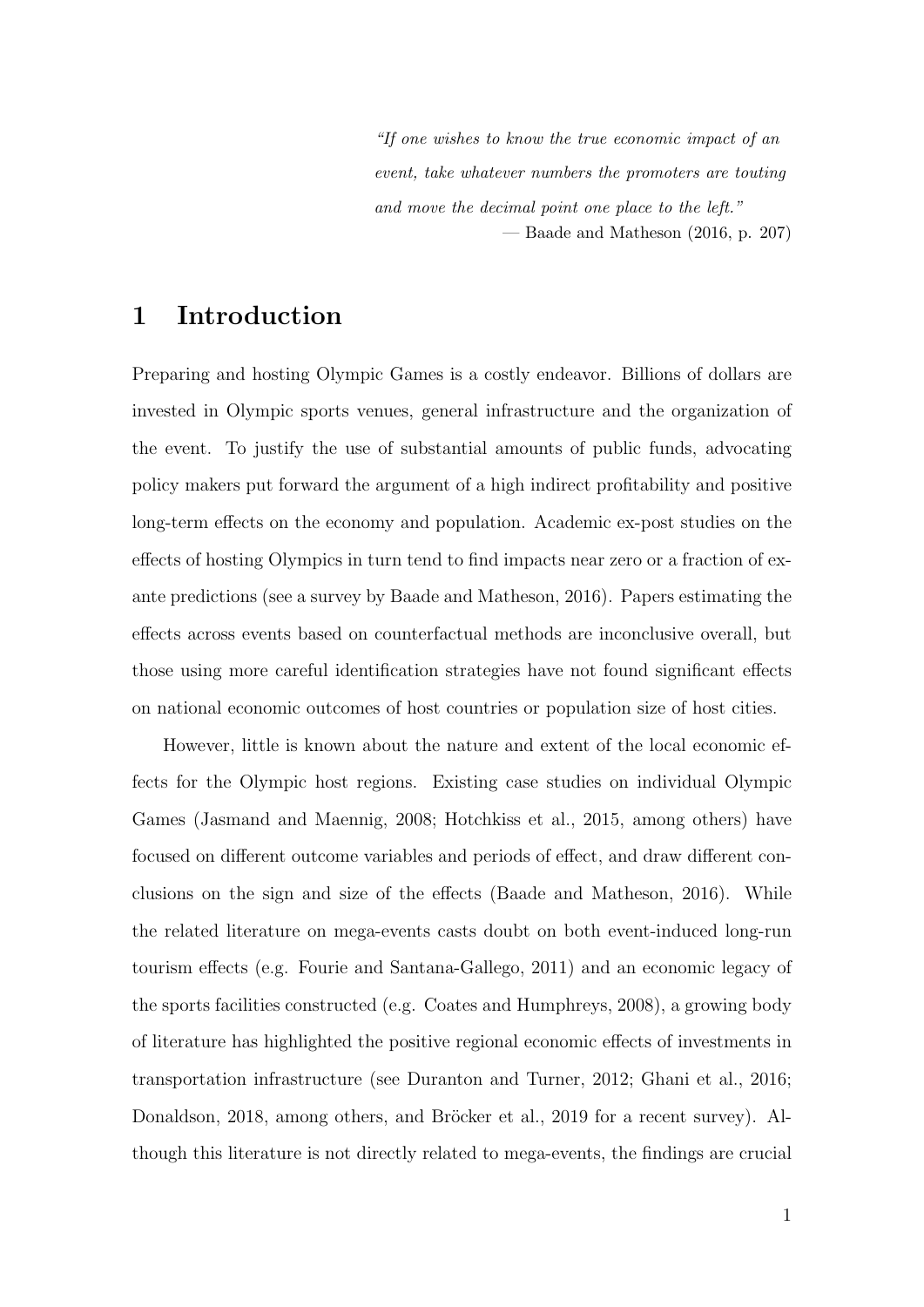> *"If one wishes to know the true economic impact of an event, take whatever numbers the promoters are touting and move the decimal point one place to the left."*
> — Baade and Matheson (2016, p. 207)

# 1 Introduction

Preparing and hosting Olympic Games is a costly endeavor. Billions of dollars are invested in Olympic sports venues, general infrastructure and the organization of the event. To justify the use of substantial amounts of public funds, advocating policy makers put forward the argument of a high indirect profitability and positive long-term effects on the economy and population. Academic ex-post studies on the effects of hosting Olympics in turn tend to find impacts near zero or a fraction of ex-ante predictions (see a survey by Baade and Matheson, 2016). Papers estimating the effects across events based on counterfactual methods are inconclusive overall, but those using more careful identification strategies have not found significant effects on national economic outcomes of host countries or population size of host cities.

However, little is known about the nature and extent of the local economic effects for the Olympic host regions. Existing case studies on individual Olympic Games (Jasmand and Maennig, 2008; Hotchkiss et al., 2015, among others) have focused on different outcome variables and periods of effect, and draw different conclusions on the sign and size of the effects (Baade and Matheson, 2016). While the related literature on mega-events casts doubt on both event-induced long-run tourism effects (e.g. Fourie and Santana-Gallego, 2011) and an economic legacy of the sports facilities constructed (e.g. Coates and Humphreys, 2008), a growing body of literature has highlighted the positive regional economic effects of investments in transportation infrastructure (see Duranton and Turner, 2012; Ghani et al., 2016; Donaldson, 2018, among others, and Bröcker et al., 2019 for a recent survey). Although this literature is not directly related to mega-events, the findings are crucial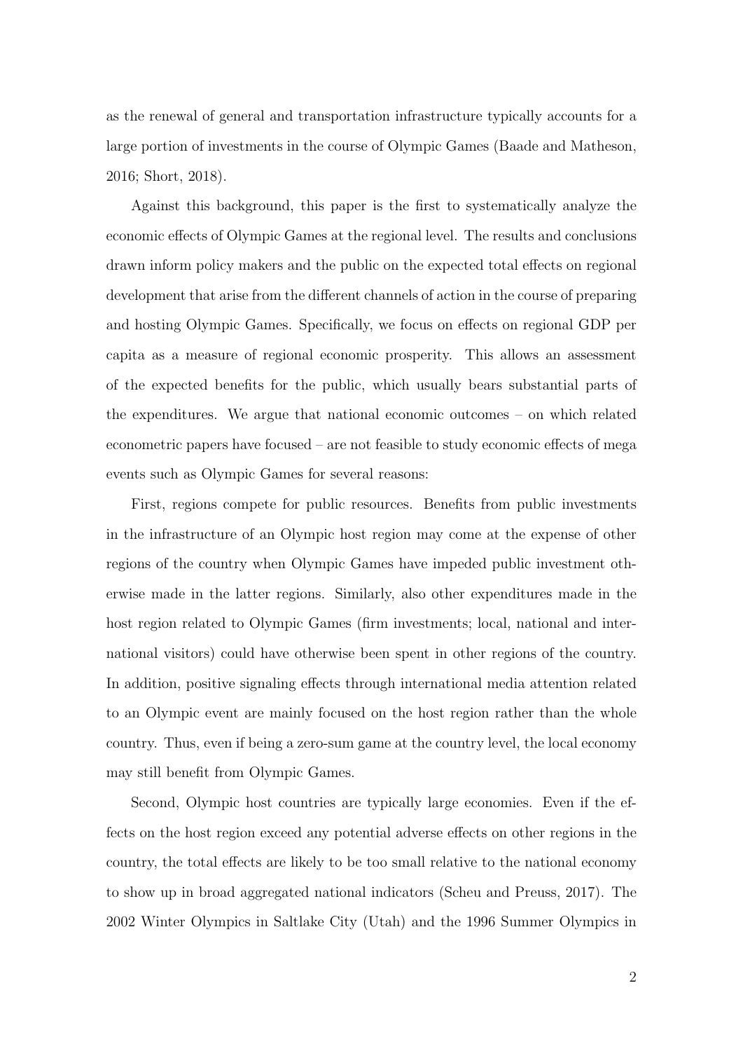as the renewal of general and transportation infrastructure typically accounts for a large portion of investments in the course of Olympic Games (Baade and Matheson, 2016; Short, 2018).

Against this background, this paper is the first to systematically analyze the economic effects of Olympic Games at the regional level. The results and conclusions drawn inform policy makers and the public on the expected total effects on regional development that arise from the different channels of action in the course of preparing and hosting Olympic Games. Specifically, we focus on effects on regional GDP per capita as a measure of regional economic prosperity. This allows an assessment of the expected benefits for the public, which usually bears substantial parts of the expenditures. We argue that national economic outcomes – on which related econometric papers have focused – are not feasible to study economic effects of mega events such as Olympic Games for several reasons:

First, regions compete for public resources. Benefits from public investments in the infrastructure of an Olympic host region may come at the expense of other regions of the country when Olympic Games have impeded public investment otherwise made in the latter regions. Similarly, also other expenditures made in the host region related to Olympic Games (firm investments; local, national and international visitors) could have otherwise been spent in other regions of the country. In addition, positive signaling effects through international media attention related to an Olympic event are mainly focused on the host region rather than the whole country. Thus, even if being a zero-sum game at the country level, the local economy may still benefit from Olympic Games.

Second, Olympic host countries are typically large economies. Even if the effects on the host region exceed any potential adverse effects on other regions in the country, the total effects are likely to be too small relative to the national economy to show up in broad aggregated national indicators (Scheu and Preuss, 2017). The 2002 Winter Olympics in Saltlake City (Utah) and the 1996 Summer Olympics in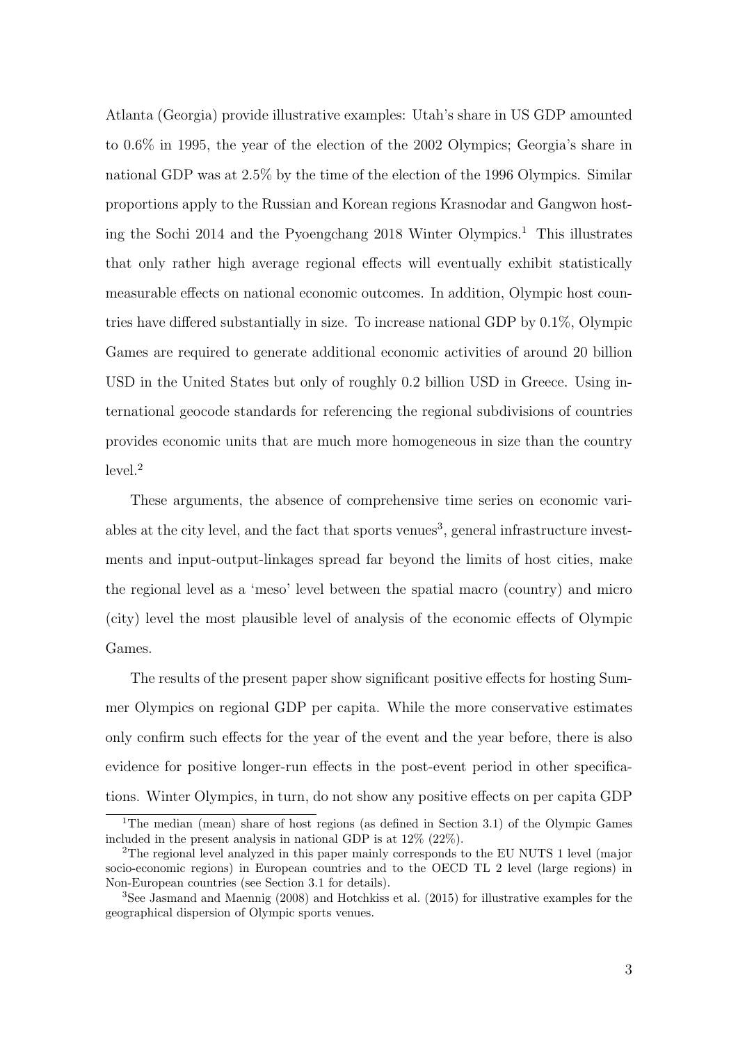Atlanta (Georgia) provide illustrative examples: Utah's share in US GDP amounted to 0.6% in 1995, the year of the election of the 2002 Olympics; Georgia's share in national GDP was at 2.5% by the time of the election of the 1996 Olympics. Similar proportions apply to the Russian and Korean regions Krasnodar and Gangwon hosting the Sochi 2014 and the Pyoengchang 2018 Winter Olympics.[1] This illustrates that only rather high average regional effects will eventually exhibit statistically measurable effects on national economic outcomes. In addition, Olympic host countries have differed substantially in size. To increase national GDP by 0.1%, Olympic Games are required to generate additional economic activities of around 20 billion USD in the United States but only of roughly 0.2 billion USD in Greece. Using international geocode standards for referencing the regional subdivisions of countries provides economic units that are much more homogeneous in size than the country level.[2]

These arguments, the absence of comprehensive time series on economic variables at the city level, and the fact that sports venues[3], general infrastructure investments and input-output-linkages spread far beyond the limits of host cities, make the regional level as a 'meso' level between the spatial macro (country) and micro (city) level the most plausible level of analysis of the economic effects of Olympic Games.

The results of the present paper show significant positive effects for hosting Summer Olympics on regional GDP per capita. While the more conservative estimates only confirm such effects for the year of the event and the year before, there is also evidence for positive longer-run effects in the post-event period in other specifications. Winter Olympics, in turn, do not show any positive effects on per capita GDP

[1] The median (mean) share of host regions (as defined in Section 3.1) of the Olympic Games included in the present analysis in national GDP is at 12% (22%).

[2] The regional level analyzed in this paper mainly corresponds to the EU NUTS 1 level (major socio-economic regions) in European countries and to the OECD TL 2 level (large regions) in Non-European countries (see Section 3.1 for details).

[3] See Jasmand and Maennig (2008) and Hotchkiss et al. (2015) for illustrative examples for the geographical dispersion of Olympic sports venues.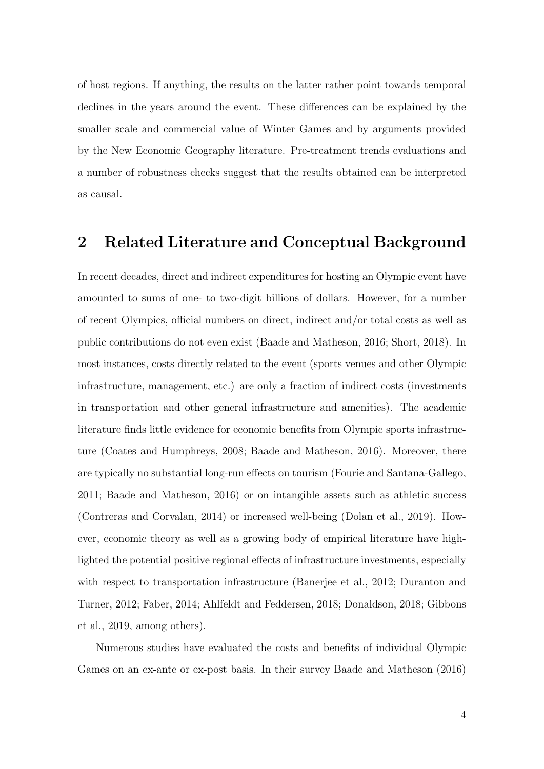of host regions. If anything, the results on the latter rather point towards temporal declines in the years around the event. These differences can be explained by the smaller scale and commercial value of Winter Games and by arguments provided by the New Economic Geography literature. Pre-treatment trends evaluations and a number of robustness checks suggest that the results obtained can be interpreted as causal.

## 2 Related Literature and Conceptual Background

In recent decades, direct and indirect expenditures for hosting an Olympic event have amounted to sums of one- to two-digit billions of dollars. However, for a number of recent Olympics, official numbers on direct, indirect and/or total costs as well as public contributions do not even exist (Baade and Matheson, 2016; Short, 2018). In most instances, costs directly related to the event (sports venues and other Olympic infrastructure, management, etc.) are only a fraction of indirect costs (investments in transportation and other general infrastructure and amenities). The academic literature finds little evidence for economic benefits from Olympic sports infrastructure (Coates and Humphreys, 2008; Baade and Matheson, 2016). Moreover, there are typically no substantial long-run effects on tourism (Fourie and Santana-Gallego, 2011; Baade and Matheson, 2016) or on intangible assets such as athletic success (Contreras and Corvalan, 2014) or increased well-being (Dolan et al., 2019). However, economic theory as well as a growing body of empirical literature have highlighted the potential positive regional effects of infrastructure investments, especially with respect to transportation infrastructure (Banerjee et al., 2012; Duranton and Turner, 2012; Faber, 2014; Ahlfeldt and Feddersen, 2018; Donaldson, 2018; Gibbons et al., 2019, among others).

Numerous studies have evaluated the costs and benefits of individual Olympic Games on an ex-ante or ex-post basis. In their survey Baade and Matheson (2016)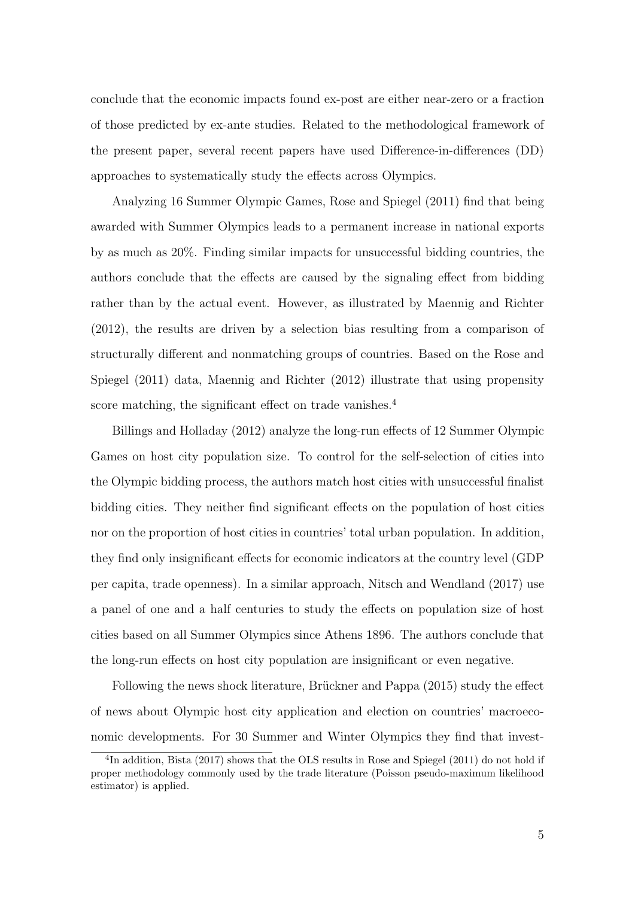conclude that the economic impacts found ex-post are either near-zero or a fraction of those predicted by ex-ante studies. Related to the methodological framework of the present paper, several recent papers have used Difference-in-differences (DD) approaches to systematically study the effects across Olympics.

Analyzing 16 Summer Olympic Games, Rose and Spiegel (2011) find that being awarded with Summer Olympics leads to a permanent increase in national exports by as much as 20%. Finding similar impacts for unsuccessful bidding countries, the authors conclude that the effects are caused by the signaling effect from bidding rather than by the actual event. However, as illustrated by Maennig and Richter (2012), the results are driven by a selection bias resulting from a comparison of structurally different and nonmatching groups of countries. Based on the Rose and Spiegel (2011) data, Maennig and Richter (2012) illustrate that using propensity score matching, the significant effect on trade vanishes.[4]

Billings and Holladay (2012) analyze the long-run effects of 12 Summer Olympic Games on host city population size. To control for the self-selection of cities into the Olympic bidding process, the authors match host cities with unsuccessful finalist bidding cities. They neither find significant effects on the population of host cities nor on the proportion of host cities in countries' total urban population. In addition, they find only insignificant effects for economic indicators at the country level (GDP per capita, trade openness). In a similar approach, Nitsch and Wendland (2017) use a panel of one and a half centuries to study the effects on population size of host cities based on all Summer Olympics since Athens 1896. The authors conclude that the long-run effects on host city population are insignificant or even negative.

Following the news shock literature, Brückner and Pappa (2015) study the effect of news about Olympic host city application and election on countries' macroeconomic developments. For 30 Summer and Winter Olympics they find that invest-

[4] In addition, Bista (2017) shows that the OLS results in Rose and Spiegel (2011) do not hold if proper methodology commonly used by the trade literature (Poisson pseudo-maximum likelihood estimator) is applied.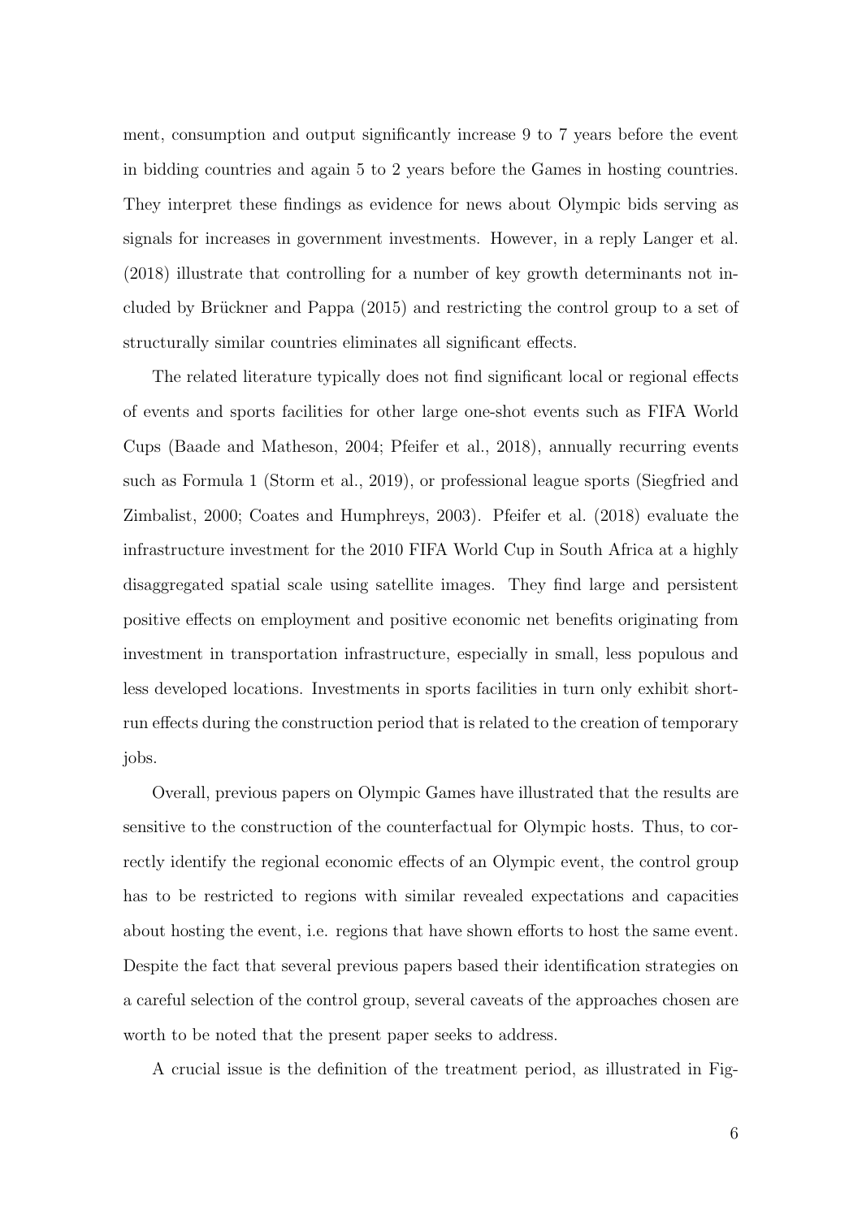ment, consumption and output significantly increase 9 to 7 years before the event in bidding countries and again 5 to 2 years before the Games in hosting countries. They interpret these findings as evidence for news about Olympic bids serving as signals for increases in government investments. However, in a reply Langer et al. (2018) illustrate that controlling for a number of key growth determinants not included by Brückner and Pappa (2015) and restricting the control group to a set of structurally similar countries eliminates all significant effects.

The related literature typically does not find significant local or regional effects of events and sports facilities for other large one-shot events such as FIFA World Cups (Baade and Matheson, 2004; Pfeifer et al., 2018), annually recurring events such as Formula 1 (Storm et al., 2019), or professional league sports (Siegfried and Zimbalist, 2000; Coates and Humphreys, 2003). Pfeifer et al. (2018) evaluate the infrastructure investment for the 2010 FIFA World Cup in South Africa at a highly disaggregated spatial scale using satellite images. They find large and persistent positive effects on employment and positive economic net benefits originating from investment in transportation infrastructure, especially in small, less populous and less developed locations. Investments in sports facilities in turn only exhibit short-run effects during the construction period that is related to the creation of temporary jobs.

Overall, previous papers on Olympic Games have illustrated that the results are sensitive to the construction of the counterfactual for Olympic hosts. Thus, to correctly identify the regional economic effects of an Olympic event, the control group has to be restricted to regions with similar revealed expectations and capacities about hosting the event, i.e. regions that have shown efforts to host the same event. Despite the fact that several previous papers based their identification strategies on a careful selection of the control group, several caveats of the approaches chosen are worth to be noted that the present paper seeks to address.

A crucial issue is the definition of the treatment period, as illustrated in Fig-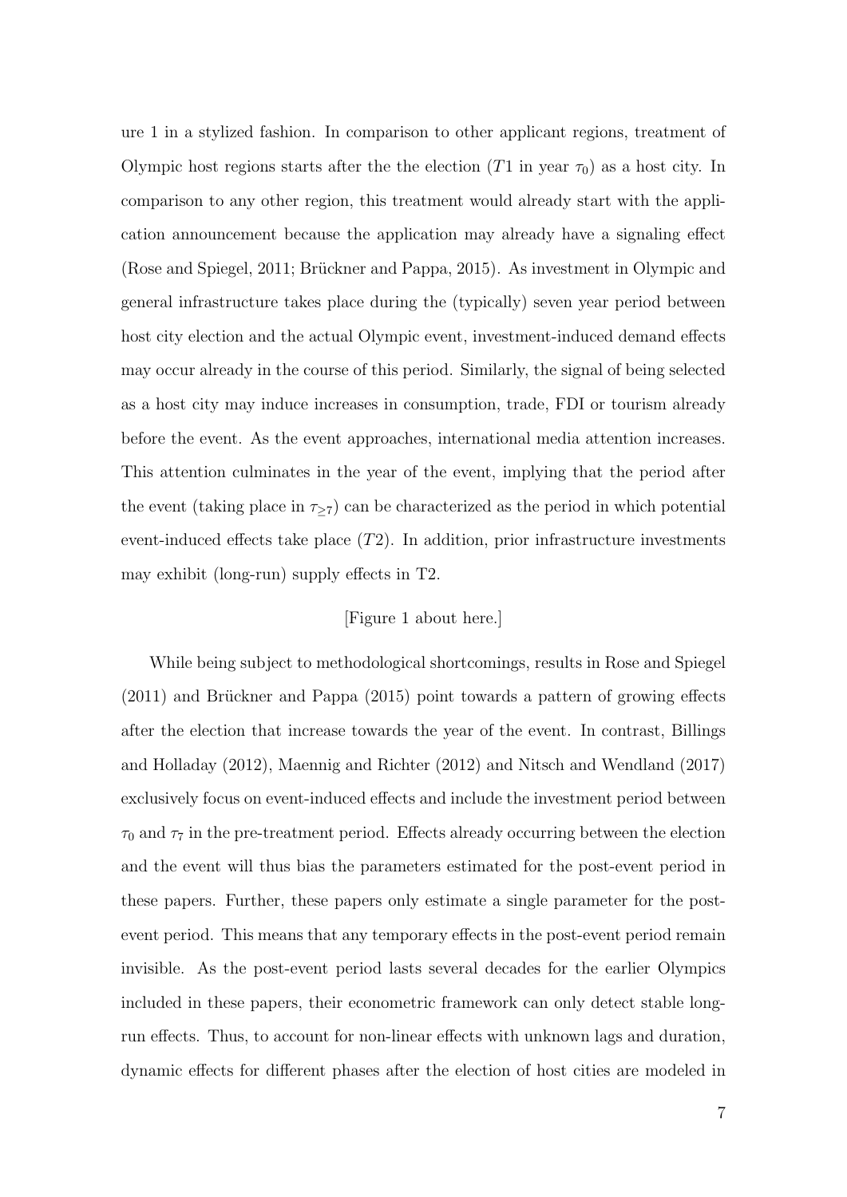ure 1 in a stylized fashion. In comparison to other applicant regions, treatment of Olympic host regions starts after the the election ($T1$ in year $\tau_0$) as a host city. In comparison to any other region, this treatment would already start with the application announcement because the application may already have a signaling effect (Rose and Spiegel, 2011; Brückner and Pappa, 2015). As investment in Olympic and general infrastructure takes place during the (typically) seven year period between host city election and the actual Olympic event, investment-induced demand effects may occur already in the course of this period. Similarly, the signal of being selected as a host city may induce increases in consumption, trade, FDI or tourism already before the event. As the event approaches, international media attention increases. This attention culminates in the year of the event, implying that the period after the event (taking place in $\tau_{\geq 7}$) can be characterized as the period in which potential event-induced effects take place ($T2$). In addition, prior infrastructure investments may exhibit (long-run) supply effects in T2.

[Figure 1 about here.]

While being subject to methodological shortcomings, results in Rose and Spiegel (2011) and Brückner and Pappa (2015) point towards a pattern of growing effects after the election that increase towards the year of the event. In contrast, Billings and Holladay (2012), Maennig and Richter (2012) and Nitsch and Wendland (2017) exclusively focus on event-induced effects and include the investment period between $\tau_0$ and $\tau_7$ in the pre-treatment period. Effects already occurring between the election and the event will thus bias the parameters estimated for the post-event period in these papers. Further, these papers only estimate a single parameter for the post-event period. This means that any temporary effects in the post-event period remain invisible. As the post-event period lasts several decades for the earlier Olympics included in these papers, their econometric framework can only detect stable long-run effects. Thus, to account for non-linear effects with unknown lags and duration, dynamic effects for different phases after the election of host cities are modeled in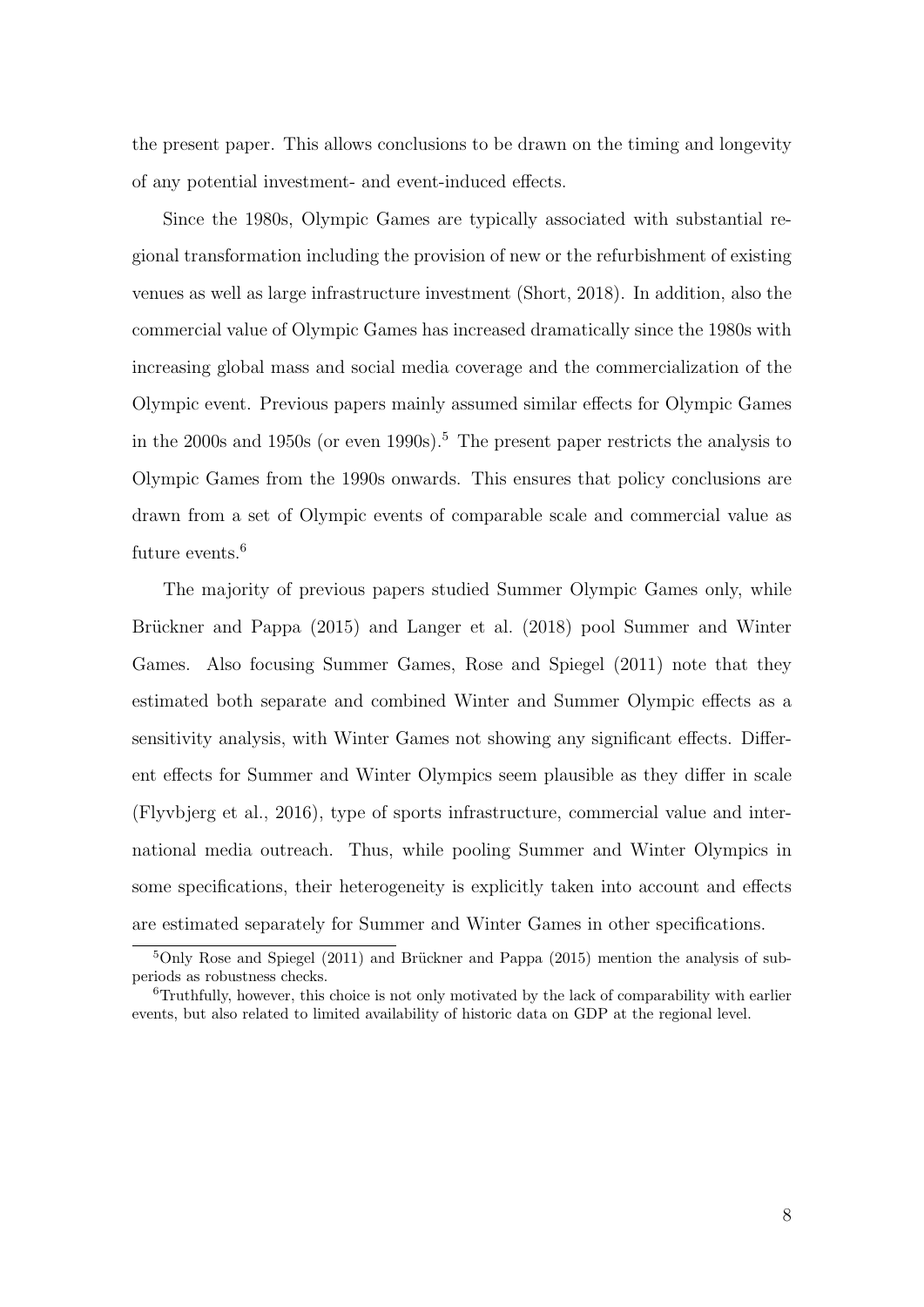the present paper. This allows conclusions to be drawn on the timing and longevity of any potential investment- and event-induced effects.

Since the 1980s, Olympic Games are typically associated with substantial regional transformation including the provision of new or the refurbishment of existing venues as well as large infrastructure investment (Short, 2018). In addition, also the commercial value of Olympic Games has increased dramatically since the 1980s with increasing global mass and social media coverage and the commercialization of the Olympic event. Previous papers mainly assumed similar effects for Olympic Games in the 2000s and 1950s (or even 1990s).[5] The present paper restricts the analysis to Olympic Games from the 1990s onwards. This ensures that policy conclusions are drawn from a set of Olympic events of comparable scale and commercial value as future events.[6]

The majority of previous papers studied Summer Olympic Games only, while Brückner and Pappa (2015) and Langer et al. (2018) pool Summer and Winter Games. Also focusing Summer Games, Rose and Spiegel (2011) note that they estimated both separate and combined Winter and Summer Olympic effects as a sensitivity analysis, with Winter Games not showing any significant effects. Different effects for Summer and Winter Olympics seem plausible as they differ in scale (Flyvbjerg et al., 2016), type of sports infrastructure, commercial value and international media outreach. Thus, while pooling Summer and Winter Olympics in some specifications, their heterogeneity is explicitly taken into account and effects are estimated separately for Summer and Winter Games in other specifications.

[5] Only Rose and Spiegel (2011) and Brückner and Pappa (2015) mention the analysis of subperiods as robustness checks.

[6] Truthfully, however, this choice is not only motivated by the lack of comparability with earlier events, but also related to limited availability of historic data on GDP at the regional level.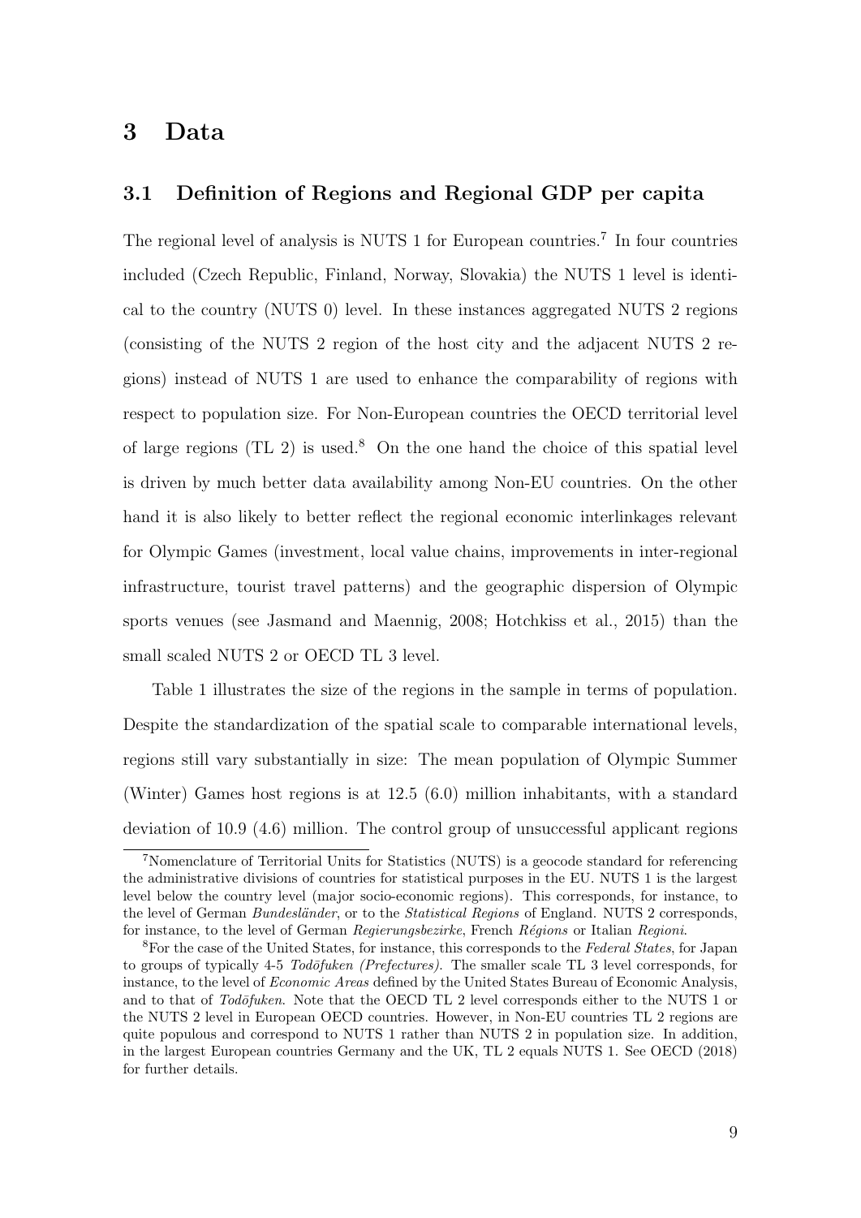# 3 Data

## 3.1 Definition of Regions and Regional GDP per capita

The regional level of analysis is NUTS 1 for European countries.[7] In four countries included (Czech Republic, Finland, Norway, Slovakia) the NUTS 1 level is identical to the country (NUTS 0) level. In these instances aggregated NUTS 2 regions (consisting of the NUTS 2 region of the host city and the adjacent NUTS 2 regions) instead of NUTS 1 are used to enhance the comparability of regions with respect to population size. For Non-European countries the OECD territorial level of large regions (TL 2) is used.[8] On the one hand the choice of this spatial level is driven by much better data availability among Non-EU countries. On the other hand it is also likely to better reflect the regional economic interlinkages relevant for Olympic Games (investment, local value chains, improvements in inter-regional infrastructure, tourist travel patterns) and the geographic dispersion of Olympic sports venues (see Jasmand and Maennig, 2008; Hotchkiss et al., 2015) than the small scaled NUTS 2 or OECD TL 3 level.

Table 1 illustrates the size of the regions in the sample in terms of population. Despite the standardization of the spatial scale to comparable international levels, regions still vary substantially in size: The mean population of Olympic Summer (Winter) Games host regions is at 12.5 (6.0) million inhabitants, with a standard deviation of 10.9 (4.6) million. The control group of unsuccessful applicant regions

---

[7] Nomenclature of Territorial Units for Statistics (NUTS) is a geocode standard for referencing the administrative divisions of countries for statistical purposes in the EU. NUTS 1 is the largest level below the country level (major socio-economic regions). This corresponds, for instance, to the level of German *Bundesländer*, or to the *Statistical Regions* of England. NUTS 2 corresponds, for instance, to the level of German *Regierungsbezirke*, French *Régions* or Italian *Regioni*.

[8] For the case of the United States, for instance, this corresponds to the *Federal States*, for Japan to groups of typically 4-5 *Todōfuken (Prefectures)*. The smaller scale TL 3 level corresponds, for instance, to the level of *Economic Areas* defined by the United States Bureau of Economic Analysis, and to that of *Todōfuken*. Note that the OECD TL 2 level corresponds either to the NUTS 1 or the NUTS 2 level in European OECD countries. However, in Non-EU countries TL 2 regions are quite populous and correspond to NUTS 1 rather than NUTS 2 in population size. In addition, in the largest European countries Germany and the UK, TL 2 equals NUTS 1. See OECD (2018) for further details.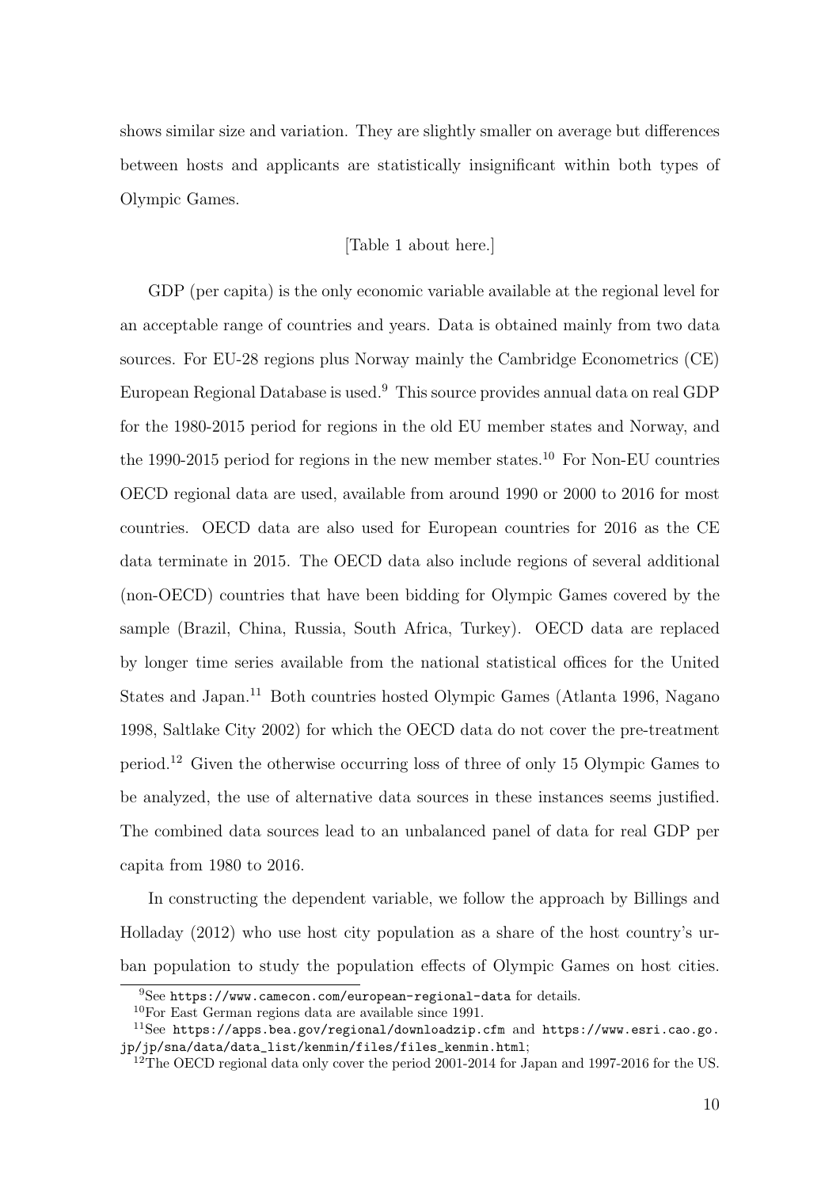shows similar size and variation. They are slightly smaller on average but differences between hosts and applicants are statistically insignificant within both types of Olympic Games.

[Table 1 about here.]

GDP (per capita) is the only economic variable available at the regional level for an acceptable range of countries and years. Data is obtained mainly from two data sources. For EU-28 regions plus Norway mainly the Cambridge Econometrics (CE) European Regional Database is used.[9] This source provides annual data on real GDP for the 1980-2015 period for regions in the old EU member states and Norway, and the 1990-2015 period for regions in the new member states.[10] For Non-EU countries OECD regional data are used, available from around 1990 or 2000 to 2016 for most countries. OECD data are also used for European countries for 2016 as the CE data terminate in 2015. The OECD data also include regions of several additional (non-OECD) countries that have been bidding for Olympic Games covered by the sample (Brazil, China, Russia, South Africa, Turkey). OECD data are replaced by longer time series available from the national statistical offices for the United States and Japan.[11] Both countries hosted Olympic Games (Atlanta 1996, Nagano 1998, Saltlake City 2002) for which the OECD data do not cover the pre-treatment period.[12] Given the otherwise occurring loss of three of only 15 Olympic Games to be analyzed, the use of alternative data sources in these instances seems justified. The combined data sources lead to an unbalanced panel of data for real GDP per capita from 1980 to 2016.

In constructing the dependent variable, we follow the approach by Billings and Holladay (2012) who use host city population as a share of the host country's urban population to study the population effects of Olympic Games on host cities.

[9] See https://www.camecon.com/european-regional-data for details.

[10] For East German regions data are available since 1991.

[11] See https://apps.bea.gov/regional/downloadzip.cfm and https://www.esri.cao.go.jp/jp/sna/data/data_list/kenmin/files/files_kenmin.html;

[12] The OECD regional data only cover the period 2001-2014 for Japan and 1997-2016 for the US.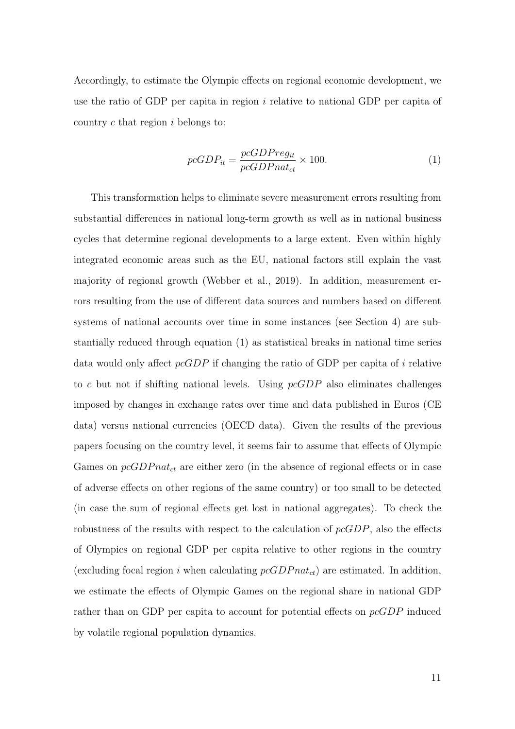Accordingly, to estimate the Olympic effects on regional economic development, we use the ratio of GDP per capita in region $i$ relative to national GDP per capita of country $c$ that region $i$ belongs to:

$$pcGDP_{it} = \frac{pcGDPreg_{it}}{pcGDPnat_{ct}} \times 100. \tag{1}$$

This transformation helps to eliminate severe measurement errors resulting from substantial differences in national long-term growth as well as in national business cycles that determine regional developments to a large extent. Even within highly integrated economic areas such as the EU, national factors still explain the vast majority of regional growth (Webber et al., 2019). In addition, measurement errors resulting from the use of different data sources and numbers based on different systems of national accounts over time in some instances (see Section 4) are substantially reduced through equation (1) as statistical breaks in national time series data would only affect $pcGDP$ if changing the ratio of GDP per capita of $i$ relative to $c$ but not if shifting national levels. Using $pcGDP$ also eliminates challenges imposed by changes in exchange rates over time and data published in Euros (CE data) versus national currencies (OECD data). Given the results of the previous papers focusing on the country level, it seems fair to assume that effects of Olympic Games on $pcGDPnat_{ct}$ are either zero (in the absence of regional effects or in case of adverse effects on other regions of the same country) or too small to be detected (in case the sum of regional effects get lost in national aggregates). To check the robustness of the results with respect to the calculation of $pcGDP$, also the effects of Olympics on regional GDP per capita relative to other regions in the country (excluding focal region $i$ when calculating $pcGDPnat_{ct}$) are estimated. In addition, we estimate the effects of Olympic Games on the regional share in national GDP rather than on GDP per capita to account for potential effects on $pcGDP$ induced by volatile regional population dynamics.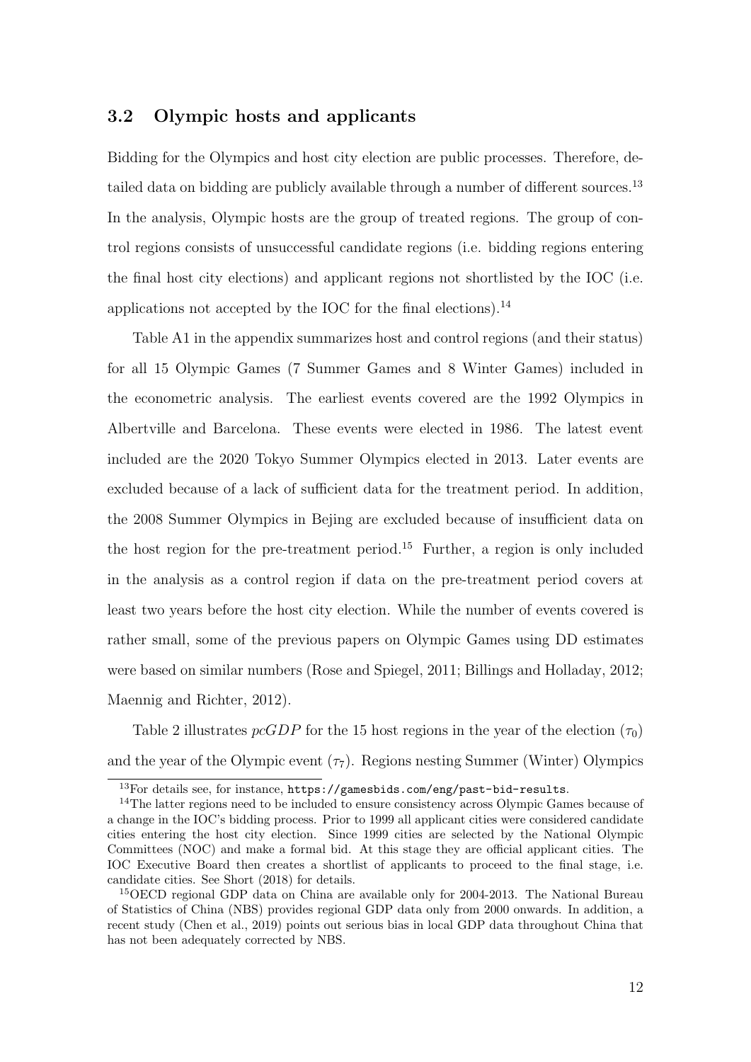### 3.2 Olympic hosts and applicants

Bidding for the Olympics and host city election are public processes. Therefore, detailed data on bidding are publicly available through a number of different sources.[13] In the analysis, Olympic hosts are the group of treated regions. The group of control regions consists of unsuccessful candidate regions (i.e. bidding regions entering the final host city elections) and applicant regions not shortlisted by the IOC (i.e. applications not accepted by the IOC for the final elections).[14]

Table A1 in the appendix summarizes host and control regions (and their status) for all 15 Olympic Games (7 Summer Games and 8 Winter Games) included in the econometric analysis. The earliest events covered are the 1992 Olympics in Albertville and Barcelona. These events were elected in 1986. The latest event included are the 2020 Tokyo Summer Olympics elected in 2013. Later events are excluded because of a lack of sufficient data for the treatment period. In addition, the 2008 Summer Olympics in Bejing are excluded because of insufficient data on the host region for the pre-treatment period.[15] Further, a region is only included in the analysis as a control region if data on the pre-treatment period covers at least two years before the host city election. While the number of events covered is rather small, some of the previous papers on Olympic Games using DD estimates were based on similar numbers (Rose and Spiegel, 2011; Billings and Holladay, 2012; Maennig and Richter, 2012).

Table 2 illustrates $pcGDP$ for the 15 host regions in the year of the election ($\tau_0$) and the year of the Olympic event ($\tau_7$). Regions nesting Summer (Winter) Olympics

[13] For details see, for instance, `https://gamesbids.com/eng/past-bid-results`.

[14] The latter regions need to be included to ensure consistency across Olympic Games because of a change in the IOC's bidding process. Prior to 1999 all applicant cities were considered candidate cities entering the host city election. Since 1999 cities are selected by the National Olympic Committees (NOC) and make a formal bid. At this stage they are official applicant cities. The IOC Executive Board then creates a shortlist of applicants to proceed to the final stage, i.e. candidate cities. See Short (2018) for details.

[15] OECD regional GDP data on China are available only for 2004-2013. The National Bureau of Statistics of China (NBS) provides regional GDP data only from 2000 onwards. In addition, a recent study (Chen et al., 2019) points out serious bias in local GDP data throughout China that has not been adequately corrected by NBS.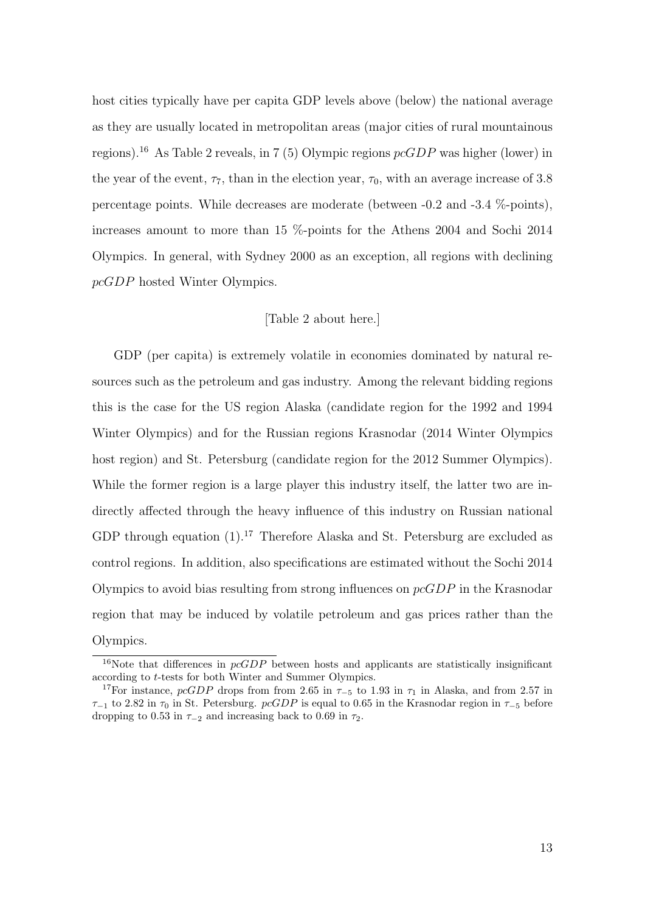host cities typically have per capita GDP levels above (below) the national average as they are usually located in metropolitan areas (major cities of rural mountainous regions).[16] As Table 2 reveals, in 7 (5) Olympic regions $pcGDP$ was higher (lower) in the year of the event, $\tau_7$, than in the election year, $\tau_0$, with an average increase of 3.8 percentage points. While decreases are moderate (between -0.2 and -3.4 %-points), increases amount to more than 15 %-points for the Athens 2004 and Sochi 2014 Olympics. In general, with Sydney 2000 as an exception, all regions with declining $pcGDP$ hosted Winter Olympics.

[Table 2 about here.]

GDP (per capita) is extremely volatile in economies dominated by natural resources such as the petroleum and gas industry. Among the relevant bidding regions this is the case for the US region Alaska (candidate region for the 1992 and 1994 Winter Olympics) and for the Russian regions Krasnodar (2014 Winter Olympics host region) and St. Petersburg (candidate region for the 2012 Summer Olympics). While the former region is a large player this industry itself, the latter two are indirectly affected through the heavy influence of this industry on Russian national GDP through equation (1).[17] Therefore Alaska and St. Petersburg are excluded as control regions. In addition, also specifications are estimated without the Sochi 2014 Olympics to avoid bias resulting from strong influences on $pcGDP$ in the Krasnodar region that may be induced by volatile petroleum and gas prices rather than the Olympics.

[16]Note that differences in $pcGDP$ between hosts and applicants are statistically insignificant according to $t$-tests for both Winter and Summer Olympics.

[17]For instance, $pcGDP$ drops from from 2.65 in $\tau_{-5}$ to 1.93 in $\tau_1$ in Alaska, and from 2.57 in $\tau_{-1}$ to 2.82 in $\tau_0$ in St. Petersburg. $pcGDP$ is equal to 0.65 in the Krasnodar region in $\tau_{-5}$ before dropping to 0.53 in $\tau_{-2}$ and increasing back to 0.69 in $\tau_2$.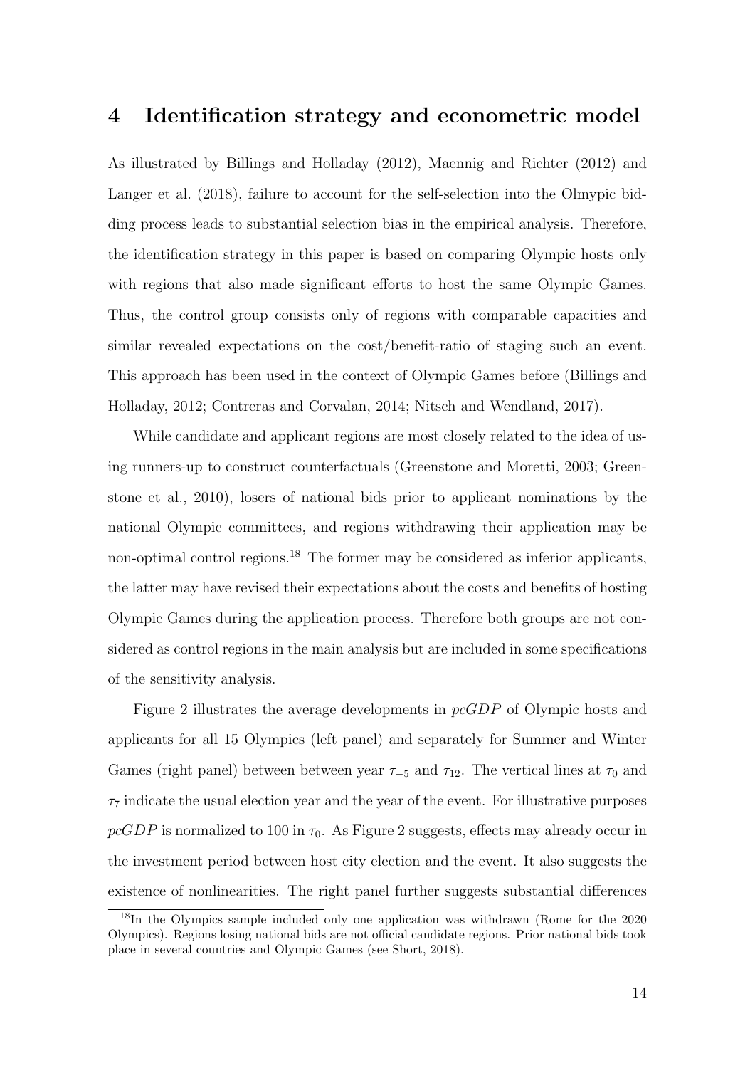# 4 Identification strategy and econometric model

As illustrated by Billings and Holladay (2012), Maennig and Richter (2012) and Langer et al. (2018), failure to account for the self-selection into the Olmypic bidding process leads to substantial selection bias in the empirical analysis. Therefore, the identification strategy in this paper is based on comparing Olympic hosts only with regions that also made significant efforts to host the same Olympic Games. Thus, the control group consists only of regions with comparable capacities and similar revealed expectations on the cost/benefit-ratio of staging such an event. This approach has been used in the context of Olympic Games before (Billings and Holladay, 2012; Contreras and Corvalan, 2014; Nitsch and Wendland, 2017).

While candidate and applicant regions are most closely related to the idea of using runners-up to construct counterfactuals (Greenstone and Moretti, 2003; Greenstone et al., 2010), losers of national bids prior to applicant nominations by the national Olympic committees, and regions withdrawing their application may be non-optimal control regions.[18] The former may be considered as inferior applicants, the latter may have revised their expectations about the costs and benefits of hosting Olympic Games during the application process. Therefore both groups are not considered as control regions in the main analysis but are included in some specifications of the sensitivity analysis.

Figure 2 illustrates the average developments in $pcGDP$ of Olympic hosts and applicants for all 15 Olympics (left panel) and separately for Summer and Winter Games (right panel) between between year $\tau_{-5}$ and $\tau_{12}$. The vertical lines at $\tau_0$ and $\tau_7$ indicate the usual election year and the year of the event. For illustrative purposes $pcGDP$ is normalized to 100 in $\tau_0$. As Figure 2 suggests, effects may already occur in the investment period between host city election and the event. It also suggests the existence of nonlinearities. The right panel further suggests substantial differences

[18] In the Olympics sample included only one application was withdrawn (Rome for the 2020 Olympics). Regions losing national bids are not official candidate regions. Prior national bids took place in several countries and Olympic Games (see Short, 2018).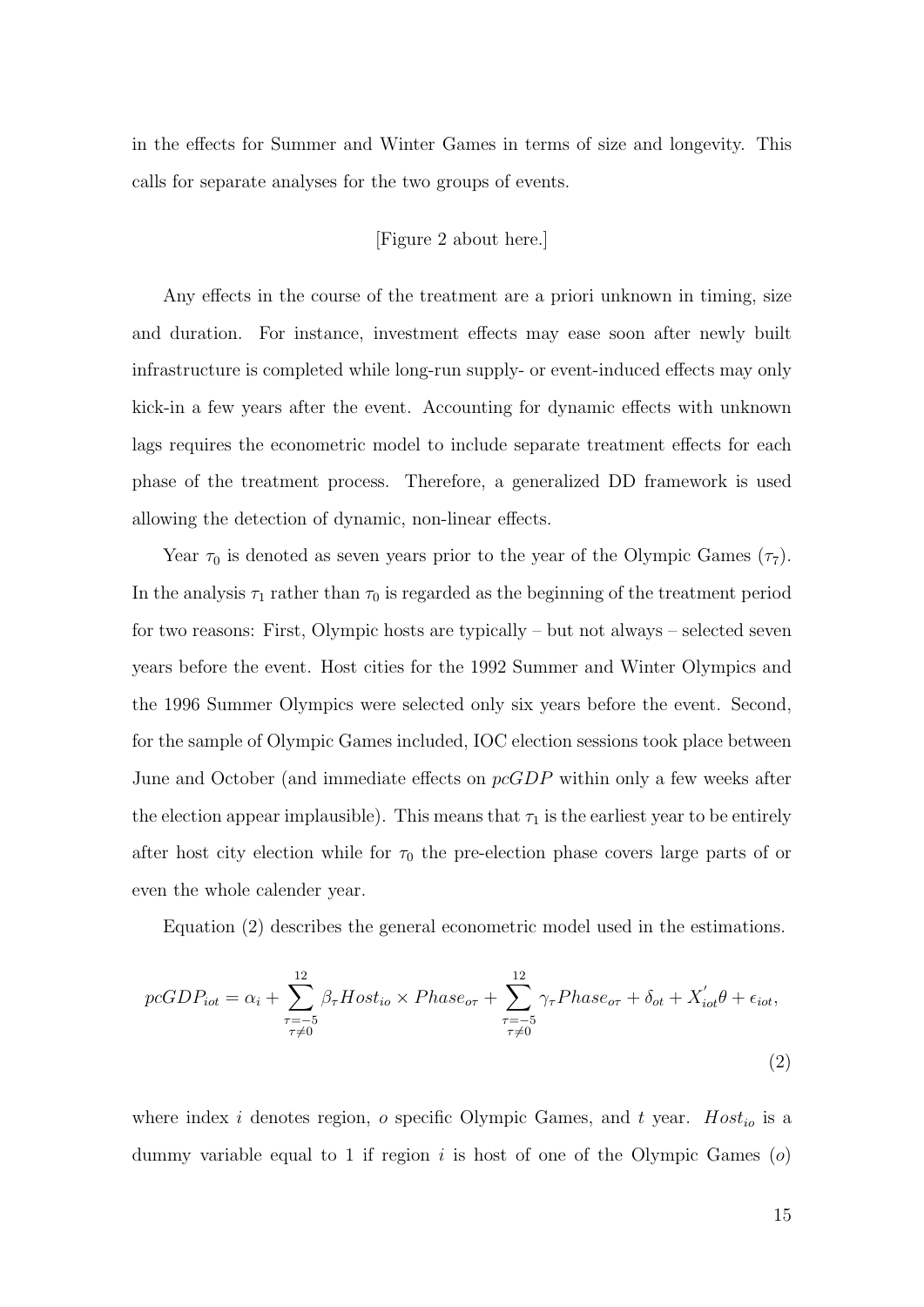in the effects for Summer and Winter Games in terms of size and longevity. This calls for separate analyses for the two groups of events.

[Figure 2 about here.]

Any effects in the course of the treatment are a priori unknown in timing, size and duration. For instance, investment effects may ease soon after newly built infrastructure is completed while long-run supply- or event-induced effects may only kick-in a few years after the event. Accounting for dynamic effects with unknown lags requires the econometric model to include separate treatment effects for each phase of the treatment process. Therefore, a generalized DD framework is used allowing the detection of dynamic, non-linear effects.

Year $\tau_0$ is denoted as seven years prior to the year of the Olympic Games ($\tau_7$). In the analysis $\tau_1$ rather than $\tau_0$ is regarded as the beginning of the treatment period for two reasons: First, Olympic hosts are typically – but not always – selected seven years before the event. Host cities for the 1992 Summer and Winter Olympics and the 1996 Summer Olympics were selected only six years before the event. Second, for the sample of Olympic Games included, IOC election sessions took place between June and October (and immediate effects on $pcGDP$ within only a few weeks after the election appear implausible). This means that $\tau_1$ is the earliest year to be entirely after host city election while for $\tau_0$ the pre-election phase covers large parts of or even the whole calender year.

Equation (2) describes the general econometric model used in the estimations.

$$pcGDP_{iot} = \alpha_i + \sum_{\substack{\tau=-5 \\ \tau\neq 0}}^{12} \beta_\tau Host_{io} \times Phase_{o\tau} + \sum_{\substack{\tau=-5 \\ \tau\neq 0}}^{12} \gamma_\tau Phase_{o\tau} + \delta_{ot} + X_{iot}^{'}\theta + \epsilon_{iot}, \tag{2}$$

where index $i$ denotes region, $o$ specific Olympic Games, and $t$ year. $Host_{io}$ is a dummy variable equal to 1 if region $i$ is host of one of the Olympic Games ($o$)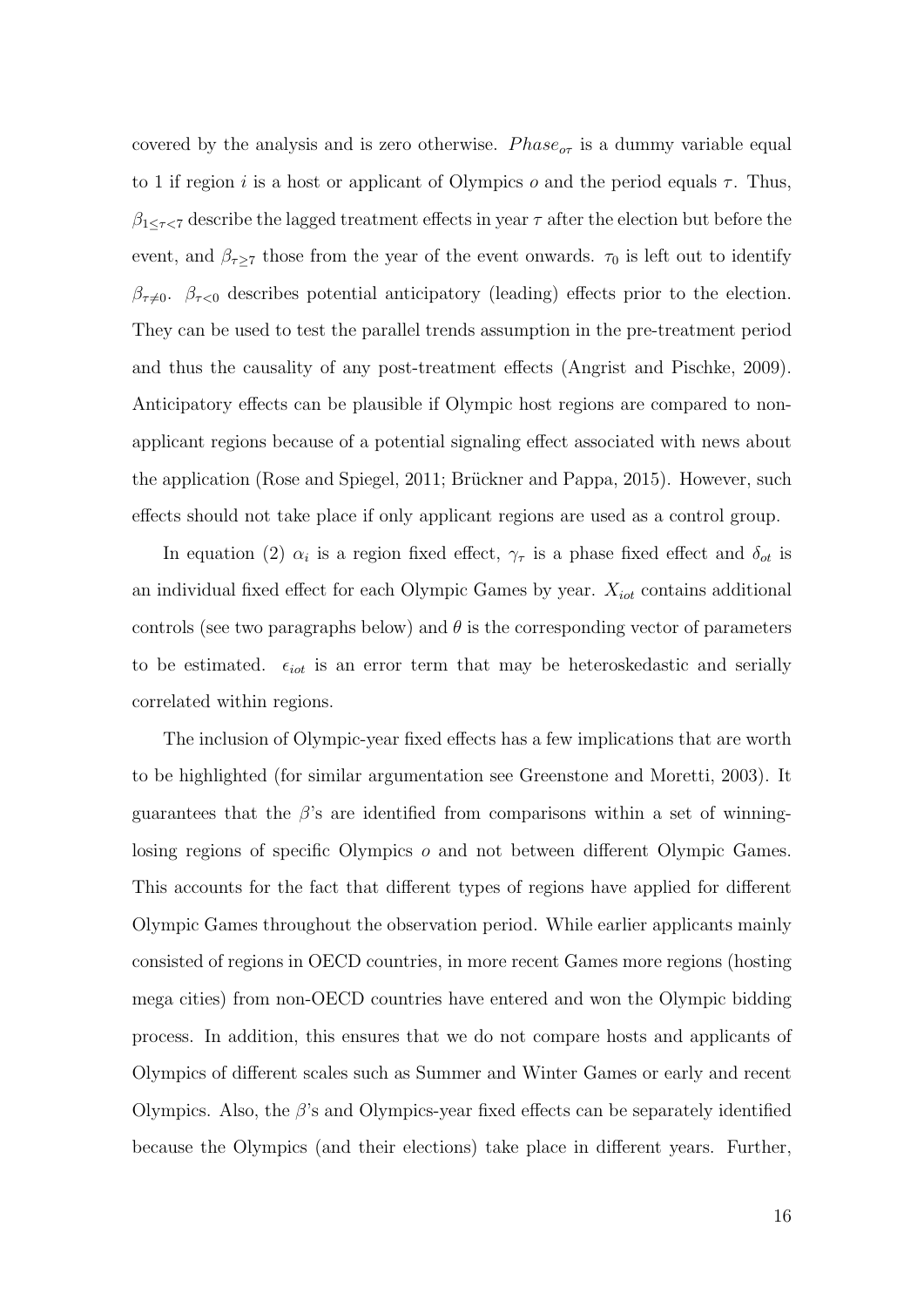covered by the analysis and is zero otherwise. $Phase_{o\tau}$ is a dummy variable equal to 1 if region $i$ is a host or applicant of Olympics $o$ and the period equals $\tau$. Thus, $\beta_{1\leq\tau<7}$ describe the lagged treatment effects in year $\tau$ after the election but before the event, and $\beta_{\tau\geq 7}$ those from the year of the event onwards. $\tau_0$ is left out to identify $\beta_{\tau\neq 0}$. $\beta_{\tau<0}$ describes potential anticipatory (leading) effects prior to the election. They can be used to test the parallel trends assumption in the pre-treatment period and thus the causality of any post-treatment effects (Angrist and Pischke, 2009). Anticipatory effects can be plausible if Olympic host regions are compared to non-applicant regions because of a potential signaling effect associated with news about the application (Rose and Spiegel, 2011; Brückner and Pappa, 2015). However, such effects should not take place if only applicant regions are used as a control group.

In equation (2) $\alpha_i$ is a region fixed effect, $\gamma_\tau$ is a phase fixed effect and $\delta_{ot}$ is an individual fixed effect for each Olympic Games by year. $X_{iot}$ contains additional controls (see two paragraphs below) and $\theta$ is the corresponding vector of parameters to be estimated. $\epsilon_{iot}$ is an error term that may be heteroskedastic and serially correlated within regions.

The inclusion of Olympic-year fixed effects has a few implications that are worth to be highlighted (for similar argumentation see Greenstone and Moretti, 2003). It guarantees that the $\beta$'s are identified from comparisons within a set of winning-losing regions of specific Olympics $o$ and not between different Olympic Games. This accounts for the fact that different types of regions have applied for different Olympic Games throughout the observation period. While earlier applicants mainly consisted of regions in OECD countries, in more recent Games more regions (hosting mega cities) from non-OECD countries have entered and won the Olympic bidding process. In addition, this ensures that we do not compare hosts and applicants of Olympics of different scales such as Summer and Winter Games or early and recent Olympics. Also, the $\beta$'s and Olympics-year fixed effects can be separately identified because the Olympics (and their elections) take place in different years. Further,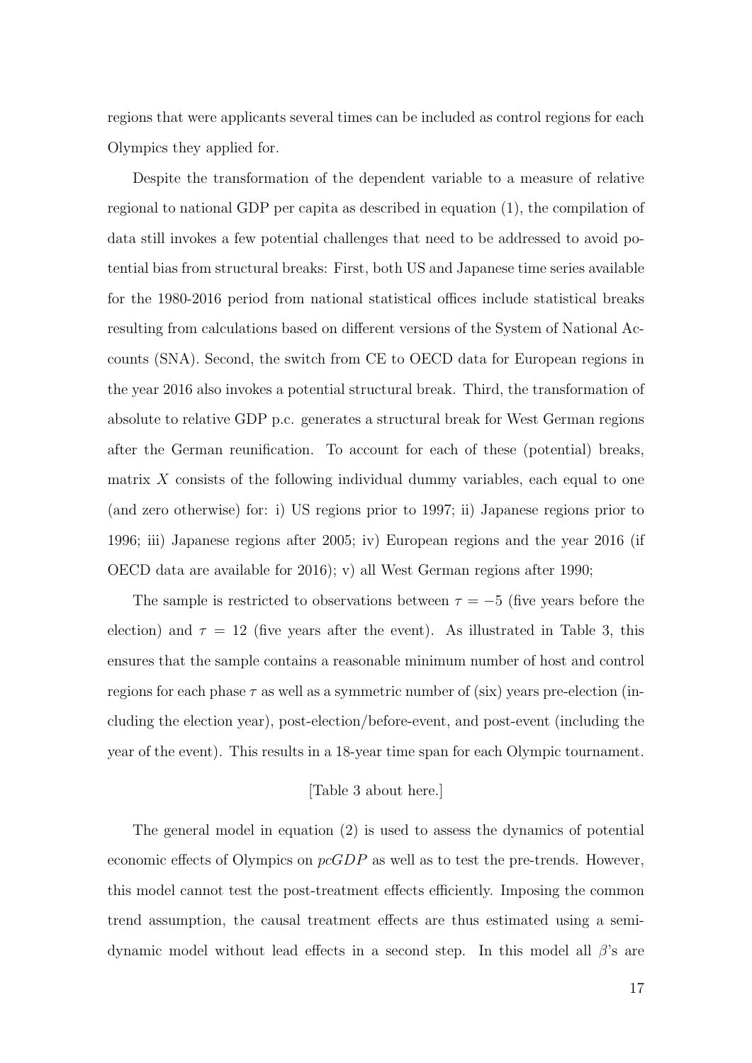regions that were applicants several times can be included as control regions for each Olympics they applied for.

Despite the transformation of the dependent variable to a measure of relative regional to national GDP per capita as described in equation (1), the compilation of data still invokes a few potential challenges that need to be addressed to avoid potential bias from structural breaks: First, both US and Japanese time series available for the 1980-2016 period from national statistical offices include statistical breaks resulting from calculations based on different versions of the System of National Accounts (SNA). Second, the switch from CE to OECD data for European regions in the year 2016 also invokes a potential structural break. Third, the transformation of absolute to relative GDP p.c. generates a structural break for West German regions after the German reunification. To account for each of these (potential) breaks, matrix $X$ consists of the following individual dummy variables, each equal to one (and zero otherwise) for: i) US regions prior to 1997; ii) Japanese regions prior to 1996; iii) Japanese regions after 2005; iv) European regions and the year 2016 (if OECD data are available for 2016); v) all West German regions after 1990;

The sample is restricted to observations between $\tau = -5$ (five years before the election) and $\tau = 12$ (five years after the event). As illustrated in Table 3, this ensures that the sample contains a reasonable minimum number of host and control regions for each phase $\tau$ as well as a symmetric number of (six) years pre-election (including the election year), post-election/before-event, and post-event (including the year of the event). This results in a 18-year time span for each Olympic tournament.

[Table 3 about here.]

The general model in equation (2) is used to assess the dynamics of potential economic effects of Olympics on $pcGDP$ as well as to test the pre-trends. However, this model cannot test the post-treatment effects efficiently. Imposing the common trend assumption, the causal treatment effects are thus estimated using a semi-dynamic model without lead effects in a second step. In this model all $\beta$'s are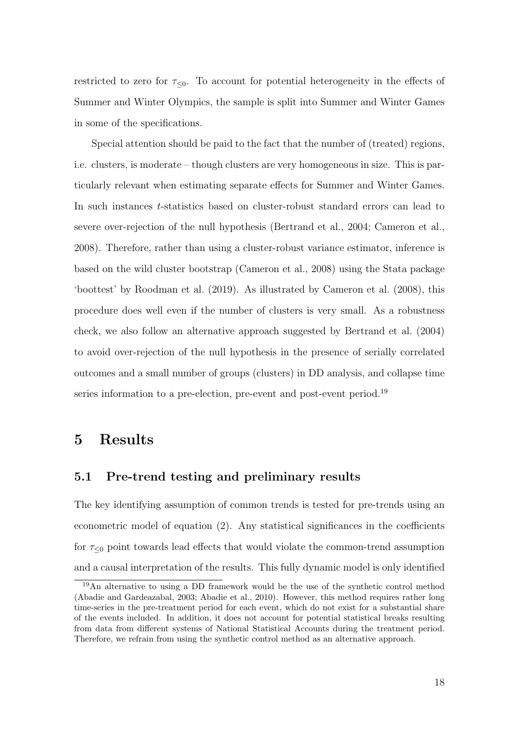restricted to zero for $\tau_{\leq 0}$. To account for potential heterogeneity in the effects of Summer and Winter Olympics, the sample is split into Summer and Winter Games in some of the specifications.

Special attention should be paid to the fact that the number of (treated) regions, i.e. clusters, is moderate – though clusters are very homogeneous in size. This is particularly relevant when estimating separate effects for Summer and Winter Games. In such instances $t$-statistics based on cluster-robust standard errors can lead to severe over-rejection of the null hypothesis (Bertrand et al., 2004; Cameron et al., 2008). Therefore, rather than using a cluster-robust variance estimator, inference is based on the wild cluster bootstrap (Cameron et al., 2008) using the Stata package 'boottest' by Roodman et al. (2019). As illustrated by Cameron et al. (2008), this procedure does well even if the number of clusters is very small. As a robustness check, we also follow an alternative approach suggested by Bertrand et al. (2004) to avoid over-rejection of the null hypothesis in the presence of serially correlated outcomes and a small number of groups (clusters) in DD analysis, and collapse time series information to a pre-election, pre-event and post-event period.[19]

# 5 Results

## 5.1 Pre-trend testing and preliminary results

The key identifying assumption of common trends is tested for pre-trends using an econometric model of equation (2). Any statistical significances in the coefficients for $\tau_{\leq 0}$ point towards lead effects that would violate the common-trend assumption and a causal interpretation of the results. This fully dynamic model is only identified

[19] An alternative to using a DD framework would be the use of the synthetic control method (Abadie and Gardeazabal, 2003; Abadie et al., 2010). However, this method requires rather long time-series in the pre-treatment period for each event, which do not exist for a substantial share of the events included. In addition, it does not account for potential statistical breaks resulting from data from different systems of National Statistical Accounts during the treatment period. Therefore, we refrain from using the synthetic control method as an alternative approach.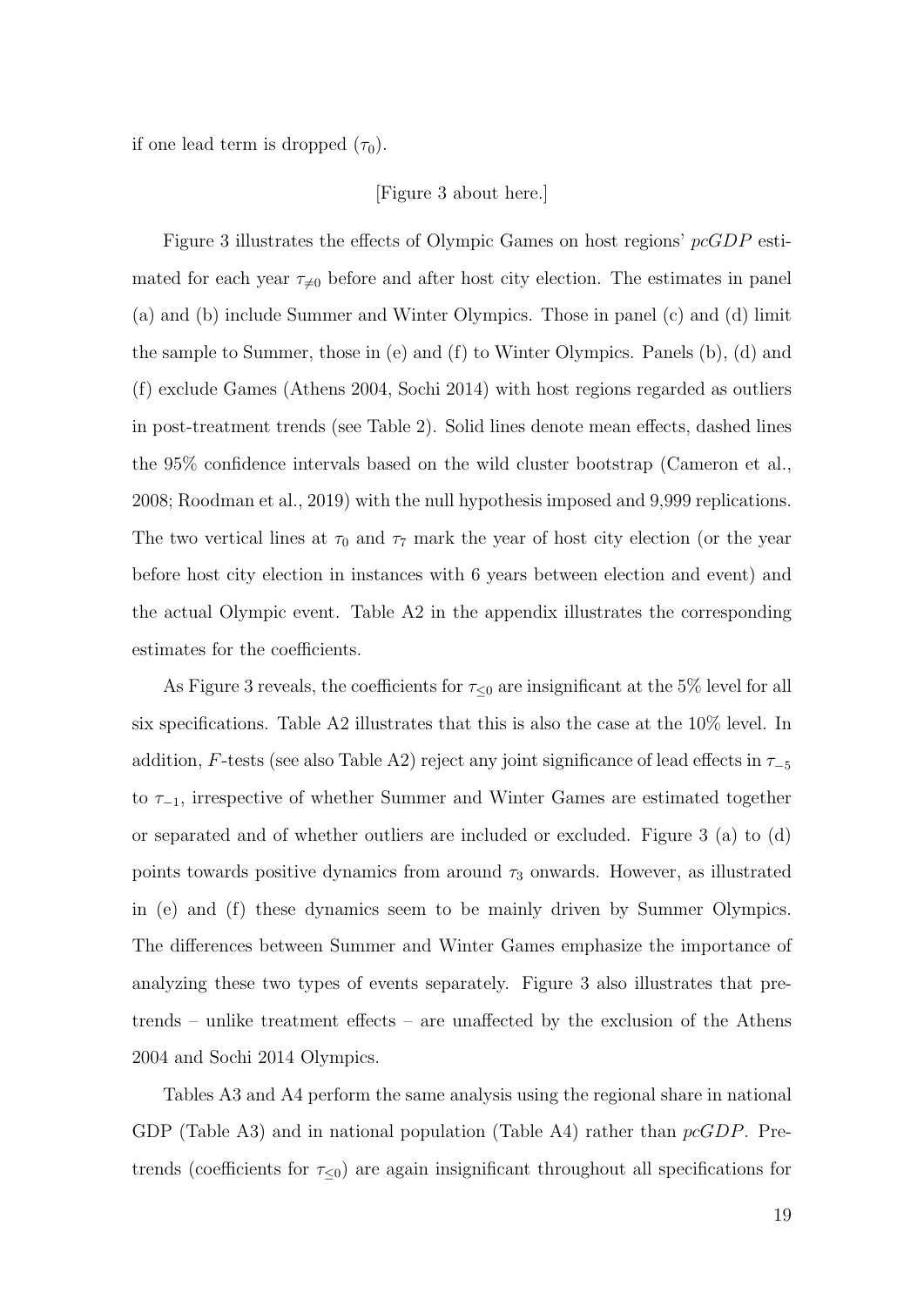if one lead term is dropped ($\tau_0$).

[Figure 3 about here.]

Figure 3 illustrates the effects of Olympic Games on host regions' $pcGDP$ estimated for each year $\tau_{\neq 0}$ before and after host city election. The estimates in panel (a) and (b) include Summer and Winter Olympics. Those in panel (c) and (d) limit the sample to Summer, those in (e) and (f) to Winter Olympics. Panels (b), (d) and (f) exclude Games (Athens 2004, Sochi 2014) with host regions regarded as outliers in post-treatment trends (see Table 2). Solid lines denote mean effects, dashed lines the 95% confidence intervals based on the wild cluster bootstrap (Cameron et al., 2008; Roodman et al., 2019) with the null hypothesis imposed and 9,999 replications. The two vertical lines at $\tau_0$ and $\tau_7$ mark the year of host city election (or the year before host city election in instances with 6 years between election and event) and the actual Olympic event. Table A2 in the appendix illustrates the corresponding estimates for the coefficients.

As Figure 3 reveals, the coefficients for $\tau_{\leq 0}$ are insignificant at the 5% level for all six specifications. Table A2 illustrates that this is also the case at the 10% level. In addition, $F$-tests (see also Table A2) reject any joint significance of lead effects in $\tau_{-5}$ to $\tau_{-1}$, irrespective of whether Summer and Winter Games are estimated together or separated and of whether outliers are included or excluded. Figure 3 (a) to (d) points towards positive dynamics from around $\tau_3$ onwards. However, as illustrated in (e) and (f) these dynamics seem to be mainly driven by Summer Olympics. The differences between Summer and Winter Games emphasize the importance of analyzing these two types of events separately. Figure 3 also illustrates that pre-trends – unlike treatment effects – are unaffected by the exclusion of the Athens 2004 and Sochi 2014 Olympics.

Tables A3 and A4 perform the same analysis using the regional share in national GDP (Table A3) and in national population (Table A4) rather than $pcGDP$. Pre-trends (coefficients for $\tau_{\leq 0}$) are again insignificant throughout all specifications for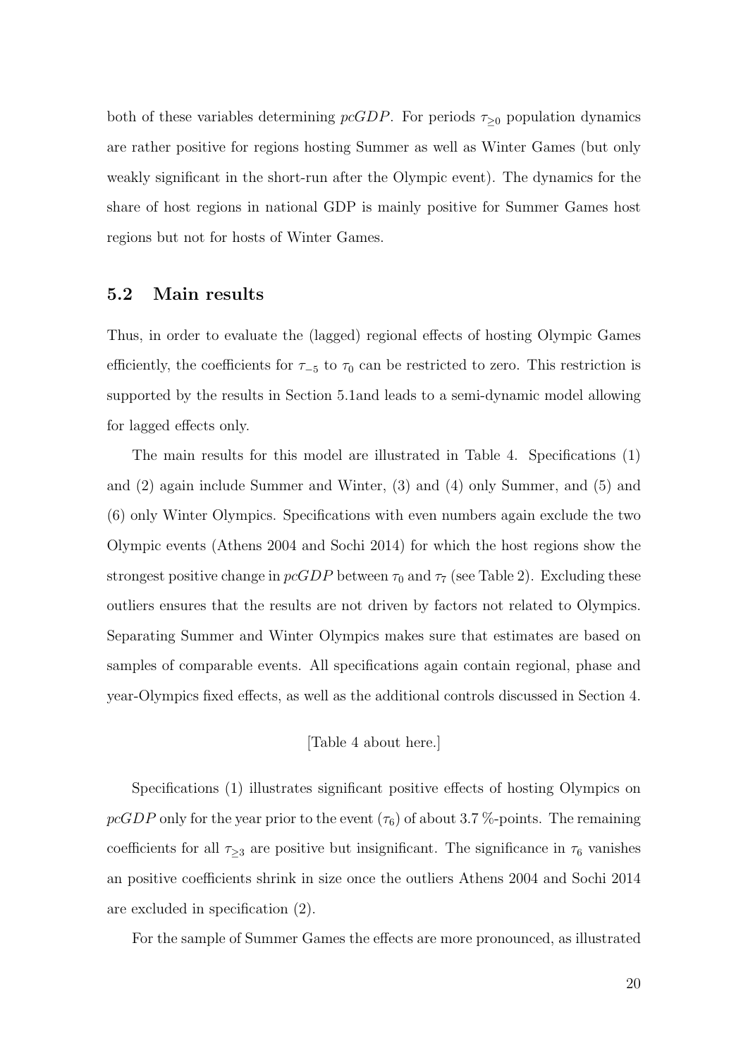both of these variables determining $pcGDP$. For periods $\tau_{\geq 0}$ population dynamics are rather positive for regions hosting Summer as well as Winter Games (but only weakly significant in the short-run after the Olympic event). The dynamics for the share of host regions in national GDP is mainly positive for Summer Games host regions but not for hosts of Winter Games.

## 5.2 Main results

Thus, in order to evaluate the (lagged) regional effects of hosting Olympic Games efficiently, the coefficients for $\tau_{-5}$ to $\tau_0$ can be restricted to zero. This restriction is supported by the results in Section 5.1and leads to a semi-dynamic model allowing for lagged effects only.

The main results for this model are illustrated in Table 4. Specifications (1) and (2) again include Summer and Winter, (3) and (4) only Summer, and (5) and (6) only Winter Olympics. Specifications with even numbers again exclude the two Olympic events (Athens 2004 and Sochi 2014) for which the host regions show the strongest positive change in $pcGDP$ between $\tau_0$ and $\tau_7$ (see Table 2). Excluding these outliers ensures that the results are not driven by factors not related to Olympics. Separating Summer and Winter Olympics makes sure that estimates are based on samples of comparable events. All specifications again contain regional, phase and year-Olympics fixed effects, as well as the additional controls discussed in Section 4.

[Table 4 about here.]

Specifications (1) illustrates significant positive effects of hosting Olympics on $pcGDP$ only for the year prior to the event ($\tau_6$) of about 3.7 %-points. The remaining coefficients for all $\tau_{\geq 3}$ are positive but insignificant. The significance in $\tau_6$ vanishes an positive coefficients shrink in size once the outliers Athens 2004 and Sochi 2014 are excluded in specification (2).

For the sample of Summer Games the effects are more pronounced, as illustrated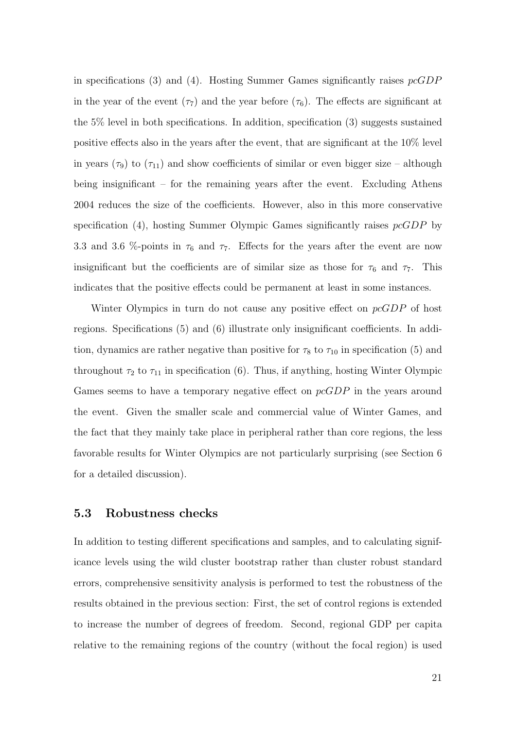in specifications (3) and (4). Hosting Summer Games significantly raises *pcGDP* in the year of the event ($\tau_7$) and the year before ($\tau_6$). The effects are significant at the 5% level in both specifications. In addition, specification (3) suggests sustained positive effects also in the years after the event, that are significant at the 10% level in years ($\tau_9$) to ($\tau_{11}$) and show coefficients of similar or even bigger size – although being insignificant – for the remaining years after the event. Excluding Athens 2004 reduces the size of the coefficients. However, also in this more conservative specification (4), hosting Summer Olympic Games significantly raises *pcGDP* by 3.3 and 3.6 %-points in $\tau_6$ and $\tau_7$. Effects for the years after the event are now insignificant but the coefficients are of similar size as those for $\tau_6$ and $\tau_7$. This indicates that the positive effects could be permanent at least in some instances.

Winter Olympics in turn do not cause any positive effect on *pcGDP* of host regions. Specifications (5) and (6) illustrate only insignificant coefficients. In addition, dynamics are rather negative than positive for $\tau_8$ to $\tau_{10}$ in specification (5) and throughout $\tau_2$ to $\tau_{11}$ in specification (6). Thus, if anything, hosting Winter Olympic Games seems to have a temporary negative effect on *pcGDP* in the years around the event. Given the smaller scale and commercial value of Winter Games, and the fact that they mainly take place in peripheral rather than core regions, the less favorable results for Winter Olympics are not particularly surprising (see Section 6 for a detailed discussion).

## 5.3 Robustness checks

In addition to testing different specifications and samples, and to calculating significance levels using the wild cluster bootstrap rather than cluster robust standard errors, comprehensive sensitivity analysis is performed to test the robustness of the results obtained in the previous section: First, the set of control regions is extended to increase the number of degrees of freedom. Second, regional GDP per capita relative to the remaining regions of the country (without the focal region) is used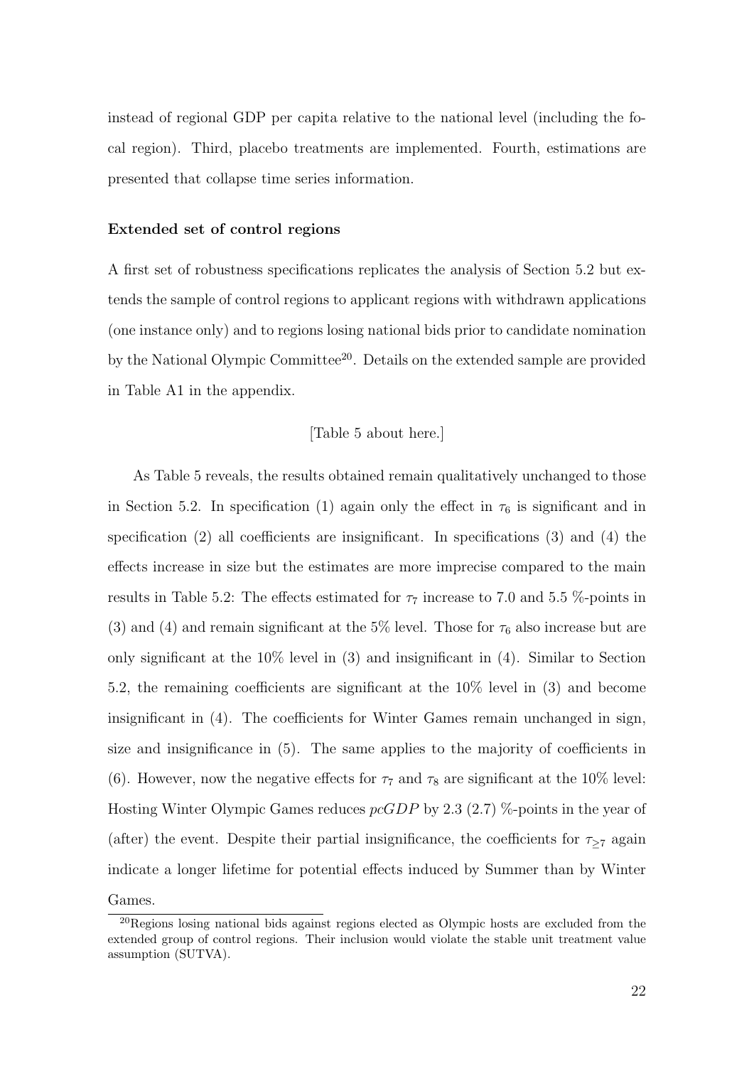instead of regional GDP per capita relative to the national level (including the focal region). Third, placebo treatments are implemented. Fourth, estimations are presented that collapse time series information.

**Extended set of control regions**

A first set of robustness specifications replicates the analysis of Section 5.2 but extends the sample of control regions to applicant regions with withdrawn applications (one instance only) and to regions losing national bids prior to candidate nomination by the National Olympic Committee[20]. Details on the extended sample are provided in Table A1 in the appendix.

[Table 5 about here.]

As Table 5 reveals, the results obtained remain qualitatively unchanged to those in Section 5.2. In specification (1) again only the effect in $\tau_6$ is significant and in specification (2) all coefficients are insignificant. In specifications (3) and (4) the effects increase in size but the estimates are more imprecise compared to the main results in Table 5.2: The effects estimated for $\tau_7$ increase to 7.0 and 5.5 %-points in (3) and (4) and remain significant at the 5% level. Those for $\tau_6$ also increase but are only significant at the 10% level in (3) and insignificant in (4). Similar to Section 5.2, the remaining coefficients are significant at the 10% level in (3) and become insignificant in (4). The coefficients for Winter Games remain unchanged in sign, size and insignificance in (5). The same applies to the majority of coefficients in (6). However, now the negative effects for $\tau_7$ and $\tau_8$ are significant at the 10% level: Hosting Winter Olympic Games reduces $pcGDP$ by 2.3 (2.7) %-points in the year of (after) the event. Despite their partial insignificance, the coefficients for $\tau_{\geq 7}$ again indicate a longer lifetime for potential effects induced by Summer than by Winter Games.

[20]Regions losing national bids against regions elected as Olympic hosts are excluded from the extended group of control regions. Their inclusion would violate the stable unit treatment value assumption (SUTVA).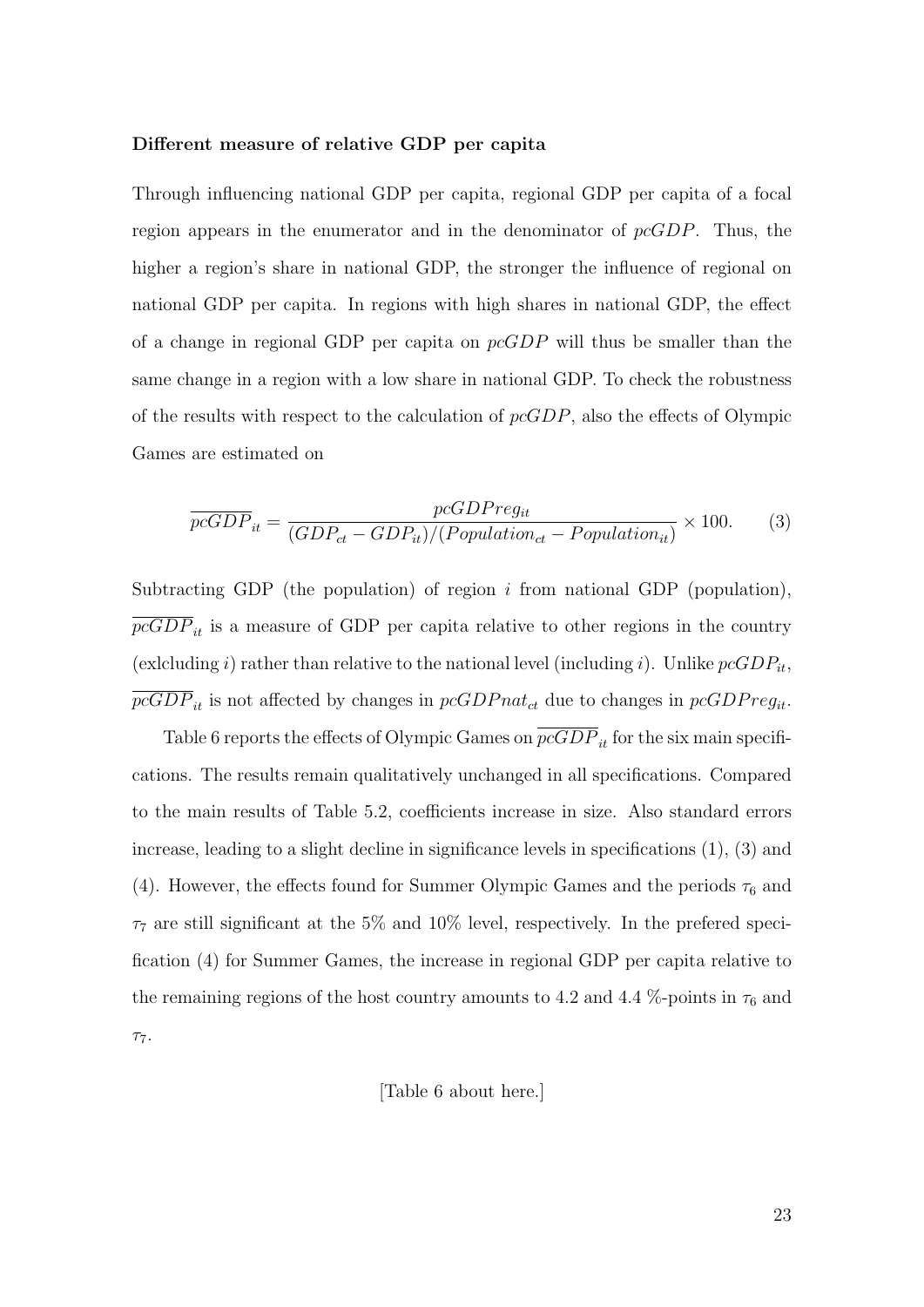**Different measure of relative GDP per capita**

Through influencing national GDP per capita, regional GDP per capita of a focal region appears in the enumerator and in the denominator of $pcGDP$. Thus, the higher a region's share in national GDP, the stronger the influence of regional on national GDP per capita. In regions with high shares in national GDP, the effect of a change in regional GDP per capita on $pcGDP$ will thus be smaller than the same change in a region with a low share in national GDP. To check the robustness of the results with respect to the calculation of $pcGDP$, also the effects of Olympic Games are estimated on

$$\overline{pcGDP}_{it} = \frac{pcGDPreg_{it}}{(GDP_{ct} - GDP_{it})/(Population_{ct} - Population_{it})} \times 100. \qquad (3)$$

Subtracting GDP (the population) of region $i$ from national GDP (population), $\overline{pcGDP}_{it}$ is a measure of GDP per capita relative to other regions in the country (exlcluding $i$) rather than relative to the national level (including $i$). Unlike $pcGDP_{it}$, $\overline{pcGDP}_{it}$ is not affected by changes in $pcGDPnat_{ct}$ due to changes in $pcGDPreg_{it}$.

Table 6 reports the effects of Olympic Games on $\overline{pcGDP}_{it}$ for the six main specifications. The results remain qualitatively unchanged in all specifications. Compared to the main results of Table 5.2, coefficients increase in size. Also standard errors increase, leading to a slight decline in significance levels in specifications (1), (3) and (4). However, the effects found for Summer Olympic Games and the periods $\tau_6$ and $\tau_7$ are still significant at the 5% and 10% level, respectively. In the prefered specification (4) for Summer Games, the increase in regional GDP per capita relative to the remaining regions of the host country amounts to 4.2 and 4.4 %-points in $\tau_6$ and $\tau_7$.

[Table 6 about here.]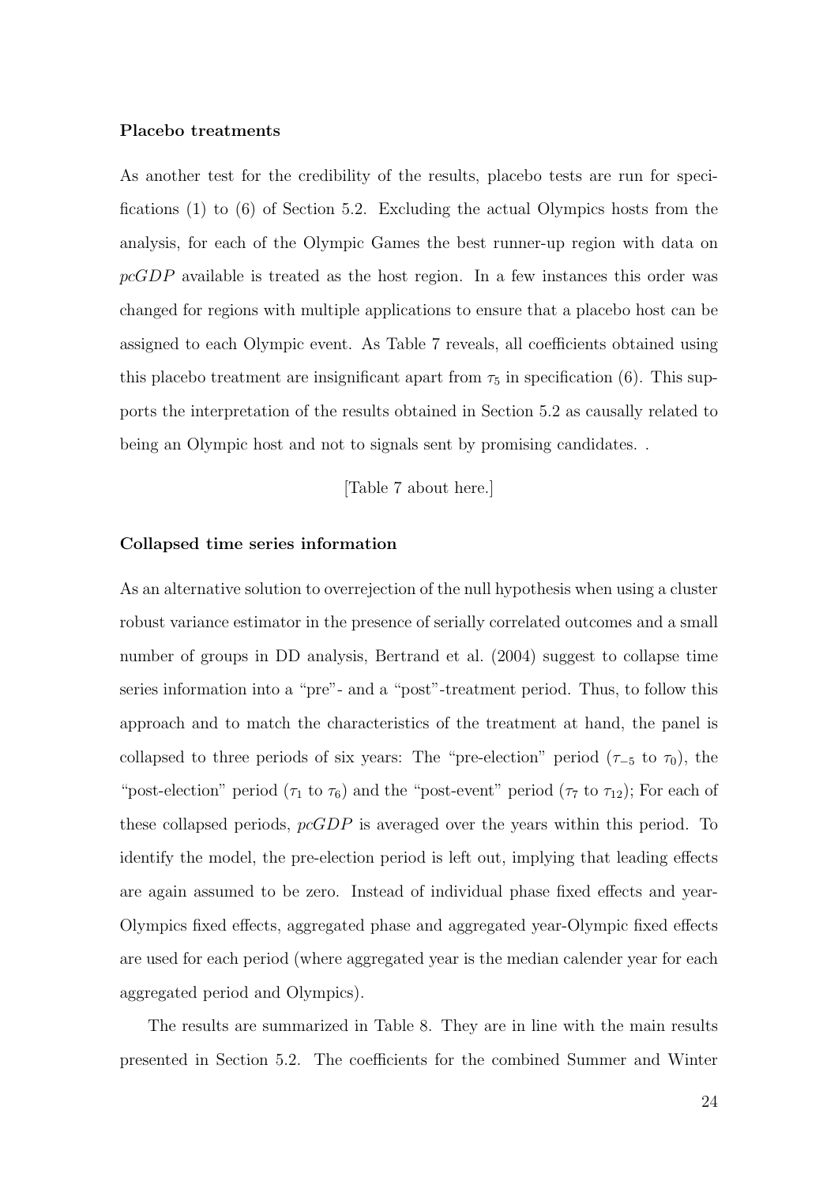**Placebo treatments**

As another test for the credibility of the results, placebo tests are run for specifications (1) to (6) of Section 5.2. Excluding the actual Olympics hosts from the analysis, for each of the Olympic Games the best runner-up region with data on *pcGDP* available is treated as the host region. In a few instances this order was changed for regions with multiple applications to ensure that a placebo host can be assigned to each Olympic event. As Table 7 reveals, all coefficients obtained using this placebo treatment are insignificant apart from $\tau_5$ in specification (6). This supports the interpretation of the results obtained in Section 5.2 as causally related to being an Olympic host and not to signals sent by promising candidates. .

[Table 7 about here.]

**Collapsed time series information**

As an alternative solution to overrejection of the null hypothesis when using a cluster robust variance estimator in the presence of serially correlated outcomes and a small number of groups in DD analysis, Bertrand et al. (2004) suggest to collapse time series information into a "pre"- and a "post"-treatment period. Thus, to follow this approach and to match the characteristics of the treatment at hand, the panel is collapsed to three periods of six years: The "pre-election" period ($\tau_{-5}$ to $\tau_0$), the "post-election" period ($\tau_1$ to $\tau_6$) and the "post-event" period ($\tau_7$ to $\tau_{12}$); For each of these collapsed periods, *pcGDP* is averaged over the years within this period. To identify the model, the pre-election period is left out, implying that leading effects are again assumed to be zero. Instead of individual phase fixed effects and year-Olympics fixed effects, aggregated phase and aggregated year-Olympic fixed effects are used for each period (where aggregated year is the median calender year for each aggregated period and Olympics).

The results are summarized in Table 8. They are in line with the main results presented in Section 5.2. The coefficients for the combined Summer and Winter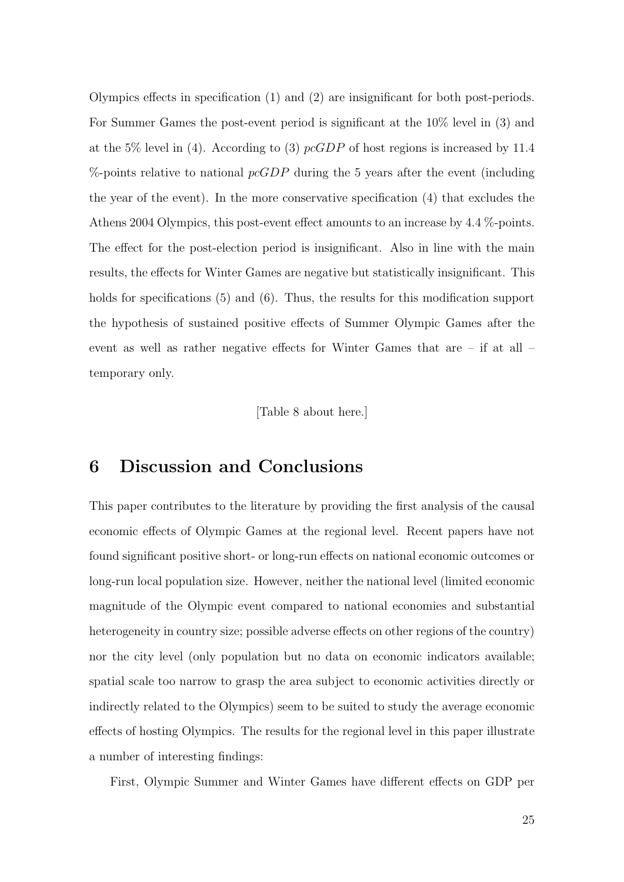Olympics effects in specification (1) and (2) are insignificant for both post-periods. For Summer Games the post-event period is significant at the 10% level in (3) and at the 5% level in (4). According to (3) $pcGDP$ of host regions is increased by 11.4 %-points relative to national $pcGDP$ during the 5 years after the event (including the year of the event). In the more conservative specification (4) that excludes the Athens 2004 Olympics, this post-event effect amounts to an increase by 4.4 %-points. The effect for the post-election period is insignificant. Also in line with the main results, the effects for Winter Games are negative but statistically insignificant. This holds for specifications (5) and (6). Thus, the results for this modification support the hypothesis of sustained positive effects of Summer Olympic Games after the event as well as rather negative effects for Winter Games that are – if at all – temporary only.

[Table 8 about here.]

# 6 Discussion and Conclusions

This paper contributes to the literature by providing the first analysis of the causal economic effects of Olympic Games at the regional level. Recent papers have not found significant positive short- or long-run effects on national economic outcomes or long-run local population size. However, neither the national level (limited economic magnitude of the Olympic event compared to national economies and substantial heterogeneity in country size; possible adverse effects on other regions of the country) nor the city level (only population but no data on economic indicators available; spatial scale too narrow to grasp the area subject to economic activities directly or indirectly related to the Olympics) seem to be suited to study the average economic effects of hosting Olympics. The results for the regional level in this paper illustrate a number of interesting findings:

First, Olympic Summer and Winter Games have different effects on GDP per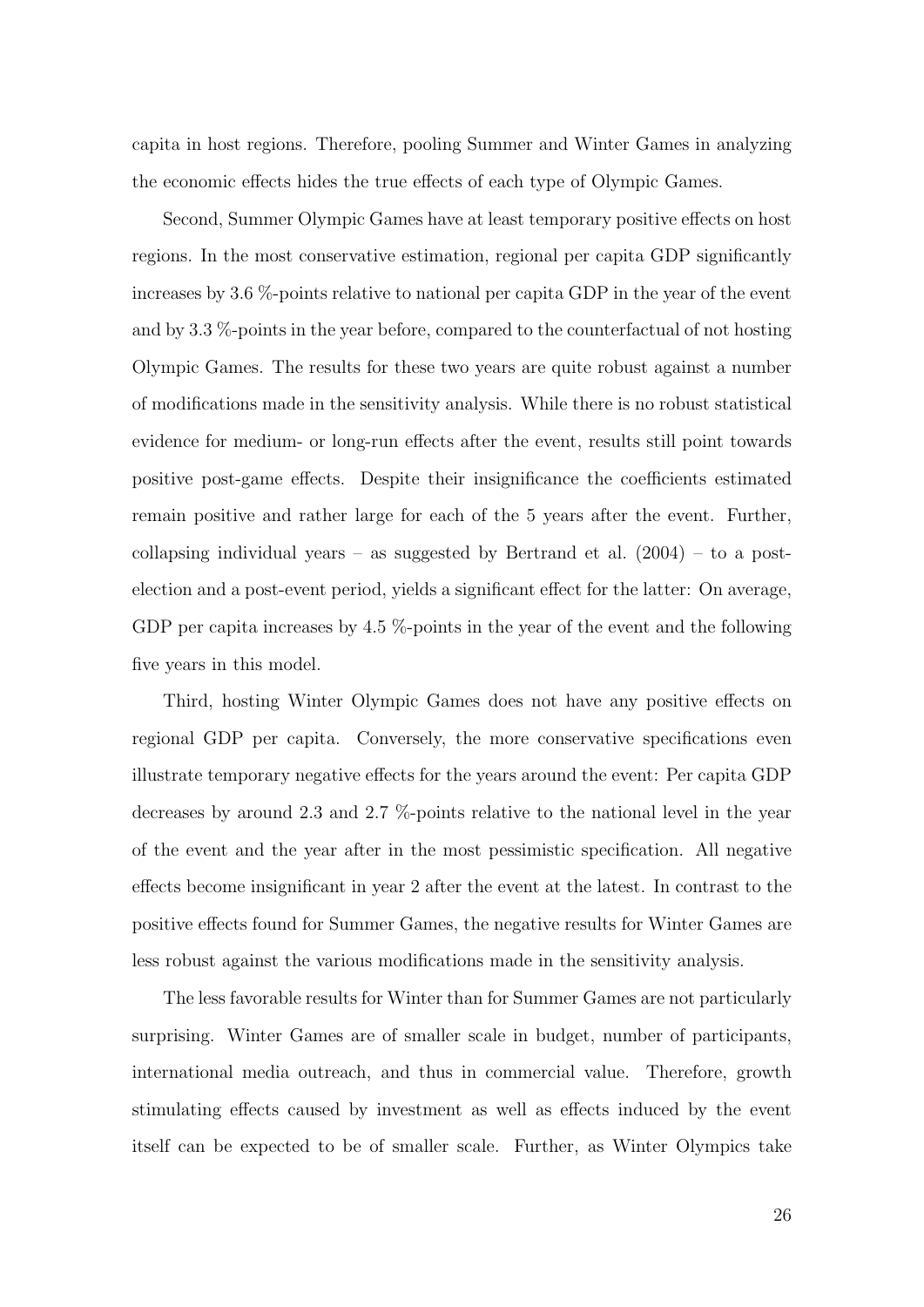capita in host regions. Therefore, pooling Summer and Winter Games in analyzing the economic effects hides the true effects of each type of Olympic Games.

Second, Summer Olympic Games have at least temporary positive effects on host regions. In the most conservative estimation, regional per capita GDP significantly increases by 3.6 %-points relative to national per capita GDP in the year of the event and by 3.3 %-points in the year before, compared to the counterfactual of not hosting Olympic Games. The results for these two years are quite robust against a number of modifications made in the sensitivity analysis. While there is no robust statistical evidence for medium- or long-run effects after the event, results still point towards positive post-game effects. Despite their insignificance the coefficients estimated remain positive and rather large for each of the 5 years after the event. Further, collapsing individual years – as suggested by Bertrand et al. (2004) – to a post-election and a post-event period, yields a significant effect for the latter: On average, GDP per capita increases by 4.5 %-points in the year of the event and the following five years in this model.

Third, hosting Winter Olympic Games does not have any positive effects on regional GDP per capita. Conversely, the more conservative specifications even illustrate temporary negative effects for the years around the event: Per capita GDP decreases by around 2.3 and 2.7 %-points relative to the national level in the year of the event and the year after in the most pessimistic specification. All negative effects become insignificant in year 2 after the event at the latest. In contrast to the positive effects found for Summer Games, the negative results for Winter Games are less robust against the various modifications made in the sensitivity analysis.

The less favorable results for Winter than for Summer Games are not particularly surprising. Winter Games are of smaller scale in budget, number of participants, international media outreach, and thus in commercial value. Therefore, growth stimulating effects caused by investment as well as effects induced by the event itself can be expected to be of smaller scale. Further, as Winter Olympics take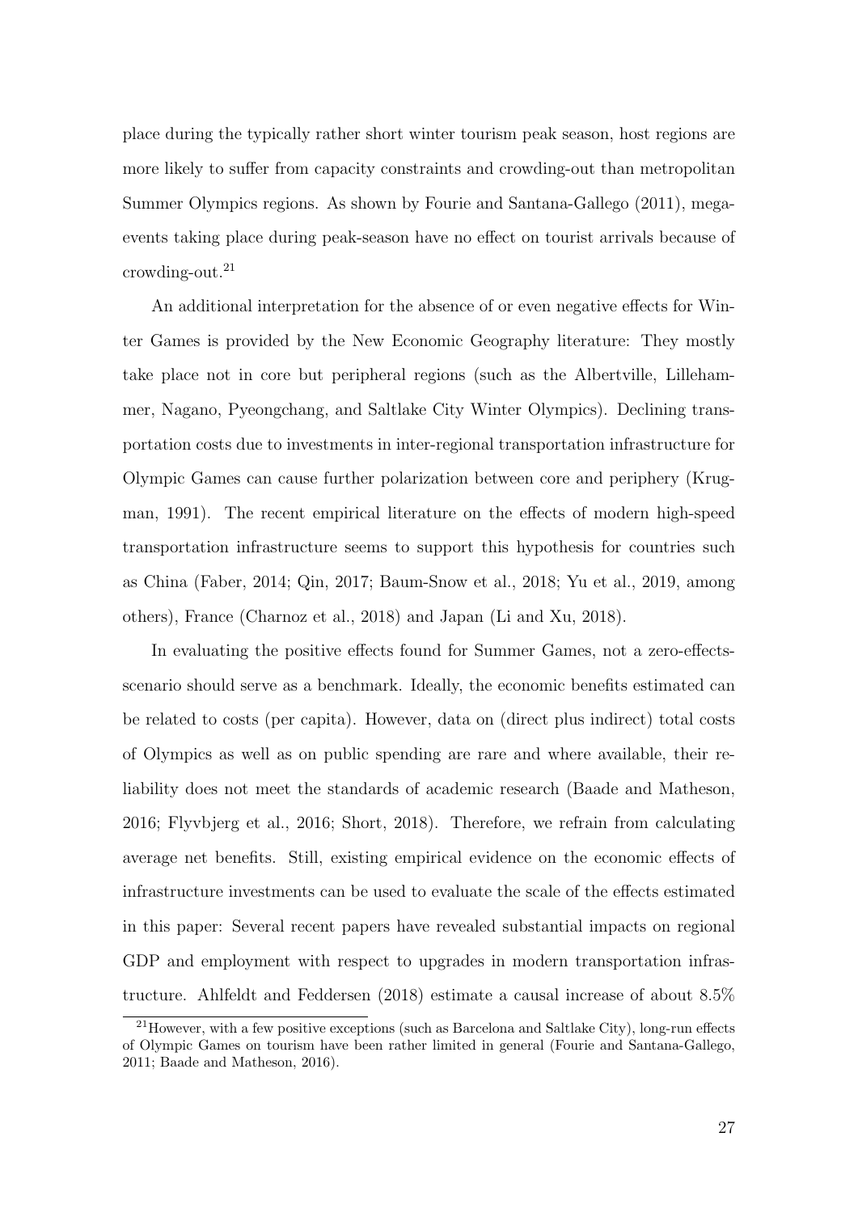place during the typically rather short winter tourism peak season, host regions are more likely to suffer from capacity constraints and crowding-out than metropolitan Summer Olympics regions. As shown by Fourie and Santana-Gallego (2011), mega-events taking place during peak-season have no effect on tourist arrivals because of crowding-out.[21]

An additional interpretation for the absence of or even negative effects for Winter Games is provided by the New Economic Geography literature: They mostly take place not in core but peripheral regions (such as the Albertville, Lillehammer, Nagano, Pyeongchang, and Saltlake City Winter Olympics). Declining transportation costs due to investments in inter-regional transportation infrastructure for Olympic Games can cause further polarization between core and periphery (Krugman, 1991). The recent empirical literature on the effects of modern high-speed transportation infrastructure seems to support this hypothesis for countries such as China (Faber, 2014; Qin, 2017; Baum-Snow et al., 2018; Yu et al., 2019, among others), France (Charnoz et al., 2018) and Japan (Li and Xu, 2018).

In evaluating the positive effects found for Summer Games, not a zero-effects-scenario should serve as a benchmark. Ideally, the economic benefits estimated can be related to costs (per capita). However, data on (direct plus indirect) total costs of Olympics as well as on public spending are rare and where available, their reliability does not meet the standards of academic research (Baade and Matheson, 2016; Flyvbjerg et al., 2016; Short, 2018). Therefore, we refrain from calculating average net benefits. Still, existing empirical evidence on the economic effects of infrastructure investments can be used to evaluate the scale of the effects estimated in this paper: Several recent papers have revealed substantial impacts on regional GDP and employment with respect to upgrades in modern transportation infrastructure. Ahlfeldt and Feddersen (2018) estimate a causal increase of about 8.5%

[21] However, with a few positive exceptions (such as Barcelona and Saltlake City), long-run effects of Olympic Games on tourism have been rather limited in general (Fourie and Santana-Gallego, 2011; Baade and Matheson, 2016).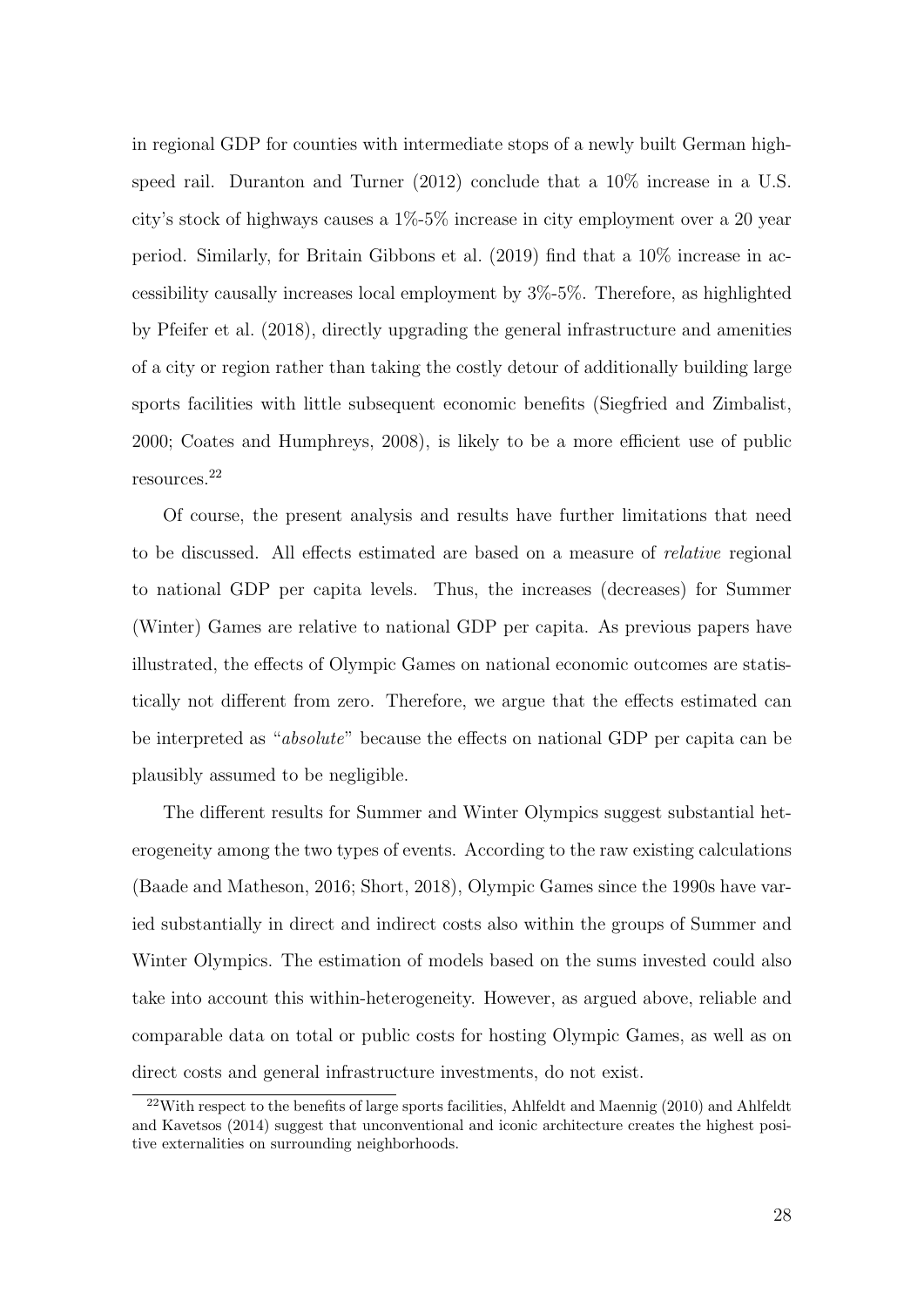in regional GDP for counties with intermediate stops of a newly built German high-speed rail. Duranton and Turner (2012) conclude that a 10% increase in a U.S. city's stock of highways causes a 1%-5% increase in city employment over a 20 year period. Similarly, for Britain Gibbons et al. (2019) find that a 10% increase in accessibility causally increases local employment by 3%-5%. Therefore, as highlighted by Pfeifer et al. (2018), directly upgrading the general infrastructure and amenities of a city or region rather than taking the costly detour of additionally building large sports facilities with little subsequent economic benefits (Siegfried and Zimbalist, 2000; Coates and Humphreys, 2008), is likely to be a more efficient use of public resources.[22]

Of course, the present analysis and results have further limitations that need to be discussed. All effects estimated are based on a measure of *relative* regional to national GDP per capita levels. Thus, the increases (decreases) for Summer (Winter) Games are relative to national GDP per capita. As previous papers have illustrated, the effects of Olympic Games on national economic outcomes are statistically not different from zero. Therefore, we argue that the effects estimated can be interpreted as "*absolute*" because the effects on national GDP per capita can be plausibly assumed to be negligible.

The different results for Summer and Winter Olympics suggest substantial heterogeneity among the two types of events. According to the raw existing calculations (Baade and Matheson, 2016; Short, 2018), Olympic Games since the 1990s have varied substantially in direct and indirect costs also within the groups of Summer and Winter Olympics. The estimation of models based on the sums invested could also take into account this within-heterogeneity. However, as argued above, reliable and comparable data on total or public costs for hosting Olympic Games, as well as on direct costs and general infrastructure investments, do not exist.

[22] With respect to the benefits of large sports facilities, Ahlfeldt and Maennig (2010) and Ahlfeldt and Kavetsos (2014) suggest that unconventional and iconic architecture creates the highest positive externalities on surrounding neighborhoods.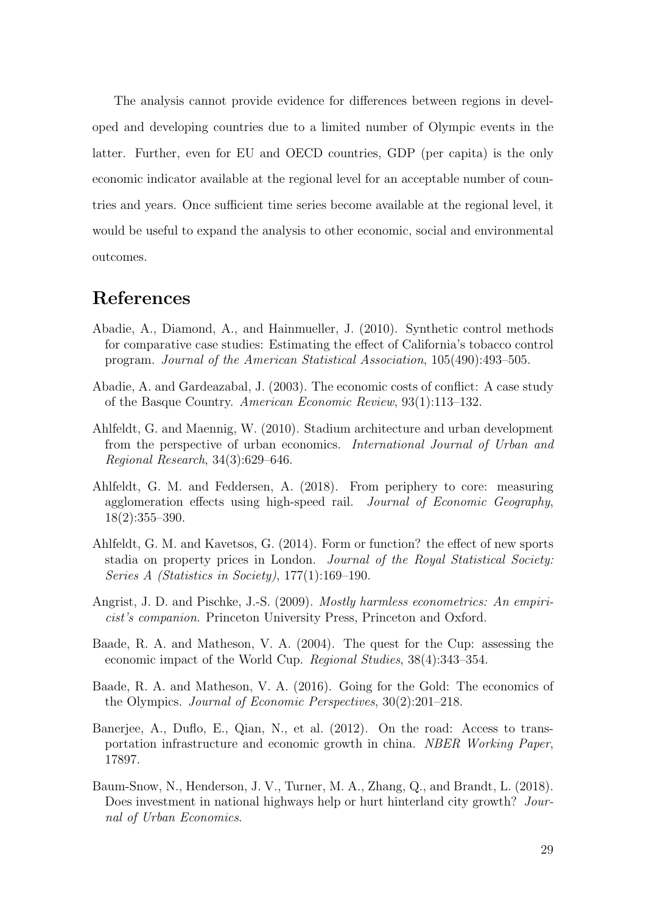The analysis cannot provide evidence for differences between regions in developed and developing countries due to a limited number of Olympic events in the latter. Further, even for EU and OECD countries, GDP (per capita) is the only economic indicator available at the regional level for an acceptable number of countries and years. Once sufficient time series become available at the regional level, it would be useful to expand the analysis to other economic, social and environmental outcomes.

## References

Abadie, A., Diamond, A., and Hainmueller, J. (2010). Synthetic control methods for comparative case studies: Estimating the effect of California's tobacco control program. *Journal of the American Statistical Association*, 105(490):493–505.

Abadie, A. and Gardeazabal, J. (2003). The economic costs of conflict: A case study of the Basque Country. *American Economic Review*, 93(1):113–132.

Ahlfeldt, G. and Maennig, W. (2010). Stadium architecture and urban development from the perspective of urban economics. *International Journal of Urban and Regional Research*, 34(3):629–646.

Ahlfeldt, G. M. and Feddersen, A. (2018). From periphery to core: measuring agglomeration effects using high-speed rail. *Journal of Economic Geography*, 18(2):355–390.

Ahlfeldt, G. M. and Kavetsos, G. (2014). Form or function? the effect of new sports stadia on property prices in London. *Journal of the Royal Statistical Society: Series A (Statistics in Society)*, 177(1):169–190.

Angrist, J. D. and Pischke, J.-S. (2009). *Mostly harmless econometrics: An empiricist's companion*. Princeton University Press, Princeton and Oxford.

Baade, R. A. and Matheson, V. A. (2004). The quest for the Cup: assessing the economic impact of the World Cup. *Regional Studies*, 38(4):343–354.

Baade, R. A. and Matheson, V. A. (2016). Going for the Gold: The economics of the Olympics. *Journal of Economic Perspectives*, 30(2):201–218.

Banerjee, A., Duflo, E., Qian, N., et al. (2012). On the road: Access to transportation infrastructure and economic growth in china. *NBER Working Paper*, 17897.

Baum-Snow, N., Henderson, J. V., Turner, M. A., Zhang, Q., and Brandt, L. (2018). Does investment in national highways help or hurt hinterland city growth? *Journal of Urban Economics*.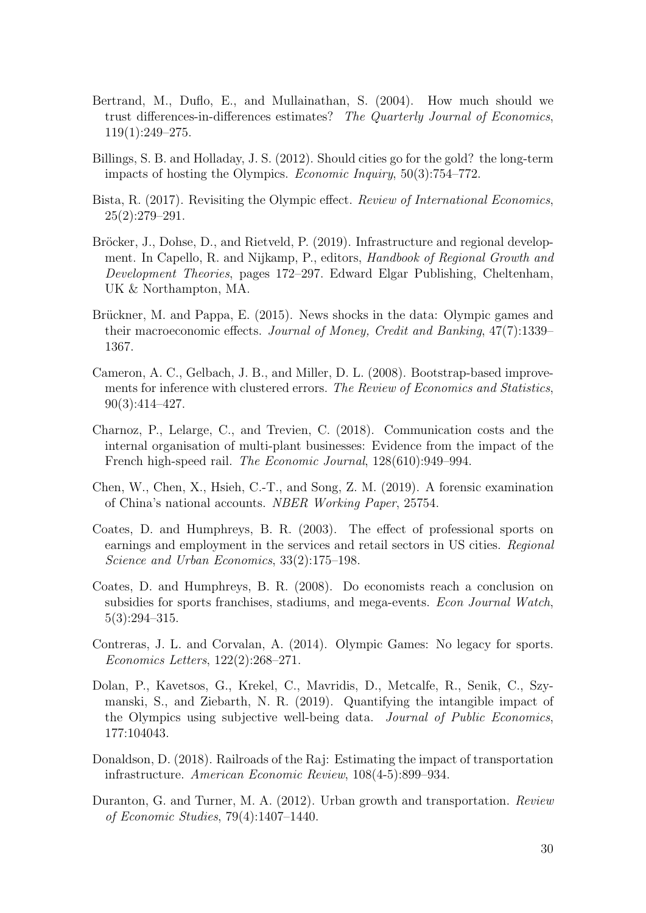Bertrand, M., Duflo, E., and Mullainathan, S. (2004). How much should we trust differences-in-differences estimates? *The Quarterly Journal of Economics*, 119(1):249–275.

Billings, S. B. and Holladay, J. S. (2012). Should cities go for the gold? the long-term impacts of hosting the Olympics. *Economic Inquiry*, 50(3):754–772.

Bista, R. (2017). Revisiting the Olympic effect. *Review of International Economics*, 25(2):279–291.

Bröcker, J., Dohse, D., and Rietveld, P. (2019). Infrastructure and regional development. In Capello, R. and Nijkamp, P., editors, *Handbook of Regional Growth and Development Theories*, pages 172–297. Edward Elgar Publishing, Cheltenham, UK & Northampton, MA.

Brückner, M. and Pappa, E. (2015). News shocks in the data: Olympic games and their macroeconomic effects. *Journal of Money, Credit and Banking*, 47(7):1339–1367.

Cameron, A. C., Gelbach, J. B., and Miller, D. L. (2008). Bootstrap-based improvements for inference with clustered errors. *The Review of Economics and Statistics*, 90(3):414–427.

Charnoz, P., Lelarge, C., and Trevien, C. (2018). Communication costs and the internal organisation of multi-plant businesses: Evidence from the impact of the French high-speed rail. *The Economic Journal*, 128(610):949–994.

Chen, W., Chen, X., Hsieh, C.-T., and Song, Z. M. (2019). A forensic examination of China's national accounts. *NBER Working Paper*, 25754.

Coates, D. and Humphreys, B. R. (2003). The effect of professional sports on earnings and employment in the services and retail sectors in US cities. *Regional Science and Urban Economics*, 33(2):175–198.

Coates, D. and Humphreys, B. R. (2008). Do economists reach a conclusion on subsidies for sports franchises, stadiums, and mega-events. *Econ Journal Watch*, 5(3):294–315.

Contreras, J. L. and Corvalan, A. (2014). Olympic Games: No legacy for sports. *Economics Letters*, 122(2):268–271.

Dolan, P., Kavetsos, G., Krekel, C., Mavridis, D., Metcalfe, R., Senik, C., Szymanski, S., and Ziebarth, N. R. (2019). Quantifying the intangible impact of the Olympics using subjective well-being data. *Journal of Public Economics*, 177:104043.

Donaldson, D. (2018). Railroads of the Raj: Estimating the impact of transportation infrastructure. *American Economic Review*, 108(4-5):899–934.

Duranton, G. and Turner, M. A. (2012). Urban growth and transportation. *Review of Economic Studies*, 79(4):1407–1440.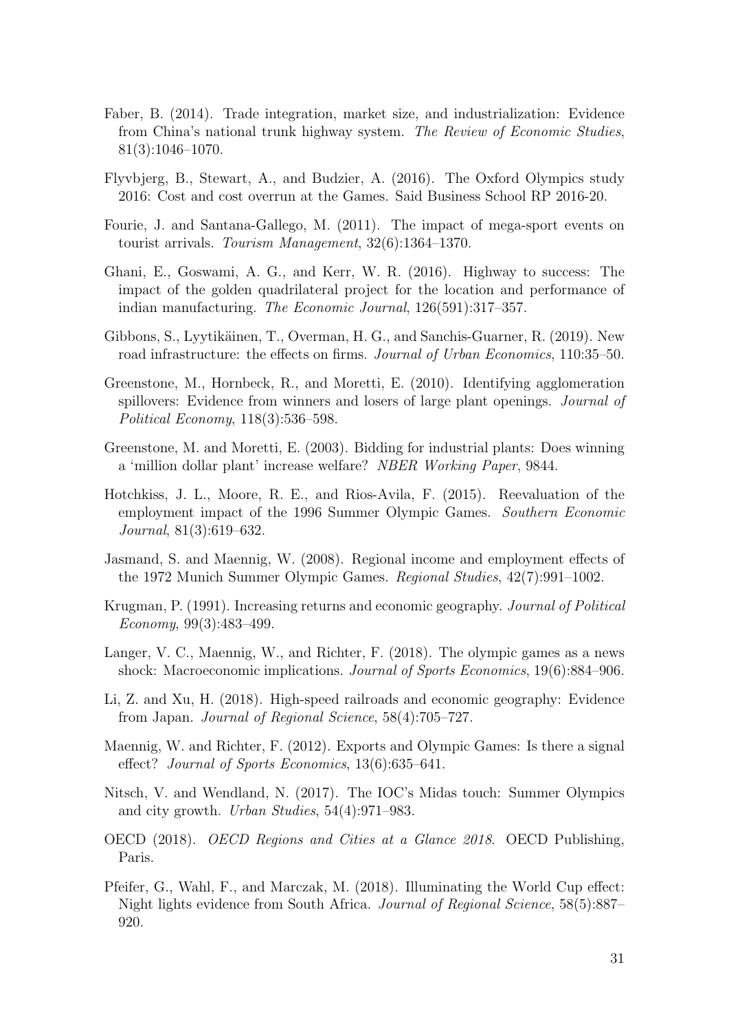Faber, B. (2014). Trade integration, market size, and industrialization: Evidence from China's national trunk highway system. *The Review of Economic Studies*, 81(3):1046–1070.

Flyvbjerg, B., Stewart, A., and Budzier, A. (2016). The Oxford Olympics study 2016: Cost and cost overrun at the Games. Said Business School RP 2016-20.

Fourie, J. and Santana-Gallego, M. (2011). The impact of mega-sport events on tourist arrivals. *Tourism Management*, 32(6):1364–1370.

Ghani, E., Goswami, A. G., and Kerr, W. R. (2016). Highway to success: The impact of the golden quadrilateral project for the location and performance of indian manufacturing. *The Economic Journal*, 126(591):317–357.

Gibbons, S., Lyytikäinen, T., Overman, H. G., and Sanchis-Guarner, R. (2019). New road infrastructure: the effects on firms. *Journal of Urban Economics*, 110:35–50.

Greenstone, M., Hornbeck, R., and Moretti, E. (2010). Identifying agglomeration spillovers: Evidence from winners and losers of large plant openings. *Journal of Political Economy*, 118(3):536–598.

Greenstone, M. and Moretti, E. (2003). Bidding for industrial plants: Does winning a 'million dollar plant' increase welfare? *NBER Working Paper*, 9844.

Hotchkiss, J. L., Moore, R. E., and Rios-Avila, F. (2015). Reevaluation of the employment impact of the 1996 Summer Olympic Games. *Southern Economic Journal*, 81(3):619–632.

Jasmand, S. and Maennig, W. (2008). Regional income and employment effects of the 1972 Munich Summer Olympic Games. *Regional Studies*, 42(7):991–1002.

Krugman, P. (1991). Increasing returns and economic geography. *Journal of Political Economy*, 99(3):483–499.

Langer, V. C., Maennig, W., and Richter, F. (2018). The olympic games as a news shock: Macroeconomic implications. *Journal of Sports Economics*, 19(6):884–906.

Li, Z. and Xu, H. (2018). High-speed railroads and economic geography: Evidence from Japan. *Journal of Regional Science*, 58(4):705–727.

Maennig, W. and Richter, F. (2012). Exports and Olympic Games: Is there a signal effect? *Journal of Sports Economics*, 13(6):635–641.

Nitsch, V. and Wendland, N. (2017). The IOC's Midas touch: Summer Olympics and city growth. *Urban Studies*, 54(4):971–983.

OECD (2018). *OECD Regions and Cities at a Glance 2018*. OECD Publishing, Paris.

Pfeifer, G., Wahl, F., and Marczak, M. (2018). Illuminating the World Cup effect: Night lights evidence from South Africa. *Journal of Regional Science*, 58(5):887–920.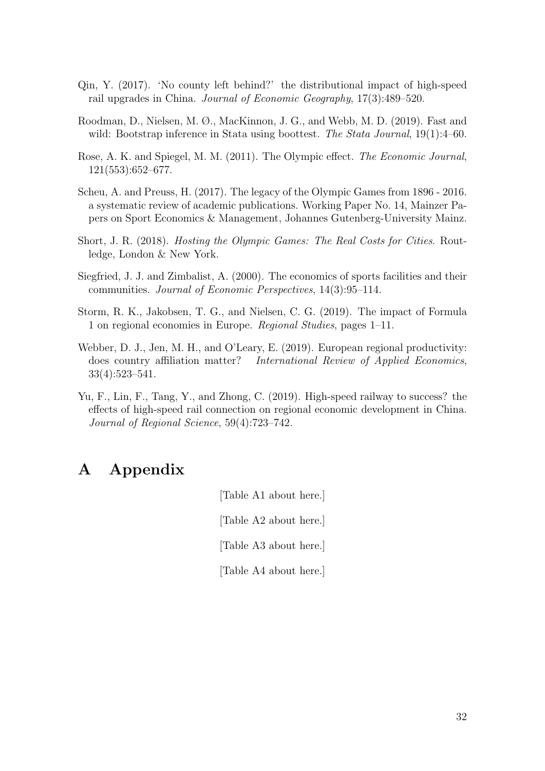Qin, Y. (2017). 'No county left behind?' the distributional impact of high-speed rail upgrades in China. *Journal of Economic Geography*, 17(3):489–520.

Roodman, D., Nielsen, M. Ø., MacKinnon, J. G., and Webb, M. D. (2019). Fast and wild: Bootstrap inference in Stata using boottest. *The Stata Journal*, 19(1):4–60.

Rose, A. K. and Spiegel, M. M. (2011). The Olympic effect. *The Economic Journal*, 121(553):652–677.

Scheu, A. and Preuss, H. (2017). The legacy of the Olympic Games from 1896 - 2016. a systematic review of academic publications. Working Paper No. 14, Mainzer Papers on Sport Economics & Management, Johannes Gutenberg-University Mainz.

Short, J. R. (2018). *Hosting the Olympic Games: The Real Costs for Cities*. Routledge, London & New York.

Siegfried, J. J. and Zimbalist, A. (2000). The economics of sports facilities and their communities. *Journal of Economic Perspectives*, 14(3):95–114.

Storm, R. K., Jakobsen, T. G., and Nielsen, C. G. (2019). The impact of Formula 1 on regional economies in Europe. *Regional Studies*, pages 1–11.

Webber, D. J., Jen, M. H., and O'Leary, E. (2019). European regional productivity: does country affiliation matter? *International Review of Applied Economics*, 33(4):523–541.

Yu, F., Lin, F., Tang, Y., and Zhong, C. (2019). High-speed railway to success? the effects of high-speed rail connection on regional economic development in China. *Journal of Regional Science*, 59(4):723–742.

# A Appendix

[Table A1 about here.]

[Table A2 about here.]

[Table A3 about here.]

[Table A4 about here.]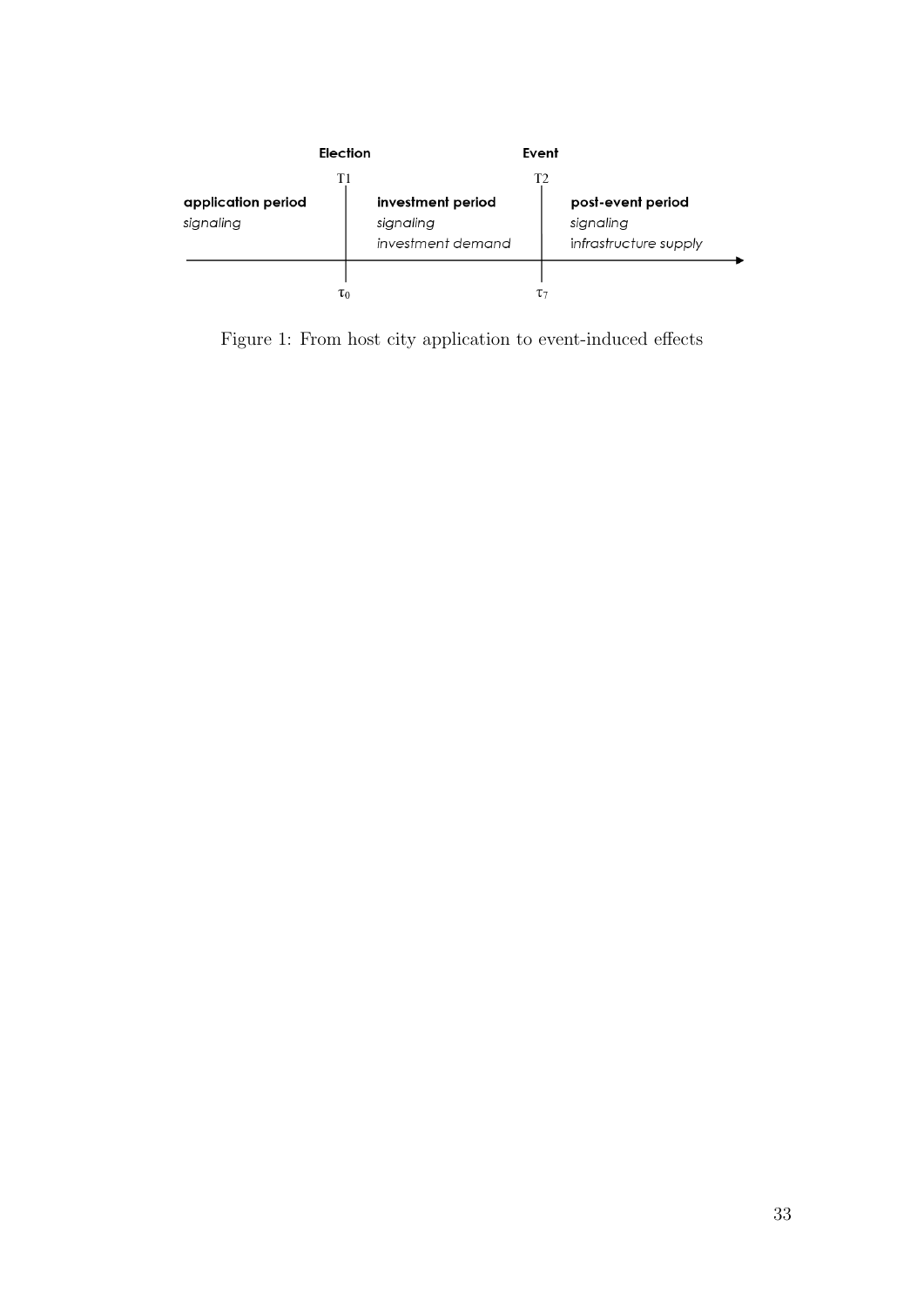| Election | | Event | |
|---|---|---|---|
| | T1 | | T2 |
| **application period** | | **investment period** | **post-event period** |
| *signaling* | | *signaling* | *signaling* |
| | | *investment demand* | *infrastructure supply* |
| | $\tau_0$ | | $\tau_7$ |

Figure 1: From host city application to event-induced effects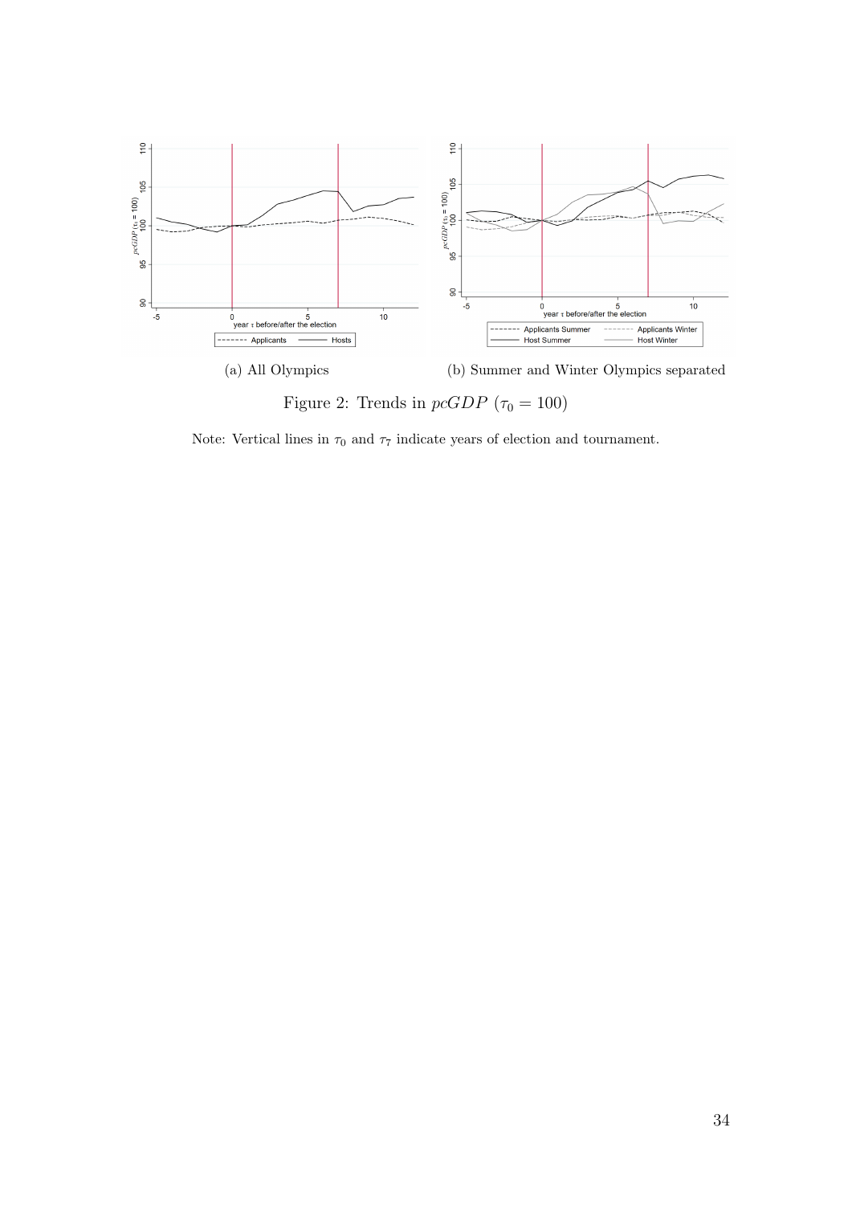(a) All Olympics

(b) Summer and Winter Olympics separated

Figure 2: Trends in $pcGDP$ ($\tau_0 = 100$)

Note: Vertical lines in $\tau_0$ and $\tau_7$ indicate years of election and tournament.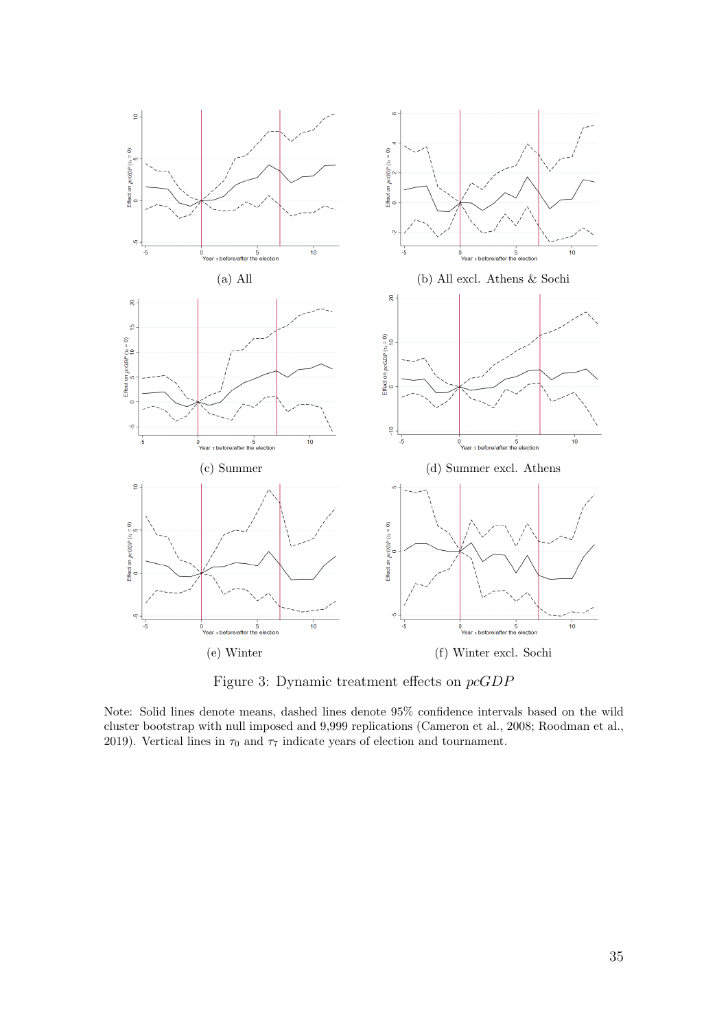(a) All

(b) All excl. Athens & Sochi

(c) Summer

(d) Summer excl. Athens

(e) Winter

(f) Winter excl. Sochi

Figure 3: Dynamic treatment effects on $pcGDP$

Note: Solid lines denote means, dashed lines denote 95% confidence intervals based on the wild cluster bootstrap with null imposed and 9,999 replications (Cameron et al., 2008; Roodman et al., 2019). Vertical lines in $\tau_0$ and $\tau_7$ indicate years of election and tournament.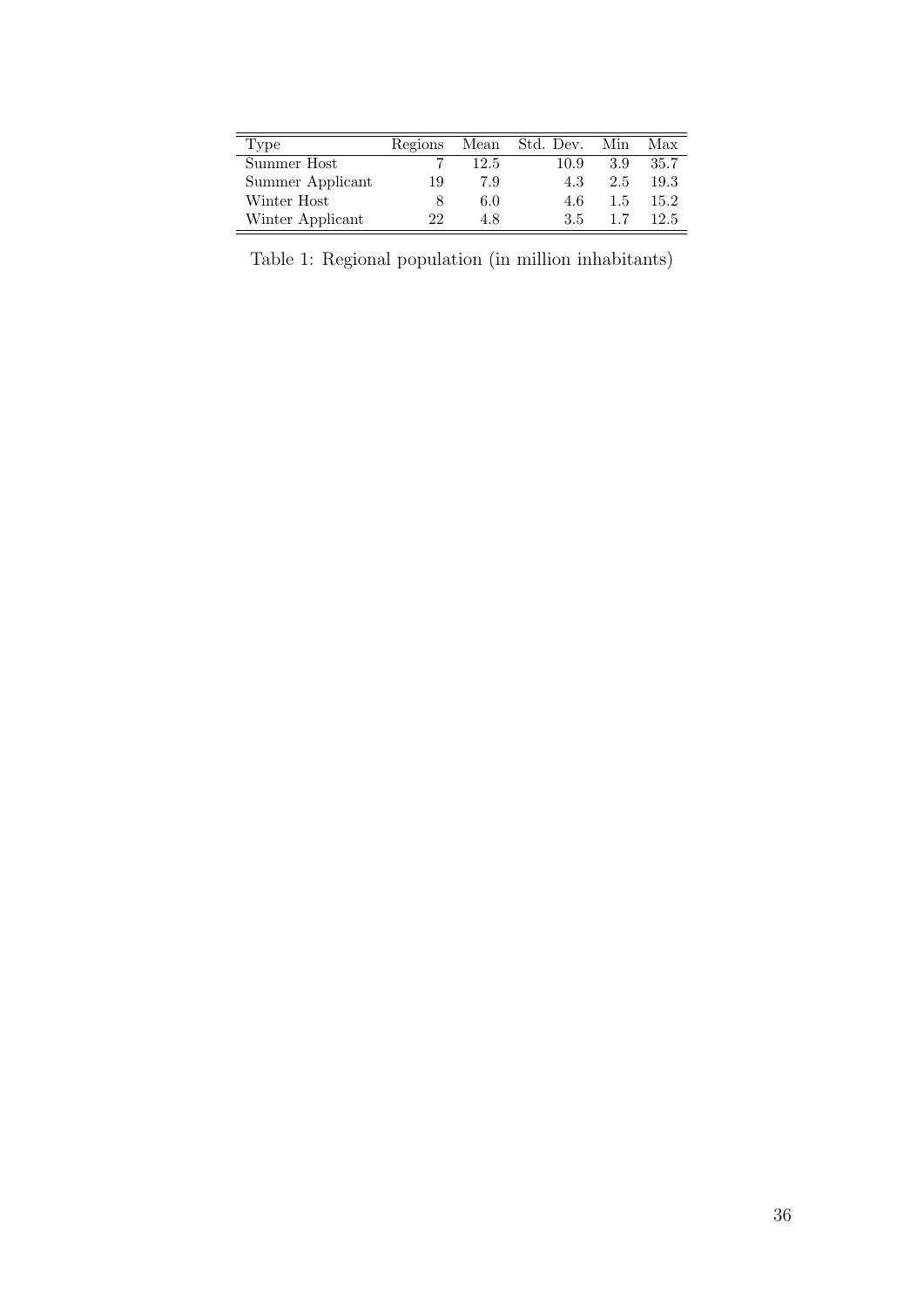| Type | Regions | Mean | Std. Dev. | Min | Max |
|---|---|---|---|---|---|
| Summer Host | 7 | 12.5 | 10.9 | 3.9 | 35.7 |
| Summer Applicant | 19 | 7.9 | 4.3 | 2.5 | 19.3 |
| Winter Host | 8 | 6.0 | 4.6 | 1.5 | 15.2 |
| Winter Applicant | 22 | 4.8 | 3.5 | 1.7 | 12.5 |

Table 1: Regional population (in million inhabitants)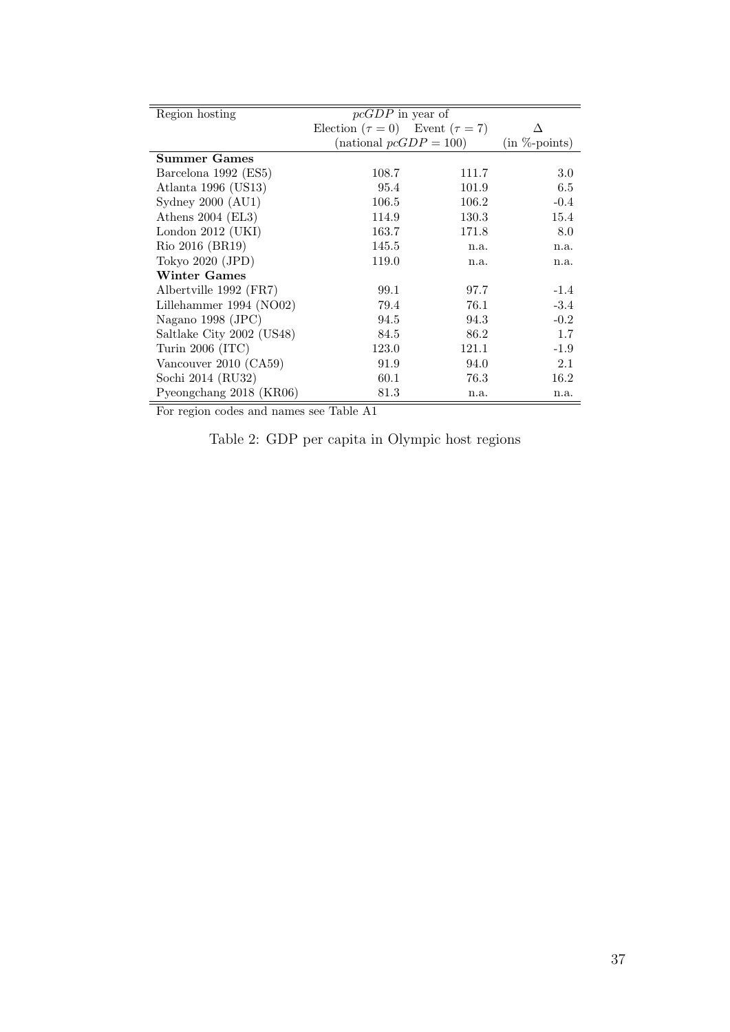| Region hosting | *pcGDP* in year of | | |
|---|---|---|---|
| | Election ($\tau = 0$) | Event ($\tau = 7$) | $\Delta$ |
| | (national $pcGDP = 100$) | | (in %-points) |
| **Summer Games** | | | |
| Barcelona 1992 (ES5) | 108.7 | 111.7 | 3.0 |
| Atlanta 1996 (US13) | 95.4 | 101.9 | 6.5 |
| Sydney 2000 (AU1) | 106.5 | 106.2 | -0.4 |
| Athens 2004 (EL3) | 114.9 | 130.3 | 15.4 |
| London 2012 (UKI) | 163.7 | 171.8 | 8.0 |
| Rio 2016 (BR19) | 145.5 | n.a. | n.a. |
| Tokyo 2020 (JPD) | 119.0 | n.a. | n.a. |
| **Winter Games** | | | |
| Albertville 1992 (FR7) | 99.1 | 97.7 | -1.4 |
| Lillehammer 1994 (NO02) | 79.4 | 76.1 | -3.4 |
| Nagano 1998 (JPC) | 94.5 | 94.3 | -0.2 |
| Saltlake City 2002 (US48) | 84.5 | 86.2 | 1.7 |
| Turin 2006 (ITC) | 123.0 | 121.1 | -1.9 |
| Vancouver 2010 (CA59) | 91.9 | 94.0 | 2.1 |
| Sochi 2014 (RU32) | 60.1 | 76.3 | 16.2 |
| Pyeongchang 2018 (KR06) | 81.3 | n.a. | n.a. |

For region codes and names see Table A1

Table 2: GDP per capita in Olympic host regions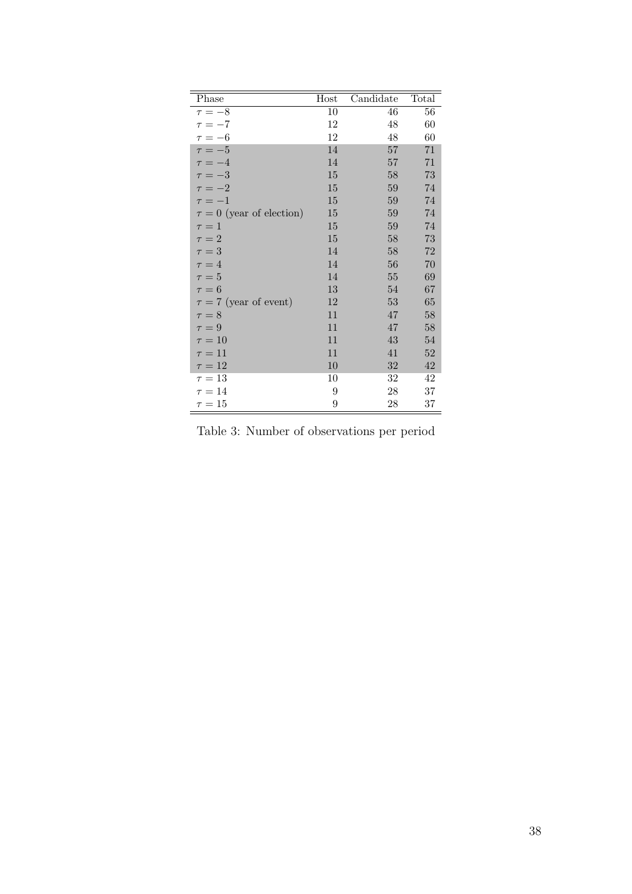| Phase | Host | Candidate | Total |
|---|---|---|---|
| $\tau = -8$ | 10 | 46 | 56 |
| $\tau = -7$ | 12 | 48 | 60 |
| $\tau = -6$ | 12 | 48 | 60 |
| $\tau = -5$ | 14 | 57 | 71 |
| $\tau = -4$ | 14 | 57 | 71 |
| $\tau = -3$ | 15 | 58 | 73 |
| $\tau = -2$ | 15 | 59 | 74 |
| $\tau = -1$ | 15 | 59 | 74 |
| $\tau = 0$ (year of election) | 15 | 59 | 74 |
| $\tau = 1$ | 15 | 59 | 74 |
| $\tau = 2$ | 15 | 58 | 73 |
| $\tau = 3$ | 14 | 58 | 72 |
| $\tau = 4$ | 14 | 56 | 70 |
| $\tau = 5$ | 14 | 55 | 69 |
| $\tau = 6$ | 13 | 54 | 67 |
| $\tau = 7$ (year of event) | 12 | 53 | 65 |
| $\tau = 8$ | 11 | 47 | 58 |
| $\tau = 9$ | 11 | 47 | 58 |
| $\tau = 10$ | 11 | 43 | 54 |
| $\tau = 11$ | 11 | 41 | 52 |
| $\tau = 12$ | 10 | 32 | 42 |
| $\tau = 13$ | 10 | 32 | 42 |
| $\tau = 14$ | 9 | 28 | 37 |
| $\tau = 15$ | 9 | 28 | 37 |

Table 3: Number of observations per period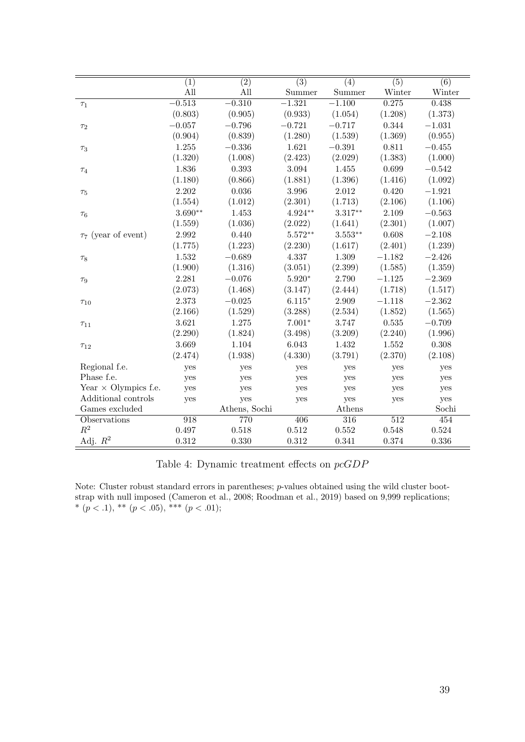| | (1) | (2) | (3) | (4) | (5) | (6) |
|---|---|---|---|---|---|---|
| | All | All | Summer | Summer | Winter | Winter |
| $\tau_1$ | $-0.513$ | $-0.310$ | $-1.321$ | $-1.100$ | 0.275 | 0.438 |
| | (0.803) | (0.905) | (0.933) | (1.054) | (1.208) | (1.373) |
| $\tau_2$ | $-0.057$ | $-0.796$ | $-0.721$ | $-0.717$ | 0.344 | $-1.031$ |
| | (0.904) | (0.839) | (1.280) | (1.539) | (1.369) | (0.955) |
| $\tau_3$ | 1.255 | $-0.336$ | 1.621 | $-0.391$ | 0.811 | $-0.455$ |
| | (1.320) | (1.008) | (2.423) | (2.029) | (1.383) | (1.000) |
| $\tau_4$ | 1.836 | 0.393 | 3.094 | 1.455 | 0.699 | $-0.542$ |
| | (1.180) | (0.866) | (1.881) | (1.396) | (1.416) | (1.092) |
| $\tau_5$ | 2.202 | 0.036 | 3.996 | 2.012 | 0.420 | $-1.921$ |
| | (1.554) | (1.012) | (2.301) | (1.713) | (2.106) | (1.106) |
| $\tau_6$ | $3.690^{**}$ | 1.453 | $4.924^{**}$ | $3.317^{**}$ | 2.109 | $-0.563$ |
| | (1.559) | (1.036) | (2.022) | (1.641) | (2.301) | (1.007) |
| $\tau_7$ (year of event) | 2.992 | 0.440 | $5.572^{**}$ | $3.553^{**}$ | 0.608 | $-2.108$ |
| | (1.775) | (1.223) | (2.230) | (1.617) | (2.401) | (1.239) |
| $\tau_8$ | 1.532 | $-0.689$ | 4.337 | 1.309 | $-1.182$ | $-2.426$ |
| | (1.900) | (1.316) | (3.051) | (2.399) | (1.585) | (1.359) |
| $\tau_9$ | 2.281 | $-0.076$ | $5.920^{*}$ | 2.790 | $-1.125$ | $-2.369$ |
| | (2.073) | (1.468) | (3.147) | (2.444) | (1.718) | (1.517) |
| $\tau_{10}$ | 2.373 | $-0.025$ | $6.115^{*}$ | 2.909 | $-1.118$ | $-2.362$ |
| | (2.166) | (1.529) | (3.288) | (2.534) | (1.852) | (1.565) |
| $\tau_{11}$ | 3.621 | 1.275 | $7.001^{*}$ | 3.747 | 0.535 | $-0.709$ |
| | (2.290) | (1.824) | (3.498) | (3.209) | (2.240) | (1.996) |
| $\tau_{12}$ | 3.669 | 1.104 | 6.043 | 1.432 | 1.552 | 0.308 |
| | (2.474) | (1.938) | (4.330) | (3.791) | (2.370) | (2.108) |
| Regional f.e. | yes | yes | yes | yes | yes | yes |
| Phase f.e. | yes | yes | yes | yes | yes | yes |
| Year × Olympics f.e. | yes | yes | yes | yes | yes | yes |
| Additional controls | yes | yes | yes | yes | yes | yes |
| Games excluded | | Athens, Sochi | | Athens | | Sochi |
| Observations | 918 | 770 | 406 | 316 | 512 | 454 |
| $R^2$ | 0.497 | 0.518 | 0.512 | 0.552 | 0.548 | 0.524 |
| Adj. $R^2$ | 0.312 | 0.330 | 0.312 | 0.341 | 0.374 | 0.336 |

Table 4: Dynamic treatment effects on *pcGDP*

Note: Cluster robust standard errors in parentheses; $p$-values obtained using the wild cluster bootstrap with null imposed (Cameron et al., 2008; Roodman et al., 2019) based on 9,999 replications; * ($p < .1$), ** ($p < .05$), *** ($p < .01$);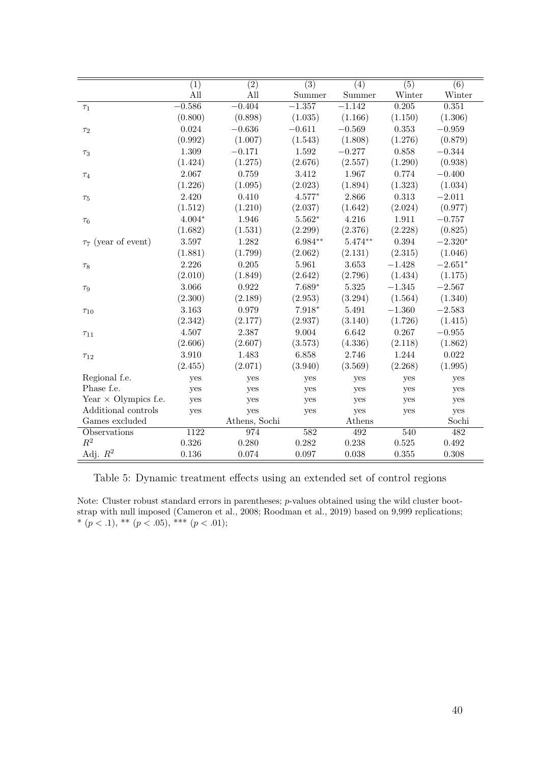| | (1) | (2) | (3) | (4) | (5) | (6) |
|---|---|---|---|---|---|---|
| | All | All | Summer | Summer | Winter | Winter |
| $\tau_1$ | $-0.586$ | $-0.404$ | $-1.357$ | $-1.142$ | 0.205 | 0.351 |
| | (0.800) | (0.898) | (1.035) | (1.166) | (1.150) | (1.306) |
| $\tau_2$ | 0.024 | $-0.636$ | $-0.611$ | $-0.569$ | 0.353 | $-0.959$ |
| | (0.992) | (1.007) | (1.543) | (1.808) | (1.276) | (0.879) |
| $\tau_3$ | 1.309 | $-0.171$ | 1.592 | $-0.277$ | 0.858 | $-0.344$ |
| | (1.424) | (1.275) | (2.676) | (2.557) | (1.290) | (0.938) |
| $\tau_4$ | 2.067 | 0.759 | 3.412 | 1.967 | 0.774 | $-0.400$ |
| | (1.226) | (1.095) | (2.023) | (1.894) | (1.323) | (1.034) |
| $\tau_5$ | 2.420 | 0.410 | $4.577^{*}$ | 2.866 | 0.313 | $-2.011$ |
| | (1.512) | (1.210) | (2.037) | (1.642) | (2.024) | (0.977) |
| $\tau_6$ | $4.004^{*}$ | 1.946 | $5.562^{*}$ | 4.216 | 1.911 | $-0.757$ |
| | (1.682) | (1.531) | (2.299) | (2.376) | (2.228) | (0.825) |
| $\tau_7$ (year of event) | 3.597 | 1.282 | $6.984^{**}$ | $5.474^{**}$ | 0.394 | $-2.320^{*}$ |
| | (1.881) | (1.799) | (2.062) | (2.131) | (2.315) | (1.046) |
| $\tau_8$ | 2.226 | 0.205 | 5.961 | 3.653 | $-1.428$ | $-2.651^{*}$ |
| | (2.010) | (1.849) | (2.642) | (2.796) | (1.434) | (1.175) |
| $\tau_9$ | 3.066 | 0.922 | $7.689^{*}$ | 5.325 | $-1.345$ | $-2.567$ |
| | (2.300) | (2.189) | (2.953) | (3.294) | (1.564) | (1.340) |
| $\tau_{10}$ | 3.163 | 0.979 | $7.918^{*}$ | 5.491 | $-1.360$ | $-2.583$ |
| | (2.342) | (2.177) | (2.937) | (3.140) | (1.726) | (1.415) |
| $\tau_{11}$ | 4.507 | 2.387 | 9.004 | 6.642 | 0.267 | $-0.955$ |
| | (2.606) | (2.607) | (3.573) | (4.336) | (2.118) | (1.862) |
| $\tau_{12}$ | 3.910 | 1.483 | 6.858 | 2.746 | 1.244 | 0.022 |
| | (2.455) | (2.071) | (3.940) | (3.569) | (2.268) | (1.995) |
| Regional f.e. | yes | yes | yes | yes | yes | yes |
| Phase f.e. | yes | yes | yes | yes | yes | yes |
| Year $\times$ Olympics f.e. | yes | yes | yes | yes | yes | yes |
| Additional controls | yes | yes | yes | yes | yes | yes |
| Games excluded | | Athens, Sochi | | Athens | | Sochi |
| Observations | 1122 | 974 | 582 | 492 | 540 | 482 |
| $R^2$ | 0.326 | 0.280 | 0.282 | 0.238 | 0.525 | 0.492 |
| Adj. $R^2$ | 0.136 | 0.074 | 0.097 | 0.038 | 0.355 | 0.308 |

Table 5: Dynamic treatment effects using an extended set of control regions

Note: Cluster robust standard errors in parentheses; $p$-values obtained using the wild cluster bootstrap with null imposed (Cameron et al., 2008; Roodman et al., 2019) based on 9,999 replications; * ($p < .1$), ** ($p < .05$), *** ($p < .01$);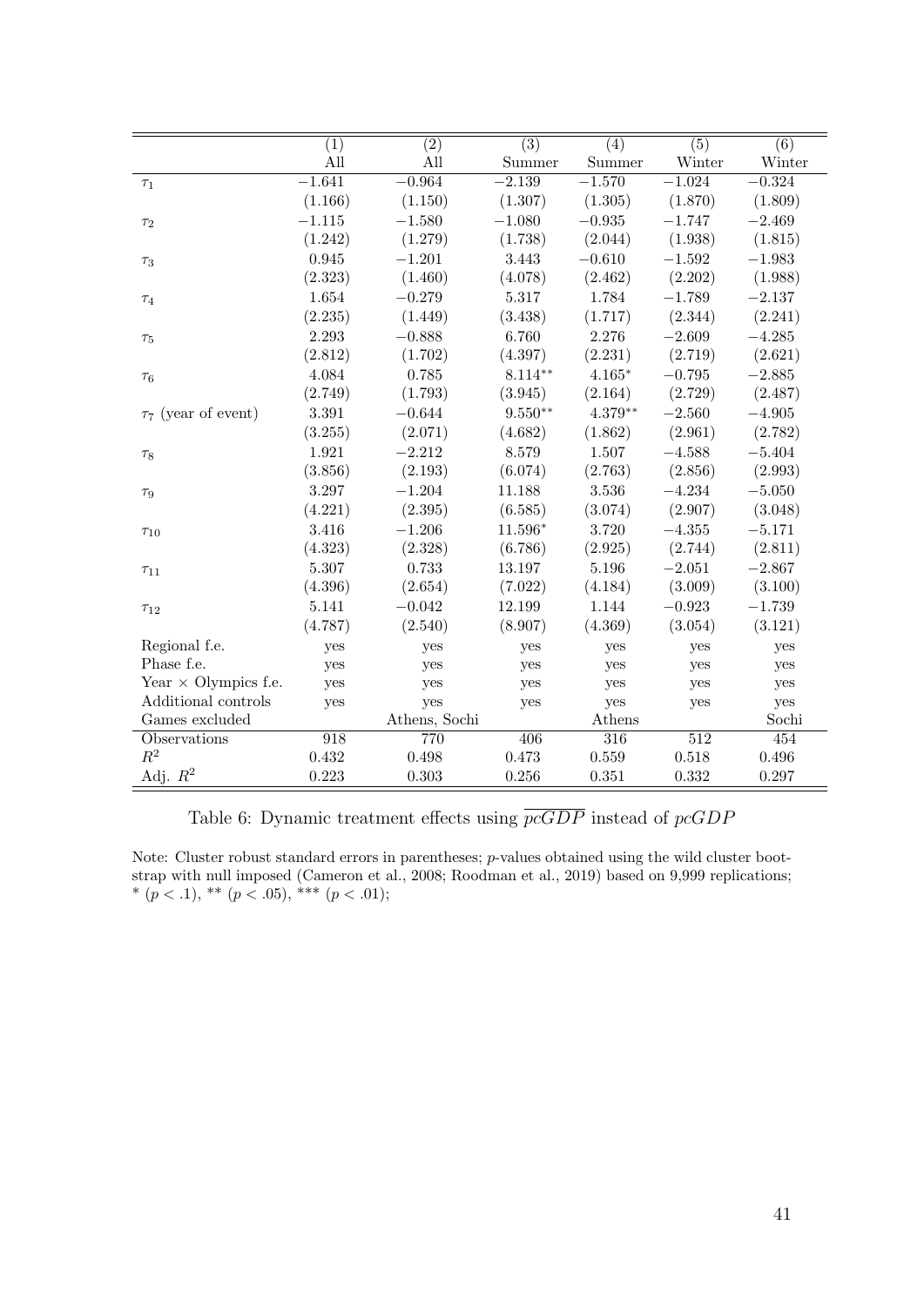| | (1) | (2) | (3) | (4) | (5) | (6) |
|---|---|---|---|---|---|---|
| | All | All | Summer | Summer | Winter | Winter |
| $\tau_1$ | $-1.641$ | $-0.964$ | $-2.139$ | $-1.570$ | $-1.024$ | $-0.324$ |
| | (1.166) | (1.150) | (1.307) | (1.305) | (1.870) | (1.809) |
| $\tau_2$ | $-1.115$ | $-1.580$ | $-1.080$ | $-0.935$ | $-1.747$ | $-2.469$ |
| | (1.242) | (1.279) | (1.738) | (2.044) | (1.938) | (1.815) |
| $\tau_3$ | 0.945 | $-1.201$ | 3.443 | $-0.610$ | $-1.592$ | $-1.983$ |
| | (2.323) | (1.460) | (4.078) | (2.462) | (2.202) | (1.988) |
| $\tau_4$ | 1.654 | $-0.279$ | 5.317 | 1.784 | $-1.789$ | $-2.137$ |
| | (2.235) | (1.449) | (3.438) | (1.717) | (2.344) | (2.241) |
| $\tau_5$ | 2.293 | $-0.888$ | 6.760 | 2.276 | $-2.609$ | $-4.285$ |
| | (2.812) | (1.702) | (4.397) | (2.231) | (2.719) | (2.621) |
| $\tau_6$ | 4.084 | 0.785 | $8.114^{**}$ | $4.165^{*}$ | $-0.795$ | $-2.885$ |
| | (2.749) | (1.793) | (3.945) | (2.164) | (2.729) | (2.487) |
| $\tau_7$ (year of event) | 3.391 | $-0.644$ | $9.550^{**}$ | $4.379^{**}$ | $-2.560$ | $-4.905$ |
| | (3.255) | (2.071) | (4.682) | (1.862) | (2.961) | (2.782) |
| $\tau_8$ | 1.921 | $-2.212$ | 8.579 | 1.507 | $-4.588$ | $-5.404$ |
| | (3.856) | (2.193) | (6.074) | (2.763) | (2.856) | (2.993) |
| $\tau_9$ | 3.297 | $-1.204$ | 11.188 | 3.536 | $-4.234$ | $-5.050$ |
| | (4.221) | (2.395) | (6.585) | (3.074) | (2.907) | (3.048) |
| $\tau_{10}$ | 3.416 | $-1.206$ | $11.596^{*}$ | 3.720 | $-4.355$ | $-5.171$ |
| | (4.323) | (2.328) | (6.786) | (2.925) | (2.744) | (2.811) |
| $\tau_{11}$ | 5.307 | 0.733 | 13.197 | 5.196 | $-2.051$ | $-2.867$ |
| | (4.396) | (2.654) | (7.022) | (4.184) | (3.009) | (3.100) |
| $\tau_{12}$ | 5.141 | $-0.042$ | 12.199 | 1.144 | $-0.923$ | $-1.739$ |
| | (4.787) | (2.540) | (8.907) | (4.369) | (3.054) | (3.121) |
| Regional f.e. | yes | yes | yes | yes | yes | yes |
| Phase f.e. | yes | yes | yes | yes | yes | yes |
| Year $\times$ Olympics f.e. | yes | yes | yes | yes | yes | yes |
| Additional controls | yes | yes | yes | yes | yes | yes |
| Games excluded | | Athens, Sochi | | Athens | | Sochi |
| Observations | 918 | 770 | 406 | 316 | 512 | 454 |
| $R^2$ | 0.432 | 0.498 | 0.473 | 0.559 | 0.518 | 0.496 |
| Adj. $R^2$ | 0.223 | 0.303 | 0.256 | 0.351 | 0.332 | 0.297 |

Table 6: Dynamic treatment effects using $\overline{pcGDP}$ instead of $pcGDP$

Note: Cluster robust standard errors in parentheses; $p$-values obtained using the wild cluster bootstrap with null imposed (Cameron et al., 2008; Roodman et al., 2019) based on 9,999 replications; * $(p < .1)$, ** $(p < .05)$, *** $(p < .01)$;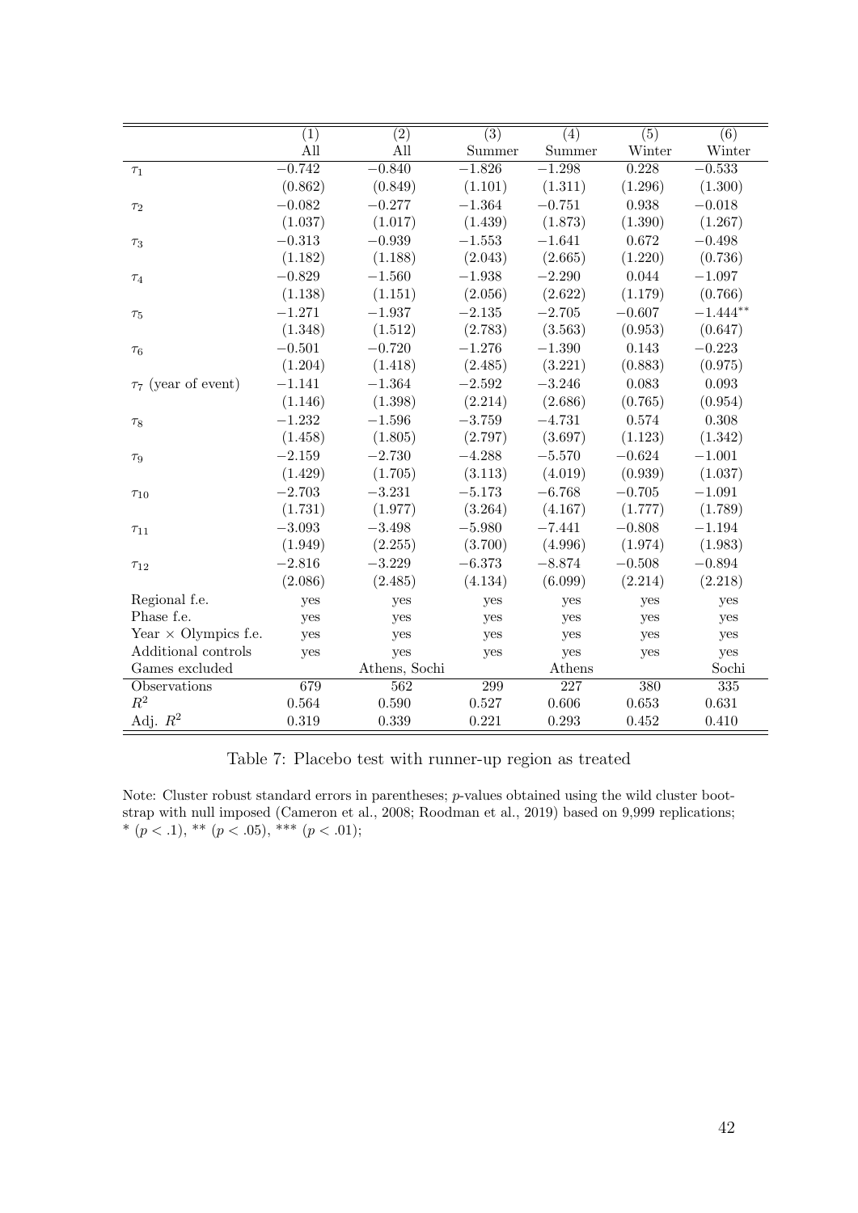| | (1) | (2) | (3) | (4) | (5) | (6) |
|---|---|---|---|---|---|---|
| | All | All | Summer | Summer | Winter | Winter |
| $\tau_1$ | $-0.742$ | $-0.840$ | $-1.826$ | $-1.298$ | 0.228 | $-0.533$ |
| | (0.862) | (0.849) | (1.101) | (1.311) | (1.296) | (1.300) |
| $\tau_2$ | $-0.082$ | $-0.277$ | $-1.364$ | $-0.751$ | 0.938 | $-0.018$ |
| | (1.037) | (1.017) | (1.439) | (1.873) | (1.390) | (1.267) |
| $\tau_3$ | $-0.313$ | $-0.939$ | $-1.553$ | $-1.641$ | 0.672 | $-0.498$ |
| | (1.182) | (1.188) | (2.043) | (2.665) | (1.220) | (0.736) |
| $\tau_4$ | $-0.829$ | $-1.560$ | $-1.938$ | $-2.290$ | 0.044 | $-1.097$ |
| | (1.138) | (1.151) | (2.056) | (2.622) | (1.179) | (0.766) |
| $\tau_5$ | $-1.271$ | $-1.937$ | $-2.135$ | $-2.705$ | $-0.607$ | $-1.444^{**}$ |
| | (1.348) | (1.512) | (2.783) | (3.563) | (0.953) | (0.647) |
| $\tau_6$ | $-0.501$ | $-0.720$ | $-1.276$ | $-1.390$ | 0.143 | $-0.223$ |
| | (1.204) | (1.418) | (2.485) | (3.221) | (0.883) | (0.975) |
| $\tau_7$ (year of event) | $-1.141$ | $-1.364$ | $-2.592$ | $-3.246$ | 0.083 | 0.093 |
| | (1.146) | (1.398) | (2.214) | (2.686) | (0.765) | (0.954) |
| $\tau_8$ | $-1.232$ | $-1.596$ | $-3.759$ | $-4.731$ | 0.574 | 0.308 |
| | (1.458) | (1.805) | (2.797) | (3.697) | (1.123) | (1.342) |
| $\tau_9$ | $-2.159$ | $-2.730$ | $-4.288$ | $-5.570$ | $-0.624$ | $-1.001$ |
| | (1.429) | (1.705) | (3.113) | (4.019) | (0.939) | (1.037) |
| $\tau_{10}$ | $-2.703$ | $-3.231$ | $-5.173$ | $-6.768$ | $-0.705$ | $-1.091$ |
| | (1.731) | (1.977) | (3.264) | (4.167) | (1.777) | (1.789) |
| $\tau_{11}$ | $-3.093$ | $-3.498$ | $-5.980$ | $-7.441$ | $-0.808$ | $-1.194$ |
| | (1.949) | (2.255) | (3.700) | (4.996) | (1.974) | (1.983) |
| $\tau_{12}$ | $-2.816$ | $-3.229$ | $-6.373$ | $-8.874$ | $-0.508$ | $-0.894$ |
| | (2.086) | (2.485) | (4.134) | (6.099) | (2.214) | (2.218) |
| Regional f.e. | yes | yes | yes | yes | yes | yes |
| Phase f.e. | yes | yes | yes | yes | yes | yes |
| Year $\times$ Olympics f.e. | yes | yes | yes | yes | yes | yes |
| Additional controls | yes | yes | yes | yes | yes | yes |
| Games excluded | | Athens, Sochi | | Athens | | Sochi |
| Observations | 679 | 562 | 299 | 227 | 380 | 335 |
| $R^2$ | 0.564 | 0.590 | 0.527 | 0.606 | 0.653 | 0.631 |
| Adj. $R^2$ | 0.319 | 0.339 | 0.221 | 0.293 | 0.452 | 0.410 |

Table 7: Placebo test with runner-up region as treated

Note: Cluster robust standard errors in parentheses; $p$-values obtained using the wild cluster bootstrap with null imposed (Cameron et al., 2008; Roodman et al., 2019) based on 9,999 replications; * ($p < .1$), ** ($p < .05$), *** ($p < .01$);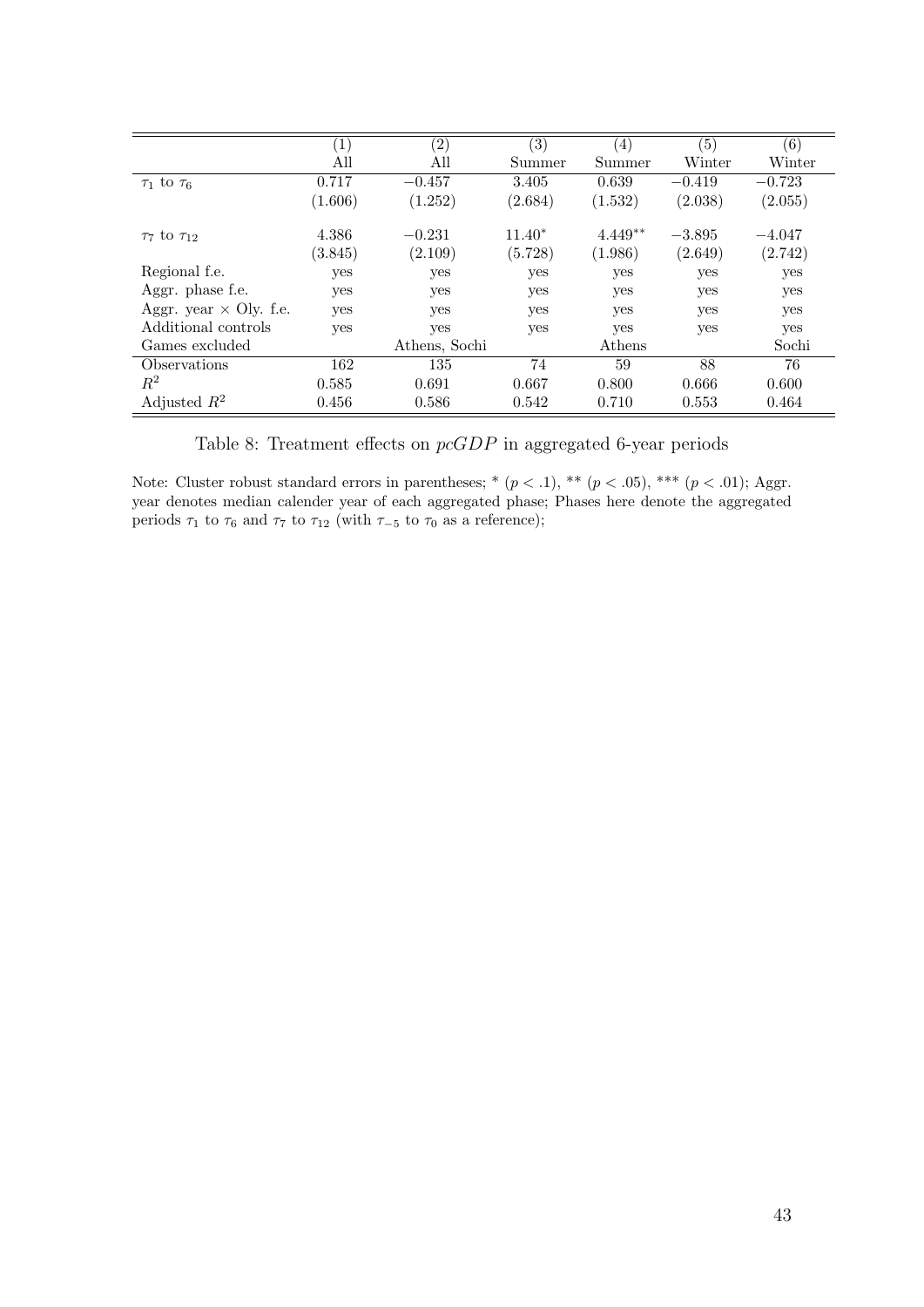| | (1) | (2) | (3) | (4) | (5) | (6) |
|---|---|---|---|---|---|---|
| | All | All | Summer | Summer | Winter | Winter |
| $\tau_1$ to $\tau_6$ | 0.717 | $-0.457$ | 3.405 | 0.639 | $-0.419$ | $-0.723$ |
| | (1.606) | (1.252) | (2.684) | (1.532) | (2.038) | (2.055) |
| $\tau_7$ to $\tau_{12}$ | 4.386 | $-0.231$ | $11.40^{*}$ | $4.449^{**}$ | $-3.895$ | $-4.047$ |
| | (3.845) | (2.109) | (5.728) | (1.986) | (2.649) | (2.742) |
| Regional f.e. | yes | yes | yes | yes | yes | yes |
| Aggr. phase f.e. | yes | yes | yes | yes | yes | yes |
| Aggr. year × Oly. f.e. | yes | yes | yes | yes | yes | yes |
| Additional controls | yes | yes | yes | yes | yes | yes |
| Games excluded | | Athens, Sochi | | Athens | | Sochi |
| Observations | 162 | 135 | 74 | 59 | 88 | 76 |
| $R^2$ | 0.585 | 0.691 | 0.667 | 0.800 | 0.666 | 0.600 |
| Adjusted $R^2$ | 0.456 | 0.586 | 0.542 | 0.710 | 0.553 | 0.464 |

Table 8: Treatment effects on *pcGDP* in aggregated 6-year periods

Note: Cluster robust standard errors in parentheses; * ($p < .1$), ** ($p < .05$), *** ($p < .01$); Aggr. year denotes median calender year of each aggregated phase; Phases here denote the aggregated periods $\tau_1$ to $\tau_6$ and $\tau_7$ to $\tau_{12}$ (with $\tau_{-5}$ to $\tau_0$ as a reference);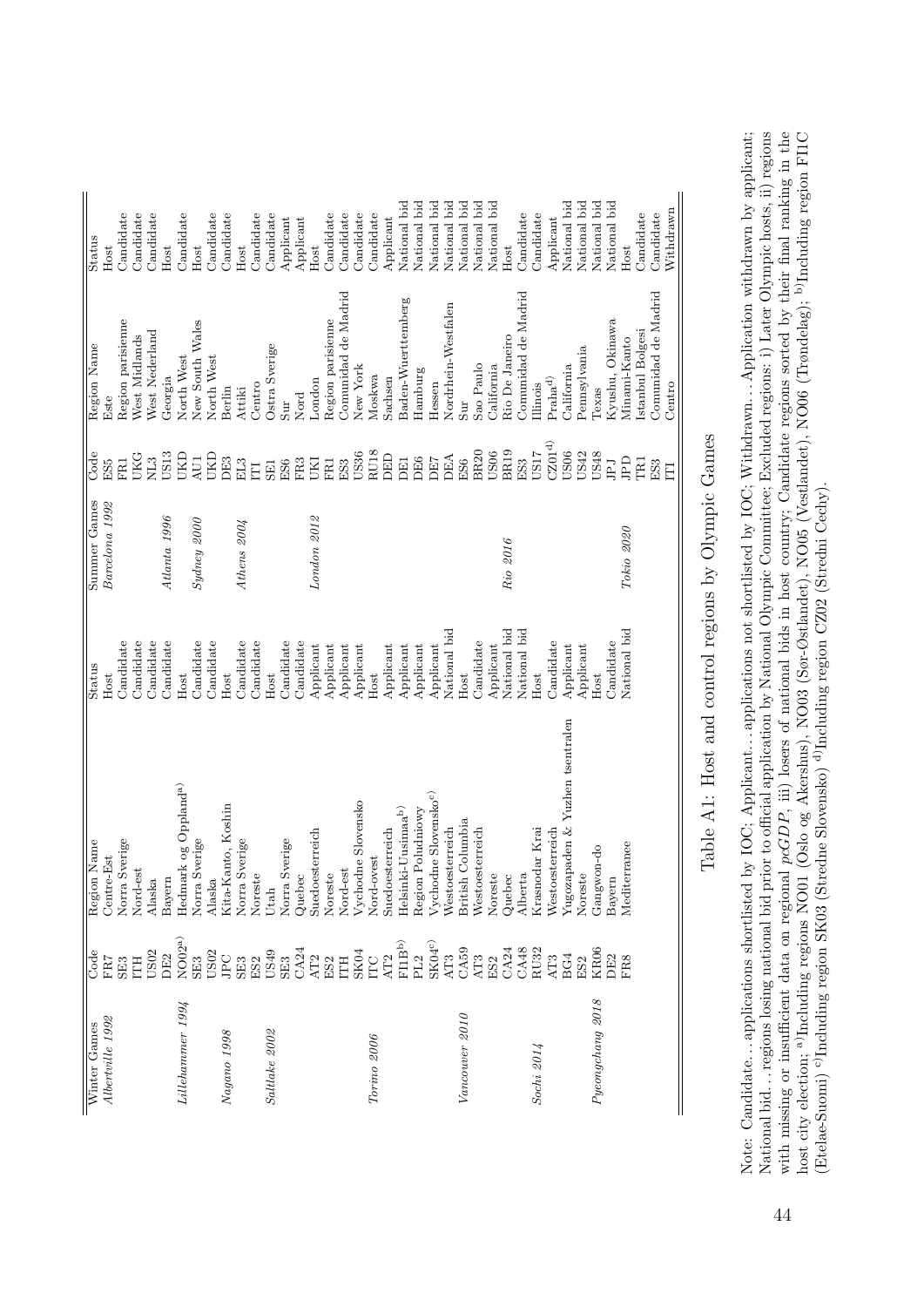| Winter Games | Code | Region Name | Status | Summer Games | Code | Region Name | Status |
|---|---|---|---|---|---|---|---|
| *Albertville 1992* | FR7 | Centre-Est | Host | *Barcelona 1992* | ES5 | Este | Host |
| | SE3 | Norra Sverige | Candidate | | FR1 | Region parisienne | Candidate |
| | ITH | Nord-est | Candidate | | UKG | West Midlands | Candidate |
| | US02 | Alaska | Candidate | | NL3 | West Nederland | Candidate |
| | DE2 | Bayern | Candidate | *Atlanta 1996* | US13 | Georgia | Host |
| *Lillehammer 1994* | NO02[a] | Hedmark og Oppland[a] | Host | | UKD | North West | Candidate |
| | SE3 | Norra Sverige | Candidate | *Sydney 2000* | AU1 | New South Wales | Host |
| | US02 | Alaska | Candidate | | UKD | North West | Candidate |
| *Nagano 1998* | JPC | Kita-Kanto, Koshin | Host | | DE3 | Berlin | Candidate |
| | SE3 | Norra Sverige | Candidate | *Athens 2004* | EL3 | Attiki | Host |
| | ES2 | Noreste | Candidate | | ITI | Centro | Candidate |
| *Saltlake 2002* | US49 | Utah | Host | | SE1 | Ostra Sverige | Candidate |
| | SE3 | Norra Sverige | Candidate | | ES6 | Sur | Applicant |
| | CA24 | Quebec | Candidate | | FR3 | Nord | Applicant |
| | AT2 | Suedoesterreich | Applicant | *London 2012* | UKI | London | Host |
| | ES2 | Noreste | Applicant | | FR1 | Region parisienne | Candidate |
| | ITH | Nord-est | Applicant | | ES3 | Comunidad de Madrid | Candidate |
| | SK04 | Vychodne Slovensko | Applicant | | US36 | New York | Candidate |
| *Torino 2006* | ITC | Nord-ovest | Host | | RU18 | Moskwa | Candidate |
| | AT2 | Suedoesterreich | Applicant | | DED | Sachsen | Applicant |
| | FI1B[b] | Helsinki-Uusimaa[b] | Applicant | | DE1 | Baden-Wuerttemberg | National bid |
| | PL2 | Region Poludniowy | Applicant | | DE6 | Hamburg | National bid |
| | SK04[c] | Vychodne Slovensko[c] | Applicant | | DE7 | Hessen | National bid |
| | AT3 | Westoesterreich | National bid | | DEA | Nordrhein-Westfalen | National bid |
| *Vancouver 2010* | CA59 | British Columbia | Host | | ES6 | Sur | National bid |
| | AT3 | Westoesterreich | Candidate | | BR20 | Sao Paulo | National bid |
| | ES2 | Noreste | Applicant | | US06 | California | National bid |
| | CA24 | Quebec | National bid | *Rio 2016* | BR19 | Rio De Janeiro | Host |
| | CA48 | Alberta | National bid | | ES3 | Comunidad de Madrid | Candidate |
| *Sochi 2014* | RU32 | Krasnodar Krai | Host | | US17 | Illinois | Candidate |
| | AT3 | Westoesterreich | Candidate | | CZ01[d] | Praha[d] | Applicant |
| | BG4 | Yugozapaden & Yuzhen tsentralen | Applicant | | US06 | California | National bid |
| | ES2 | Noreste | Applicant | | US42 | Pennsylvania | National bid |
| *Pyeongchang 2018* | KR06 | Gangwon-do | Host | | US48 | Texas | National bid |
| | DE2 | Bayern | Candidate | | JPJ | Kyushu, Okinawa | National bid |
| | FR8 | Mediterranee | National bid | *Tokio 2020* | JPD | Minami-Kanto | Host |
| | | | | | TR1 | Istanbul Bolgesi | Candidate |
| | | | | | ES3 | Comunidad de Madrid | Candidate |
| | | | | | ITI | Centro | Withdrawn |

Table A1: Host and control regions by Olympic Games

Note: Candidate… applications shortlisted by IOC; Applicant… applications not shortlisted by IOC; Withdrawn… Application withdrawn by applicant; National bid… regions losing national bid prior to official application by National Olympic Committee; Excluded regions: i) Later Olympic hosts, ii) regions with missing or insufficient data on regional *pcGDP*, iii) losers of national bids in host country; Candidate regions sorted by their final ranking in the host city election; [a]Including regions NO01 (Oslo og Akershus), NO03 (Sør-Østlandet), NO05 (Vestlandet), NO06 (Trøndelag); [b]Including region FI1C (Etelae-Suomi) [c]Including region SK03 (Stredne Slovensko) [d]Including region CZ02 (Stredni Cechy).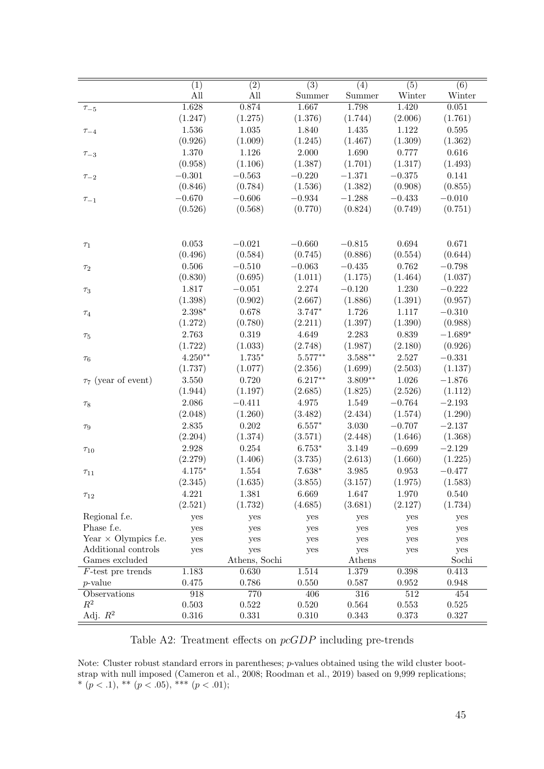|  | (1) | (2) | (3) | (4) | (5) | (6) |
|---|---|---|---|---|---|---|
|  | All | All | Summer | Summer | Winter | Winter |
| $\tau_{-5}$ | 1.628 | 0.874 | 1.667 | 1.798 | 1.420 | 0.051 |
|  | (1.247) | (1.275) | (1.376) | (1.744) | (2.006) | (1.761) |
| $\tau_{-4}$ | 1.536 | 1.035 | 1.840 | 1.435 | 1.122 | 0.595 |
|  | (0.926) | (1.009) | (1.245) | (1.467) | (1.309) | (1.362) |
| $\tau_{-3}$ | 1.370 | 1.126 | 2.000 | 1.690 | 0.777 | 0.616 |
|  | (0.958) | (1.106) | (1.387) | (1.701) | (1.317) | (1.493) |
| $\tau_{-2}$ | $-0.301$ | $-0.563$ | $-0.220$ | $-1.371$ | $-0.375$ | 0.141 |
|  | (0.846) | (0.784) | (1.536) | (1.382) | (0.908) | (0.855) |
| $\tau_{-1}$ | $-0.670$ | $-0.606$ | $-0.934$ | $-1.288$ | $-0.433$ | $-0.010$ |
|  | (0.526) | (0.568) | (0.770) | (0.824) | (0.749) | (0.751) |
| $\tau_{1}$ | 0.053 | $-0.021$ | $-0.660$ | $-0.815$ | 0.694 | 0.671 |
|  | (0.496) | (0.584) | (0.745) | (0.886) | (0.554) | (0.644) |
| $\tau_{2}$ | 0.506 | $-0.510$ | $-0.063$ | $-0.435$ | 0.762 | $-0.798$ |
|  | (0.830) | (0.695) | (1.011) | (1.175) | (1.464) | (1.037) |
| $\tau_{3}$ | 1.817 | $-0.051$ | 2.274 | $-0.120$ | 1.230 | $-0.222$ |
|  | (1.398) | (0.902) | (2.667) | (1.886) | (1.391) | (0.957) |
| $\tau_{4}$ | 2.398* | 0.678 | 3.747* | 1.726 | 1.117 | $-0.310$ |
|  | (1.272) | (0.780) | (2.211) | (1.397) | (1.390) | (0.988) |
| $\tau_{5}$ | 2.763 | 0.319 | 4.649 | 2.283 | 0.839 | $-1.689$* |
|  | (1.722) | (1.033) | (2.748) | (1.987) | (2.180) | (0.926) |
| $\tau_{6}$ | 4.250** | 1.735* | 5.577** | 3.588** | 2.527 | $-0.331$ |
|  | (1.737) | (1.077) | (2.356) | (1.699) | (2.503) | (1.137) |
| $\tau_{7}$ (year of event) | 3.550 | 0.720 | 6.217** | 3.809** | 1.026 | $-1.876$ |
|  | (1.944) | (1.197) | (2.685) | (1.825) | (2.526) | (1.112) |
| $\tau_{8}$ | 2.086 | $-0.411$ | 4.975 | 1.549 | $-0.764$ | $-2.193$ |
|  | (2.048) | (1.260) | (3.482) | (2.434) | (1.574) | (1.290) |
| $\tau_{9}$ | 2.835 | 0.202 | 6.557* | 3.030 | $-0.707$ | $-2.137$ |
|  | (2.204) | (1.374) | (3.571) | (2.448) | (1.646) | (1.368) |
| $\tau_{10}$ | 2.928 | 0.254 | 6.753* | 3.149 | $-0.699$ | $-2.129$ |
|  | (2.279) | (1.406) | (3.735) | (2.613) | (1.660) | (1.225) |
| $\tau_{11}$ | 4.175* | 1.554 | 7.638* | 3.985 | 0.953 | $-0.477$ |
|  | (2.345) | (1.635) | (3.855) | (3.157) | (1.975) | (1.583) |
| $\tau_{12}$ | 4.221 | 1.381 | 6.669 | 1.647 | 1.970 | 0.540 |
|  | (2.521) | (1.732) | (4.685) | (3.681) | (2.127) | (1.734) |
| Regional f.e. | yes | yes | yes | yes | yes | yes |
| Phase f.e. | yes | yes | yes | yes | yes | yes |
| Year $\times$ Olympics f.e. | yes | yes | yes | yes | yes | yes |
| Additional controls | yes | yes | yes | yes | yes | yes |
| Games excluded |  | Athens, Sochi |  | Athens |  | Sochi |
| $F$-test pre trends | 1.183 | 0.630 | 1.514 | 1.379 | 0.398 | 0.413 |
| $p$-value | 0.475 | 0.786 | 0.550 | 0.587 | 0.952 | 0.948 |
| Observations | 918 | 770 | 406 | 316 | 512 | 454 |
| $R^2$ | 0.503 | 0.522 | 0.520 | 0.564 | 0.553 | 0.525 |
| Adj. $R^2$ | 0.316 | 0.331 | 0.310 | 0.343 | 0.373 | 0.327 |

Table A2: Treatment effects on *pcGDP* including pre-trends

Note: Cluster robust standard errors in parentheses; $p$-values obtained using the wild cluster bootstrap with null imposed (Cameron et al., 2008; Roodman et al., 2019) based on 9,999 replications; * ($p < .1$), ** ($p < .05$), *** ($p < .01$);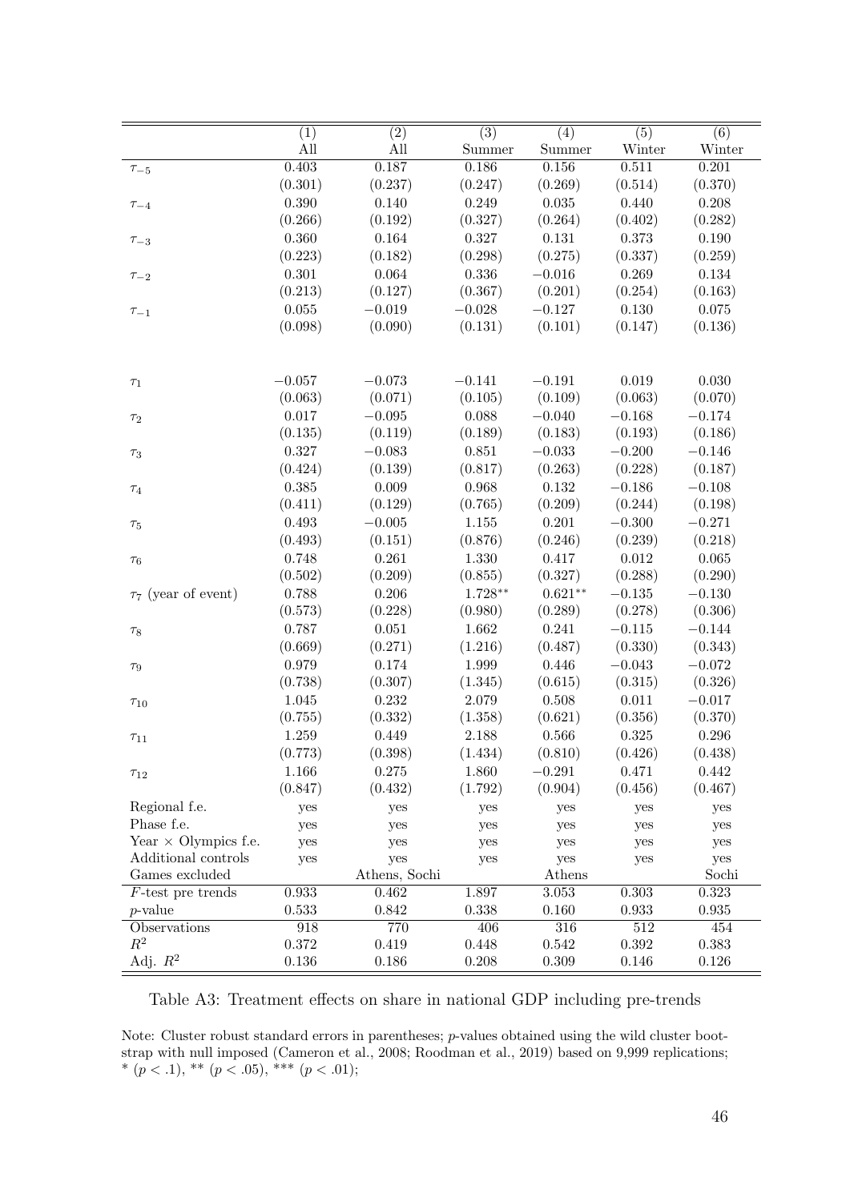| | (1) | (2) | (3) | (4) | (5) | (6) |
|---|---|---|---|---|---|---|
| | All | All | Summer | Summer | Winter | Winter |
| $\tau_{-5}$ | 0.403 | 0.187 | 0.186 | 0.156 | 0.511 | 0.201 |
| | (0.301) | (0.237) | (0.247) | (0.269) | (0.514) | (0.370) |
| $\tau_{-4}$ | 0.390 | 0.140 | 0.249 | 0.035 | 0.440 | 0.208 |
| | (0.266) | (0.192) | (0.327) | (0.264) | (0.402) | (0.282) |
| $\tau_{-3}$ | 0.360 | 0.164 | 0.327 | 0.131 | 0.373 | 0.190 |
| | (0.223) | (0.182) | (0.298) | (0.275) | (0.337) | (0.259) |
| $\tau_{-2}$ | 0.301 | 0.064 | 0.336 | −0.016 | 0.269 | 0.134 |
| | (0.213) | (0.127) | (0.367) | (0.201) | (0.254) | (0.163) |
| $\tau_{-1}$ | 0.055 | −0.019 | −0.028 | −0.127 | 0.130 | 0.075 |
| | (0.098) | (0.090) | (0.131) | (0.101) | (0.147) | (0.136) |
| $\tau_{1}$ | −0.057 | −0.073 | −0.141 | −0.191 | 0.019 | 0.030 |
| | (0.063) | (0.071) | (0.105) | (0.109) | (0.063) | (0.070) |
| $\tau_{2}$ | 0.017 | −0.095 | 0.088 | −0.040 | −0.168 | −0.174 |
| | (0.135) | (0.119) | (0.189) | (0.183) | (0.193) | (0.186) |
| $\tau_{3}$ | 0.327 | −0.083 | 0.851 | −0.033 | −0.200 | −0.146 |
| | (0.424) | (0.139) | (0.817) | (0.263) | (0.228) | (0.187) |
| $\tau_{4}$ | 0.385 | 0.009 | 0.968 | 0.132 | −0.186 | −0.108 |
| | (0.411) | (0.129) | (0.765) | (0.209) | (0.244) | (0.198) |
| $\tau_{5}$ | 0.493 | −0.005 | 1.155 | 0.201 | −0.300 | −0.271 |
| | (0.493) | (0.151) | (0.876) | (0.246) | (0.239) | (0.218) |
| $\tau_{6}$ | 0.748 | 0.261 | 1.330 | 0.417 | 0.012 | 0.065 |
| | (0.502) | (0.209) | (0.855) | (0.327) | (0.288) | (0.290) |
| $\tau_{7}$ (year of event) | 0.788 | 0.206 | 1.728** | 0.621** | −0.135 | −0.130 |
| | (0.573) | (0.228) | (0.980) | (0.289) | (0.278) | (0.306) |
| $\tau_{8}$ | 0.787 | 0.051 | 1.662 | 0.241 | −0.115 | −0.144 |
| | (0.669) | (0.271) | (1.216) | (0.487) | (0.330) | (0.343) |
| $\tau_{9}$ | 0.979 | 0.174 | 1.999 | 0.446 | −0.043 | −0.072 |
| | (0.738) | (0.307) | (1.345) | (0.615) | (0.315) | (0.326) |
| $\tau_{10}$ | 1.045 | 0.232 | 2.079 | 0.508 | 0.011 | −0.017 |
| | (0.755) | (0.332) | (1.358) | (0.621) | (0.356) | (0.370) |
| $\tau_{11}$ | 1.259 | 0.449 | 2.188 | 0.566 | 0.325 | 0.296 |
| | (0.773) | (0.398) | (1.434) | (0.810) | (0.426) | (0.438) |
| $\tau_{12}$ | 1.166 | 0.275 | 1.860 | −0.291 | 0.471 | 0.442 |
| | (0.847) | (0.432) | (1.792) | (0.904) | (0.456) | (0.467) |
| Regional f.e. | yes | yes | yes | yes | yes | yes |
| Phase f.e. | yes | yes | yes | yes | yes | yes |
| Year × Olympics f.e. | yes | yes | yes | yes | yes | yes |
| Additional controls | yes | yes | yes | yes | yes | yes |
| Games excluded | | Athens, Sochi | | Athens | | Sochi |
| $F$-test pre trends | 0.933 | 0.462 | 1.897 | 3.053 | 0.303 | 0.323 |
| $p$-value | 0.533 | 0.842 | 0.338 | 0.160 | 0.933 | 0.935 |
| Observations | 918 | 770 | 406 | 316 | 512 | 454 |
| $R^2$ | 0.372 | 0.419 | 0.448 | 0.542 | 0.392 | 0.383 |
| Adj. $R^2$ | 0.136 | 0.186 | 0.208 | 0.309 | 0.146 | 0.126 |

Table A3: Treatment effects on share in national GDP including pre-trends

Note: Cluster robust standard errors in parentheses; $p$-values obtained using the wild cluster bootstrap with null imposed (Cameron et al., 2008; Roodman et al., 2019) based on 9,999 replications; * ($p < .1$), ** ($p < .05$), *** ($p < .01$);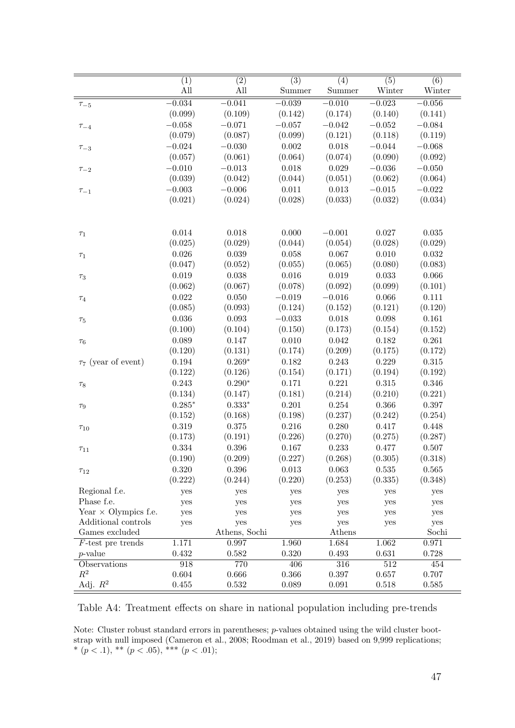| | (1) | (2) | (3) | (4) | (5) | (6) |
|---|---|---|---|---|---|---|
| | All | All | Summer | Summer | Winter | Winter |
| $\tau_{-5}$ | $-0.034$ | $-0.041$ | $-0.039$ | $-0.010$ | $-0.023$ | $-0.056$ |
| | (0.099) | (0.109) | (0.142) | (0.174) | (0.140) | (0.141) |
| $\tau_{-4}$ | $-0.058$ | $-0.071$ | $-0.057$ | $-0.042$ | $-0.052$ | $-0.084$ |
| | (0.079) | (0.087) | (0.099) | (0.121) | (0.118) | (0.119) |
| $\tau_{-3}$ | $-0.024$ | $-0.030$ | 0.002 | 0.018 | $-0.044$ | $-0.068$ |
| | (0.057) | (0.061) | (0.064) | (0.074) | (0.090) | (0.092) |
| $\tau_{-2}$ | $-0.010$ | $-0.013$ | 0.018 | 0.029 | $-0.036$ | $-0.050$ |
| | (0.039) | (0.042) | (0.044) | (0.051) | (0.062) | (0.064) |
| $\tau_{-1}$ | $-0.003$ | $-0.006$ | 0.011 | 0.013 | $-0.015$ | $-0.022$ |
| | (0.021) | (0.024) | (0.028) | (0.033) | (0.032) | (0.034) |
| $\tau_1$ | 0.014 | 0.018 | 0.000 | $-0.001$ | 0.027 | 0.035 |
| | (0.025) | (0.029) | (0.044) | (0.054) | (0.028) | (0.029) |
| $\tau_1$ | 0.026 | 0.039 | 0.058 | 0.067 | 0.010 | 0.032 |
| | (0.047) | (0.052) | (0.055) | (0.065) | (0.080) | (0.083) |
| $\tau_3$ | 0.019 | 0.038 | 0.016 | 0.019 | 0.033 | 0.066 |
| | (0.062) | (0.067) | (0.078) | (0.092) | (0.099) | (0.101) |
| $\tau_4$ | 0.022 | 0.050 | $-0.019$ | $-0.016$ | 0.066 | 0.111 |
| | (0.085) | (0.093) | (0.124) | (0.152) | (0.121) | (0.120) |
| $\tau_5$ | 0.036 | 0.093 | $-0.033$ | 0.018 | 0.098 | 0.161 |
| | (0.100) | (0.104) | (0.150) | (0.173) | (0.154) | (0.152) |
| $\tau_6$ | 0.089 | 0.147 | 0.010 | 0.042 | 0.182 | 0.261 |
| | (0.120) | (0.131) | (0.174) | (0.209) | (0.175) | (0.172) |
| $\tau_7$ (year of event) | 0.194 | $0.269^{*}$ | 0.182 | 0.243 | 0.229 | 0.315 |
| | (0.122) | (0.126) | (0.154) | (0.171) | (0.194) | (0.192) |
| $\tau_8$ | 0.243 | $0.290^{*}$ | 0.171 | 0.221 | 0.315 | 0.346 |
| | (0.134) | (0.147) | (0.181) | (0.214) | (0.210) | (0.221) |
| $\tau_9$ | $0.285^{*}$ | $0.333^{*}$ | 0.201 | 0.254 | 0.366 | 0.397 |
| | (0.152) | (0.168) | (0.198) | (0.237) | (0.242) | (0.254) |
| $\tau_{10}$ | 0.319 | 0.375 | 0.216 | 0.280 | 0.417 | 0.448 |
| | (0.173) | (0.191) | (0.226) | (0.270) | (0.275) | (0.287) |
| $\tau_{11}$ | 0.334 | 0.396 | 0.167 | 0.233 | 0.477 | 0.507 |
| | (0.190) | (0.209) | (0.227) | (0.268) | (0.305) | (0.318) |
| $\tau_{12}$ | 0.320 | 0.396 | 0.013 | 0.063 | 0.535 | 0.565 |
| | (0.222) | (0.244) | (0.220) | (0.253) | (0.335) | (0.348) |
| Regional f.e. | yes | yes | yes | yes | yes | yes |
| Phase f.e. | yes | yes | yes | yes | yes | yes |
| Year × Olympics f.e. | yes | yes | yes | yes | yes | yes |
| Additional controls | yes | yes | yes | yes | yes | yes |
| Games excluded | | Athens, Sochi | | Athens | | Sochi |
| $F$-test pre trends | 1.171 | 0.997 | 1.960 | 1.684 | 1.062 | 0.971 |
| $p$-value | 0.432 | 0.582 | 0.320 | 0.493 | 0.631 | 0.728 |
| Observations | 918 | 770 | 406 | 316 | 512 | 454 |
| $R^2$ | 0.604 | 0.666 | 0.366 | 0.397 | 0.657 | 0.707 |
| Adj. $R^2$ | 0.455 | 0.532 | 0.089 | 0.091 | 0.518 | 0.585 |

Table A4: Treatment effects on share in national population including pre-trends

Note: Cluster robust standard errors in parentheses; $p$-values obtained using the wild cluster bootstrap with null imposed (Cameron et al., 2008; Roodman et al., 2019) based on 9,999 replications; * ($p < .1$), ** ($p < .05$), *** ($p < .01$);